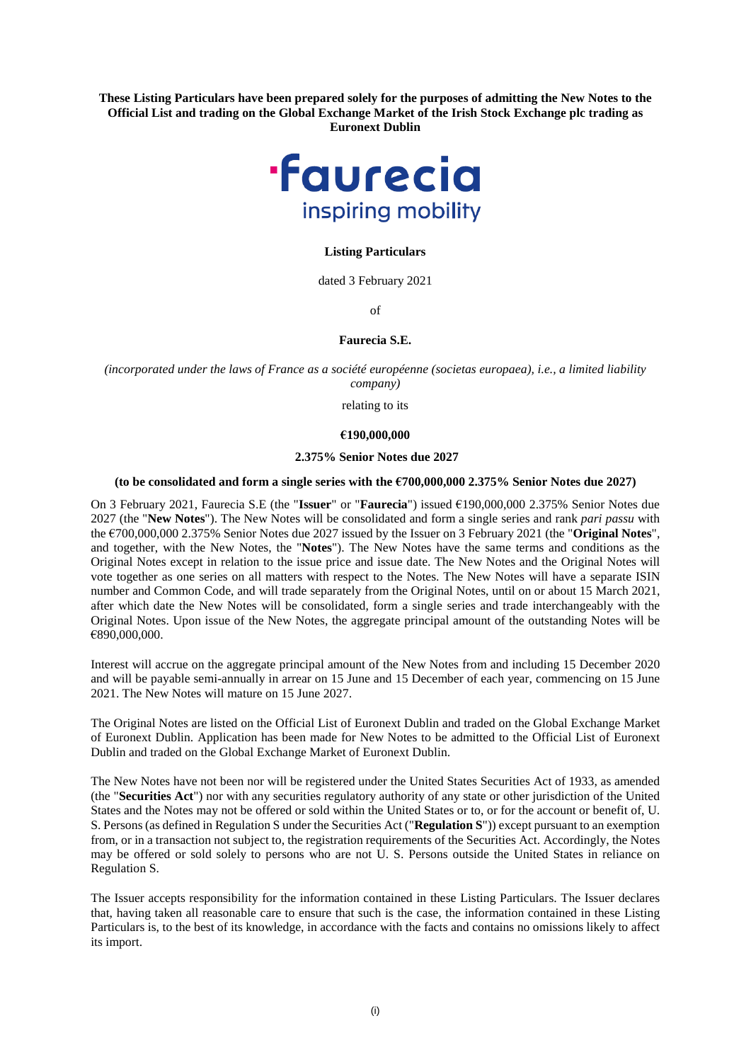**These Listing Particulars have been prepared solely for the purposes of admitting the New Notes to the Official List and trading on the Global Exchange Market of the Irish Stock Exchange plc trading as Euronext Dublin**

faurecia
inspiring mobility

**Listing Particulars**

dated 3 February 2021

of

**Faurecia S.E.**

*(incorporated under the laws of France as a société européenne (societas europaea), i.e., a limited liability company)*

relating to its

**€190,000,000**

**2.375% Senior Notes due 2027**

**(to be consolidated and form a single series with the €700,000,000 2.375% Senior Notes due 2027)**

On 3 February 2021, Faurecia S.E (the "**Issuer**" or "**Faurecia**") issued €190,000,000 2.375% Senior Notes due 2027 (the "**New Notes**"). The New Notes will be consolidated and form a single series and rank *pari passu* with the €700,000,000 2.375% Senior Notes due 2027 issued by the Issuer on 3 February 2021 (the "**Original Notes**", and together, with the New Notes, the "**Notes**"). The New Notes have the same terms and conditions as the Original Notes except in relation to the issue price and issue date. The New Notes and the Original Notes will vote together as one series on all matters with respect to the Notes. The New Notes will have a separate ISIN number and Common Code, and will trade separately from the Original Notes, until on or about 15 March 2021, after which date the New Notes will be consolidated, form a single series and trade interchangeably with the Original Notes. Upon issue of the New Notes, the aggregate principal amount of the outstanding Notes will be €890,000,000.

Interest will accrue on the aggregate principal amount of the New Notes from and including 15 December 2020 and will be payable semi-annually in arrear on 15 June and 15 December of each year, commencing on 15 June 2021. The New Notes will mature on 15 June 2027.

The Original Notes are listed on the Official List of Euronext Dublin and traded on the Global Exchange Market of Euronext Dublin. Application has been made for New Notes to be admitted to the Official List of Euronext Dublin and traded on the Global Exchange Market of Euronext Dublin.

The New Notes have not been nor will be registered under the United States Securities Act of 1933, as amended (the "**Securities Act**") nor with any securities regulatory authority of any state or other jurisdiction of the United States and the Notes may not be offered or sold within the United States or to, or for the account or benefit of, U. S. Persons (as defined in Regulation S under the Securities Act ("**Regulation S**")) except pursuant to an exemption from, or in a transaction not subject to, the registration requirements of the Securities Act. Accordingly, the Notes may be offered or sold solely to persons who are not U. S. Persons outside the United States in reliance on Regulation S.

The Issuer accepts responsibility for the information contained in these Listing Particulars. The Issuer declares that, having taken all reasonable care to ensure that such is the case, the information contained in these Listing Particulars is, to the best of its knowledge, in accordance with the facts and contains no omissions likely to affect its import.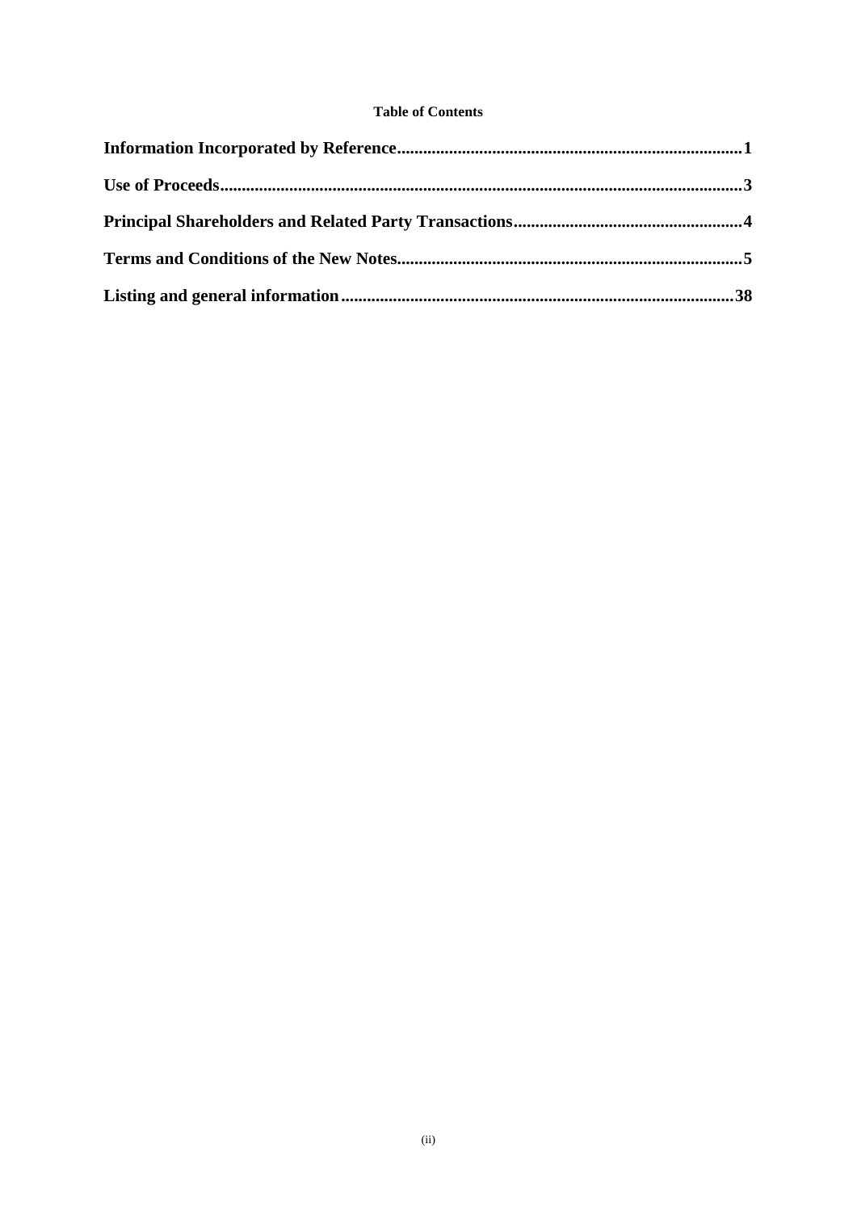**Table of Contents**

**Information Incorporated by Reference**...............................................................................**1**

**Use of Proceeds**..........................................................................................................................**3**

**Principal Shareholders and Related Party Transactions**.....................................................**4**

**Terms and Conditions of the New Notes**...............................................................................**5**

**Listing and general information**...........................................................................................**38**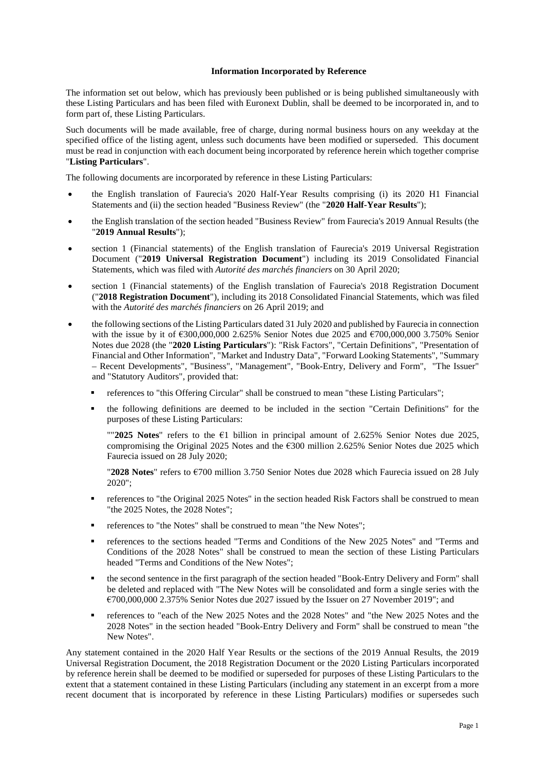**Information Incorporated by Reference**

The information set out below, which has previously been published or is being published simultaneously with these Listing Particulars and has been filed with Euronext Dublin, shall be deemed to be incorporated in, and to form part of, these Listing Particulars.

Such documents will be made available, free of charge, during normal business hours on any weekday at the specified office of the listing agent, unless such documents have been modified or superseded. This document must be read in conjunction with each document being incorporated by reference herein which together comprise "**Listing Particulars**".

The following documents are incorporated by reference in these Listing Particulars:

- the English translation of Faurecia's 2020 Half-Year Results comprising (i) its 2020 H1 Financial Statements and (ii) the section headed "Business Review" (the "**2020 Half-Year Results**");
- the English translation of the section headed "Business Review" from Faurecia's 2019 Annual Results (the "**2019 Annual Results**");
- section 1 (Financial statements) of the English translation of Faurecia's 2019 Universal Registration Document ("**2019 Universal Registration Document**") including its 2019 Consolidated Financial Statements, which was filed with *Autorité des marchés financiers* on 30 April 2020;
- section 1 (Financial statements) of the English translation of Faurecia's 2018 Registration Document ("**2018 Registration Document**"), including its 2018 Consolidated Financial Statements, which was filed with the *Autorité des marchés financiers* on 26 April 2019; and
- the following sections of the Listing Particulars dated 31 July 2020 and published by Faurecia in connection with the issue by it of €300,000,000 2.625% Senior Notes due 2025 and €700,000,000 3.750% Senior Notes due 2028 (the "**2020 Listing Particulars**"): "Risk Factors", "Certain Definitions", "Presentation of Financial and Other Information", "Market and Industry Data", "Forward Looking Statements", "Summary – Recent Developments", "Business", "Management", "Book-Entry, Delivery and Form", "The Issuer" and "Statutory Auditors", provided that:
  - references to "this Offering Circular" shall be construed to mean "these Listing Particulars";
  - the following definitions are deemed to be included in the section "Certain Definitions" for the purposes of these Listing Particulars:

    ""**2025 Notes**" refers to the €1 billion in principal amount of 2.625% Senior Notes due 2025, compromising the Original 2025 Notes and the €300 million 2.625% Senior Notes due 2025 which Faurecia issued on 28 July 2020;

    "**2028 Notes**" refers to €700 million 3.750 Senior Notes due 2028 which Faurecia issued on 28 July 2020";
  - references to "the Original 2025 Notes" in the section headed Risk Factors shall be construed to mean "the 2025 Notes, the 2028 Notes";
  - references to "the Notes" shall be construed to mean "the New Notes";
  - references to the sections headed "Terms and Conditions of the New 2025 Notes" and "Terms and Conditions of the 2028 Notes" shall be construed to mean the section of these Listing Particulars headed "Terms and Conditions of the New Notes";
  - the second sentence in the first paragraph of the section headed "Book-Entry Delivery and Form" shall be deleted and replaced with "The New Notes will be consolidated and form a single series with the €700,000,000 2.375% Senior Notes due 2027 issued by the Issuer on 27 November 2019"; and
  - references to "each of the New 2025 Notes and the 2028 Notes" and "the New 2025 Notes and the 2028 Notes" in the section headed "Book-Entry Delivery and Form" shall be construed to mean "the New Notes".

Any statement contained in the 2020 Half Year Results or the sections of the 2019 Annual Results, the 2019 Universal Registration Document, the 2018 Registration Document or the 2020 Listing Particulars incorporated by reference herein shall be deemed to be modified or superseded for purposes of these Listing Particulars to the extent that a statement contained in these Listing Particulars (including any statement in an excerpt from a more recent document that is incorporated by reference in these Listing Particulars) modifies or supersedes such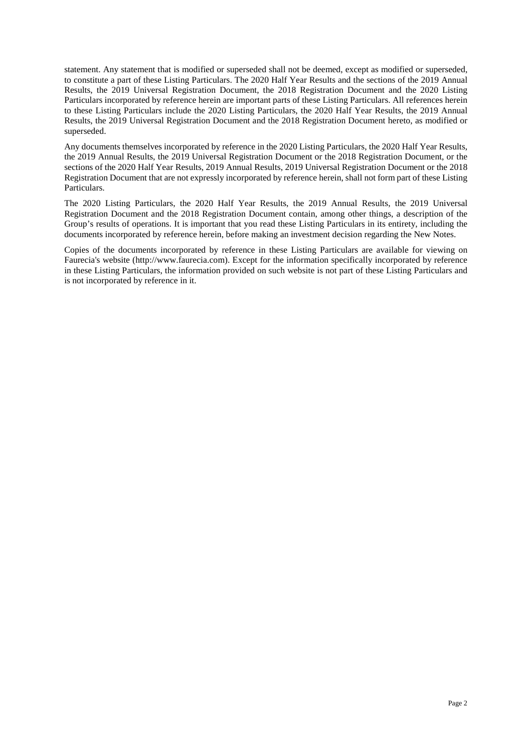statement. Any statement that is modified or superseded shall not be deemed, except as modified or superseded, to constitute a part of these Listing Particulars. The 2020 Half Year Results and the sections of the 2019 Annual Results, the 2019 Universal Registration Document, the 2018 Registration Document and the 2020 Listing Particulars incorporated by reference herein are important parts of these Listing Particulars. All references herein to these Listing Particulars include the 2020 Listing Particulars, the 2020 Half Year Results, the 2019 Annual Results, the 2019 Universal Registration Document and the 2018 Registration Document hereto, as modified or superseded.

Any documents themselves incorporated by reference in the 2020 Listing Particulars, the 2020 Half Year Results, the 2019 Annual Results, the 2019 Universal Registration Document or the 2018 Registration Document, or the sections of the 2020 Half Year Results, 2019 Annual Results, 2019 Universal Registration Document or the 2018 Registration Document that are not expressly incorporated by reference herein, shall not form part of these Listing Particulars.

The 2020 Listing Particulars, the 2020 Half Year Results, the 2019 Annual Results, the 2019 Universal Registration Document and the 2018 Registration Document contain, among other things, a description of the Group's results of operations. It is important that you read these Listing Particulars in its entirety, including the documents incorporated by reference herein, before making an investment decision regarding the New Notes.

Copies of the documents incorporated by reference in these Listing Particulars are available for viewing on Faurecia's website (http://www.faurecia.com). Except for the information specifically incorporated by reference in these Listing Particulars, the information provided on such website is not part of these Listing Particulars and is not incorporated by reference in it.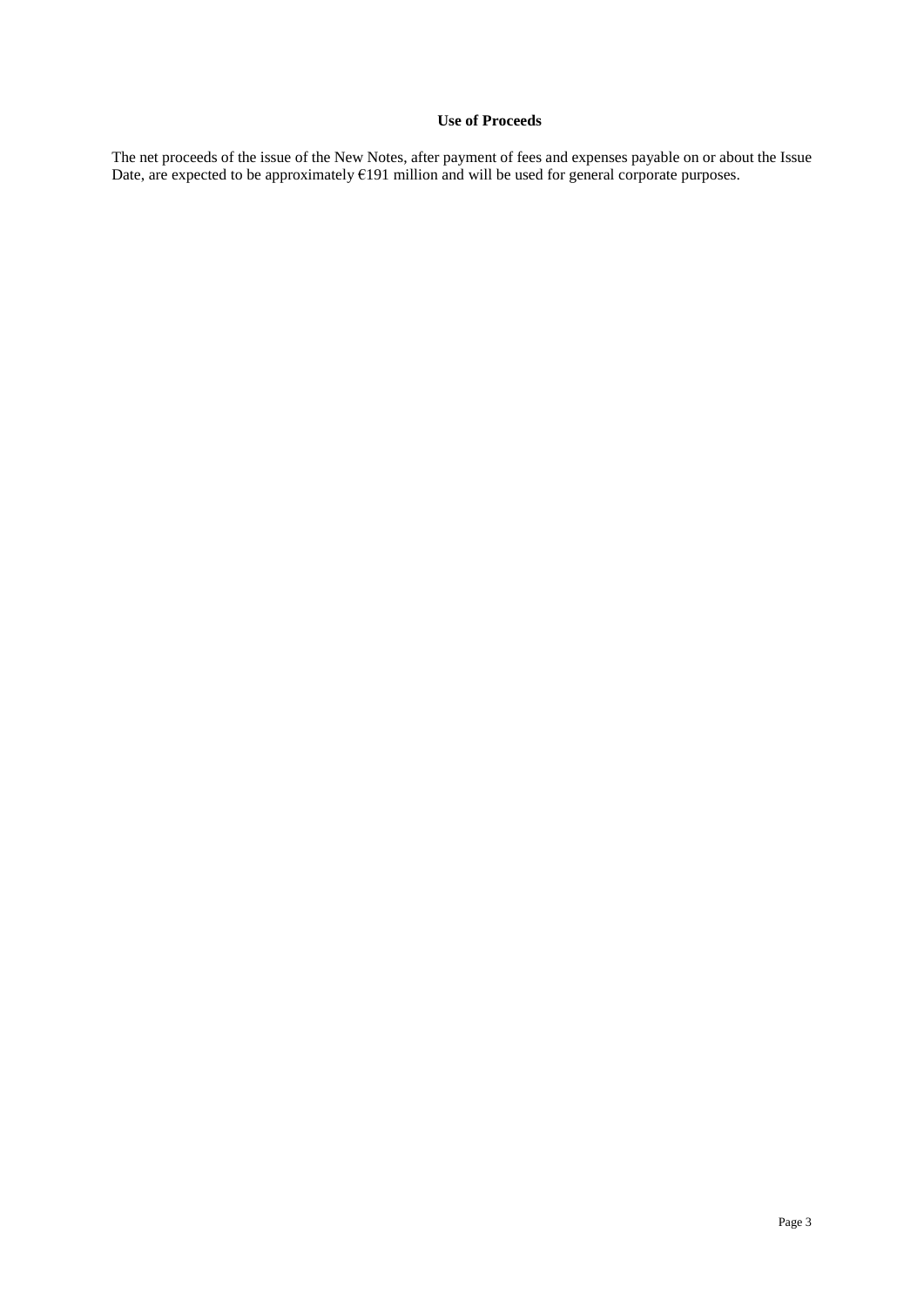## Use of Proceeds

The net proceeds of the issue of the New Notes, after payment of fees and expenses payable on or about the Issue Date, are expected to be approximately €191 million and will be used for general corporate purposes.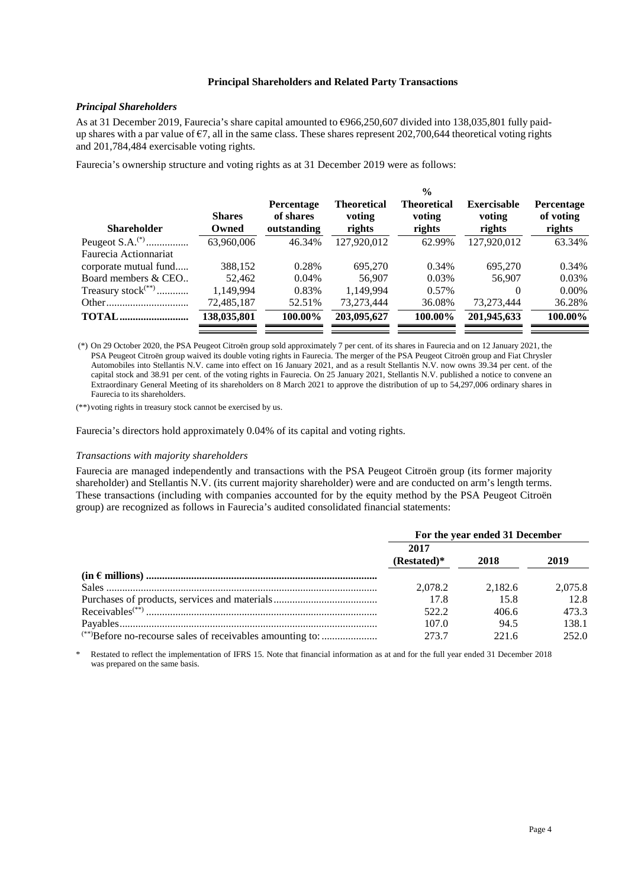**Principal Shareholders and Related Party Transactions**

### *Principal Shareholders*

As at 31 December 2019, Faurecia's share capital amounted to €966,250,607 divided into 138,035,801 fully paid-up shares with a par value of €7, all in the same class. These shares represent 202,700,644 theoretical voting rights and 201,784,484 exercisable voting rights.

Faurecia's ownership structure and voting rights as at 31 December 2019 were as follows:

| Shareholder | Shares Owned | Percentage of shares outstanding | Theoretical voting rights | % Theoretical voting rights | Exercisable voting rights | Percentage of voting rights |
|---|---|---|---|---|---|---|
| Peugeot S.A.(*) | 63,960,006 | 46.34% | 127,920,012 | 62.99% | 127,920,012 | 63.34% |
| Faurecia Actionnariat corporate mutual fund | 388,152 | 0.28% | 695,270 | 0.34% | 695,270 | 0.34% |
| Board members & CEO | 52,462 | 0.04% | 56,907 | 0.03% | 56,907 | 0.03% |
| Treasury stock(**) | 1,149,994 | 0.83% | 1,149,994 | 0.57% | 0 | 0.00% |
| Other | 72,485,187 | 52.51% | 73,273,444 | 36.08% | 73,273,444 | 36.28% |
| **TOTAL** | **138,035,801** | **100.00%** | **203,095,627** | **100.00%** | **201,945,633** | **100.00%** |

(*) On 29 October 2020, the PSA Peugeot Citroën group sold approximately 7 per cent. of its shares in Faurecia and on 12 January 2021, the PSA Peugeot Citroën group waived its double voting rights in Faurecia. The merger of the PSA Peugeot Citroën group and Fiat Chrysler Automobiles into Stellantis N.V. came into effect on 16 January 2021, and as a result Stellantis N.V. now owns 39.34 per cent. of the capital stock and 38.91 per cent. of the voting rights in Faurecia. On 25 January 2021, Stellantis N.V. published a notice to convene an Extraordinary General Meeting of its shareholders on 8 March 2021 to approve the distribution of up to 54,297,006 ordinary shares in Faurecia to its shareholders.

(**) voting rights in treasury stock cannot be exercised by us.

Faurecia's directors hold approximately 0.04% of its capital and voting rights.

*Transactions with majority shareholders*

Faurecia are managed independently and transactions with the PSA Peugeot Citroën group (its former majority shareholder) and Stellantis N.V. (its current majority shareholder) were and are conducted on arm's length terms. These transactions (including with companies accounted for by the equity method by the PSA Peugeot Citroën group) are recognized as follows in Faurecia's audited consolidated financial statements:

| | For the year ended 31 December | | |
|---|---|---|---|
| | 2017 (Restated)* | 2018 | 2019 |
| **(in € millions)** | | | |
| Sales | 2,078.2 | 2,182.6 | 2,075.8 |
| Purchases of products, services and materials | 17.8 | 15.8 | 12.8 |
| Receivables(**) | 522.2 | 406.6 | 473.3 |
| Payables | 107.0 | 94.5 | 138.1 |
| (**)Before no-recourse sales of receivables amounting to: | 273.7 | 221.6 | 252.0 |

\* Restated to reflect the implementation of IFRS 15. Note that financial information as at and for the full year ended 31 December 2018 was prepared on the same basis.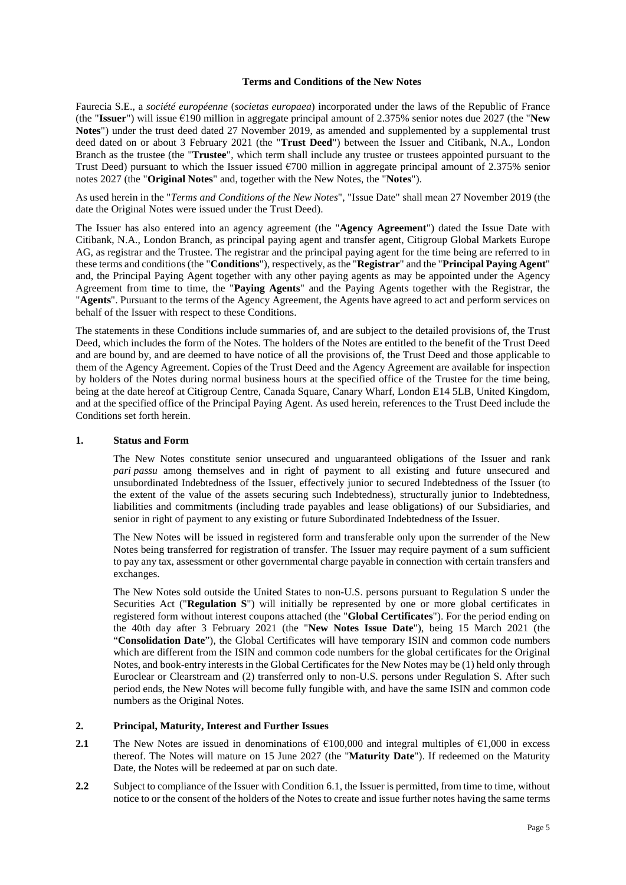### Terms and Conditions of the New Notes

Faurecia S.E., a *société européenne* (*societas europaea*) incorporated under the laws of the Republic of France (the "**Issuer**") will issue €190 million in aggregate principal amount of 2.375% senior notes due 2027 (the "**New Notes**") under the trust deed dated 27 November 2019, as amended and supplemented by a supplemental trust deed dated on or about 3 February 2021 (the "**Trust Deed**") between the Issuer and Citibank, N.A., London Branch as the trustee (the "**Trustee**", which term shall include any trustee or trustees appointed pursuant to the Trust Deed) pursuant to which the Issuer issued €700 million in aggregate principal amount of 2.375% senior notes 2027 (the "**Original Notes**" and, together with the New Notes, the "**Notes**").

As used herein in the "*Terms and Conditions of the New Notes*", "Issue Date" shall mean 27 November 2019 (the date the Original Notes were issued under the Trust Deed).

The Issuer has also entered into an agency agreement (the "**Agency Agreement**") dated the Issue Date with Citibank, N.A., London Branch, as principal paying agent and transfer agent, Citigroup Global Markets Europe AG, as registrar and the Trustee. The registrar and the principal paying agent for the time being are referred to in these terms and conditions (the "**Conditions**"), respectively, as the "**Registrar**" and the "**Principal Paying Agent**" and, the Principal Paying Agent together with any other paying agents as may be appointed under the Agency Agreement from time to time, the "**Paying Agents**" and the Paying Agents together with the Registrar, the "**Agents**". Pursuant to the terms of the Agency Agreement, the Agents have agreed to act and perform services on behalf of the Issuer with respect to these Conditions.

The statements in these Conditions include summaries of, and are subject to the detailed provisions of, the Trust Deed, which includes the form of the Notes. The holders of the Notes are entitled to the benefit of the Trust Deed and are bound by, and are deemed to have notice of all the provisions of, the Trust Deed and those applicable to them of the Agency Agreement. Copies of the Trust Deed and the Agency Agreement are available for inspection by holders of the Notes during normal business hours at the specified office of the Trustee for the time being, being at the date hereof at Citigroup Centre, Canada Square, Canary Wharf, London E14 5LB, United Kingdom, and at the specified office of the Principal Paying Agent. As used herein, references to the Trust Deed include the Conditions set forth herein.

#### 1. Status and Form

The New Notes constitute senior unsecured and unguaranteed obligations of the Issuer and rank *pari passu* among themselves and in right of payment to all existing and future unsecured and unsubordinated Indebtedness of the Issuer, effectively junior to secured Indebtedness of the Issuer (to the extent of the value of the assets securing such Indebtedness), structurally junior to Indebtedness, liabilities and commitments (including trade payables and lease obligations) of our Subsidiaries, and senior in right of payment to any existing or future Subordinated Indebtedness of the Issuer.

The New Notes will be issued in registered form and transferable only upon the surrender of the New Notes being transferred for registration of transfer. The Issuer may require payment of a sum sufficient to pay any tax, assessment or other governmental charge payable in connection with certain transfers and exchanges.

The New Notes sold outside the United States to non-U.S. persons pursuant to Regulation S under the Securities Act ("**Regulation S**") will initially be represented by one or more global certificates in registered form without interest coupons attached (the "**Global Certificates**"). For the period ending on the 40th day after 3 February 2021 (the "**New Notes Issue Date**"), being 15 March 2021 (the "**Consolidation Date**"), the Global Certificates will have temporary ISIN and common code numbers which are different from the ISIN and common code numbers for the global certificates for the Original Notes, and book-entry interests in the Global Certificates for the New Notes may be (1) held only through Euroclear or Clearstream and (2) transferred only to non-U.S. persons under Regulation S. After such period ends, the New Notes will become fully fungible with, and have the same ISIN and common code numbers as the Original Notes.

#### 2. Principal, Maturity, Interest and Further Issues

**2.1** The New Notes are issued in denominations of €100,000 and integral multiples of €1,000 in excess thereof. The Notes will mature on 15 June 2027 (the "**Maturity Date**"). If redeemed on the Maturity Date, the Notes will be redeemed at par on such date.

**2.2** Subject to compliance of the Issuer with Condition 6.1, the Issuer is permitted, from time to time, without notice to or the consent of the holders of the Notes to create and issue further notes having the same terms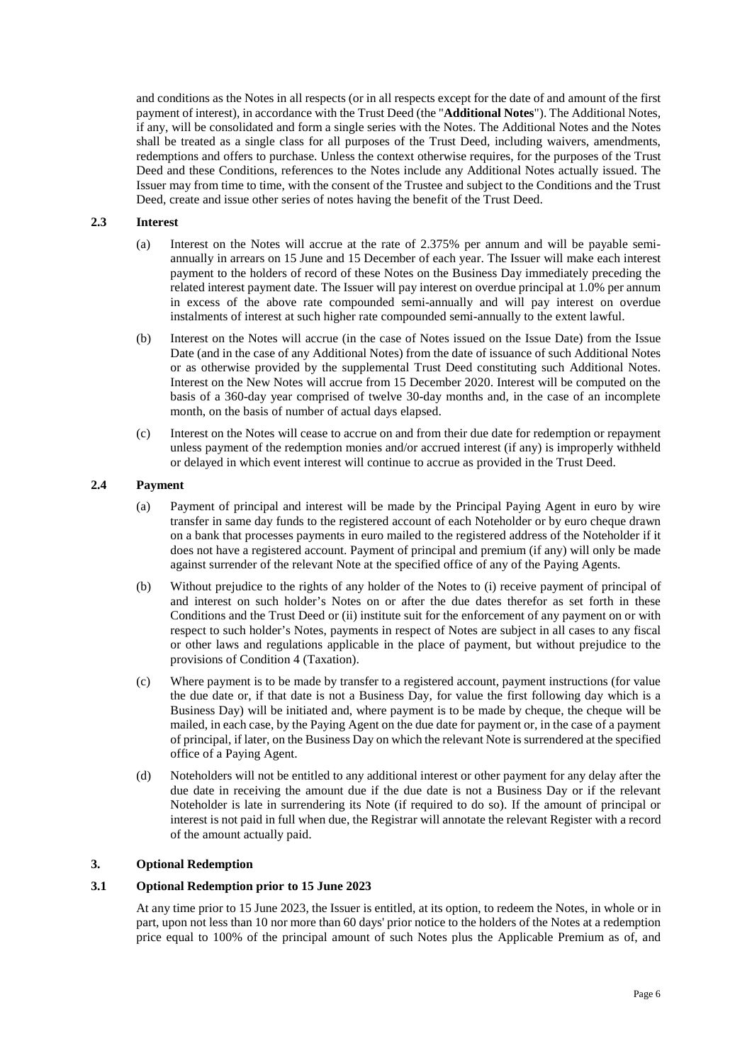and conditions as the Notes in all respects (or in all respects except for the date of and amount of the first payment of interest), in accordance with the Trust Deed (the "**Additional Notes**"). The Additional Notes, if any, will be consolidated and form a single series with the Notes. The Additional Notes and the Notes shall be treated as a single class for all purposes of the Trust Deed, including waivers, amendments, redemptions and offers to purchase. Unless the context otherwise requires, for the purposes of the Trust Deed and these Conditions, references to the Notes include any Additional Notes actually issued. The Issuer may from time to time, with the consent of the Trustee and subject to the Conditions and the Trust Deed, create and issue other series of notes having the benefit of the Trust Deed.

### 2.3 Interest

(a) Interest on the Notes will accrue at the rate of 2.375% per annum and will be payable semi-annually in arrears on 15 June and 15 December of each year. The Issuer will make each interest payment to the holders of record of these Notes on the Business Day immediately preceding the related interest payment date. The Issuer will pay interest on overdue principal at 1.0% per annum in excess of the above rate compounded semi-annually and will pay interest on overdue instalments of interest at such higher rate compounded semi-annually to the extent lawful.

(b) Interest on the Notes will accrue (in the case of Notes issued on the Issue Date) from the Issue Date (and in the case of any Additional Notes) from the date of issuance of such Additional Notes or as otherwise provided by the supplemental Trust Deed constituting such Additional Notes. Interest on the New Notes will accrue from 15 December 2020. Interest will be computed on the basis of a 360-day year comprised of twelve 30-day months and, in the case of an incomplete month, on the basis of number of actual days elapsed.

(c) Interest on the Notes will cease to accrue on and from their due date for redemption or repayment unless payment of the redemption monies and/or accrued interest (if any) is improperly withheld or delayed in which event interest will continue to accrue as provided in the Trust Deed.

### 2.4 Payment

(a) Payment of principal and interest will be made by the Principal Paying Agent in euro by wire transfer in same day funds to the registered account of each Noteholder or by euro cheque drawn on a bank that processes payments in euro mailed to the registered address of the Noteholder if it does not have a registered account. Payment of principal and premium (if any) will only be made against surrender of the relevant Note at the specified office of any of the Paying Agents.

(b) Without prejudice to the rights of any holder of the Notes to (i) receive payment of principal of and interest on such holder's Notes on or after the due dates therefor as set forth in these Conditions and the Trust Deed or (ii) institute suit for the enforcement of any payment on or with respect to such holder's Notes, payments in respect of Notes are subject in all cases to any fiscal or other laws and regulations applicable in the place of payment, but without prejudice to the provisions of Condition 4 (Taxation).

(c) Where payment is to be made by transfer to a registered account, payment instructions (for value the due date or, if that date is not a Business Day, for value the first following day which is a Business Day) will be initiated and, where payment is to be made by cheque, the cheque will be mailed, in each case, by the Paying Agent on the due date for payment or, in the case of a payment of principal, if later, on the Business Day on which the relevant Note is surrendered at the specified office of a Paying Agent.

(d) Noteholders will not be entitled to any additional interest or other payment for any delay after the due date in receiving the amount due if the due date is not a Business Day or if the relevant Noteholder is late in surrendering its Note (if required to do so). If the amount of principal or interest is not paid in full when due, the Registrar will annotate the relevant Register with a record of the amount actually paid.

## 3. Optional Redemption

### 3.1 Optional Redemption prior to 15 June 2023

At any time prior to 15 June 2023, the Issuer is entitled, at its option, to redeem the Notes, in whole or in part, upon not less than 10 nor more than 60 days' prior notice to the holders of the Notes at a redemption price equal to 100% of the principal amount of such Notes plus the Applicable Premium as of, and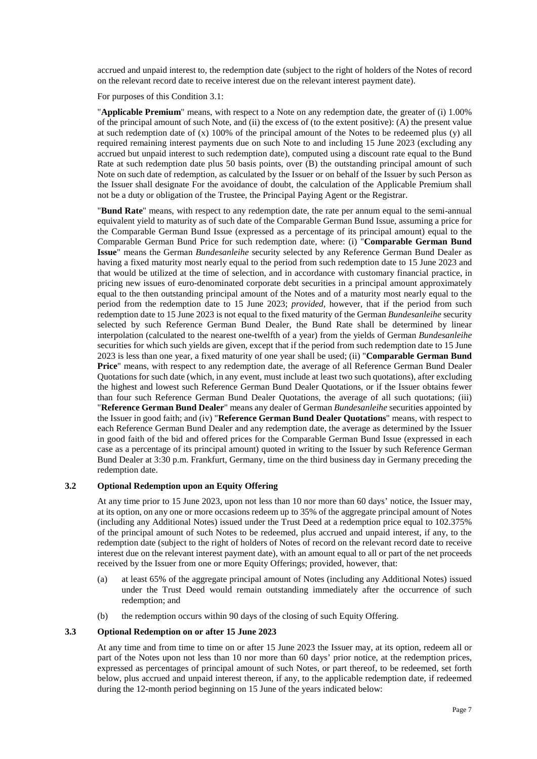accrued and unpaid interest to, the redemption date (subject to the right of holders of the Notes of record on the relevant record date to receive interest due on the relevant interest payment date).

For purposes of this Condition 3.1:

"**Applicable Premium**" means, with respect to a Note on any redemption date, the greater of (i) 1.00% of the principal amount of such Note, and (ii) the excess of (to the extent positive): (A) the present value at such redemption date of (x) 100% of the principal amount of the Notes to be redeemed plus (y) all required remaining interest payments due on such Note to and including 15 June 2023 (excluding any accrued but unpaid interest to such redemption date), computed using a discount rate equal to the Bund Rate at such redemption date plus 50 basis points, over (B) the outstanding principal amount of such Note on such date of redemption, as calculated by the Issuer or on behalf of the Issuer by such Person as the Issuer shall designate For the avoidance of doubt, the calculation of the Applicable Premium shall not be a duty or obligation of the Trustee, the Principal Paying Agent or the Registrar.

"**Bund Rate**" means, with respect to any redemption date, the rate per annum equal to the semi-annual equivalent yield to maturity as of such date of the Comparable German Bund Issue, assuming a price for the Comparable German Bund Issue (expressed as a percentage of its principal amount) equal to the Comparable German Bund Price for such redemption date, where: (i) "**Comparable German Bund Issue**" means the German *Bundesanleihe* security selected by any Reference German Bund Dealer as having a fixed maturity most nearly equal to the period from such redemption date to 15 June 2023 and that would be utilized at the time of selection, and in accordance with customary financial practice, in pricing new issues of euro-denominated corporate debt securities in a principal amount approximately equal to the then outstanding principal amount of the Notes and of a maturity most nearly equal to the period from the redemption date to 15 June 2023; *provided*, however, that if the period from such redemption date to 15 June 2023 is not equal to the fixed maturity of the German *Bundesanleihe* security selected by such Reference German Bund Dealer, the Bund Rate shall be determined by linear interpolation (calculated to the nearest one-twelfth of a year) from the yields of German *Bundesanleihe* securities for which such yields are given, except that if the period from such redemption date to 15 June 2023 is less than one year, a fixed maturity of one year shall be used; (ii) "**Comparable German Bund Price**" means, with respect to any redemption date, the average of all Reference German Bund Dealer Quotations for such date (which, in any event, must include at least two such quotations), after excluding the highest and lowest such Reference German Bund Dealer Quotations, or if the Issuer obtains fewer than four such Reference German Bund Dealer Quotations, the average of all such quotations; (iii) "**Reference German Bund Dealer**" means any dealer of German *Bundesanleihe* securities appointed by the Issuer in good faith; and (iv) "**Reference German Bund Dealer Quotations**" means, with respect to each Reference German Bund Dealer and any redemption date, the average as determined by the Issuer in good faith of the bid and offered prices for the Comparable German Bund Issue (expressed in each case as a percentage of its principal amount) quoted in writing to the Issuer by such Reference German Bund Dealer at 3:30 p.m. Frankfurt, Germany, time on the third business day in Germany preceding the redemption date.

### 3.2 Optional Redemption upon an Equity Offering

At any time prior to 15 June 2023, upon not less than 10 nor more than 60 days' notice, the Issuer may, at its option, on any one or more occasions redeem up to 35% of the aggregate principal amount of Notes (including any Additional Notes) issued under the Trust Deed at a redemption price equal to 102.375% of the principal amount of such Notes to be redeemed, plus accrued and unpaid interest, if any, to the redemption date (subject to the right of holders of Notes of record on the relevant record date to receive interest due on the relevant interest payment date), with an amount equal to all or part of the net proceeds received by the Issuer from one or more Equity Offerings; provided, however, that:

(a) at least 65% of the aggregate principal amount of Notes (including any Additional Notes) issued under the Trust Deed would remain outstanding immediately after the occurrence of such redemption; and

(b) the redemption occurs within 90 days of the closing of such Equity Offering.

### 3.3 Optional Redemption on or after 15 June 2023

At any time and from time to time on or after 15 June 2023 the Issuer may, at its option, redeem all or part of the Notes upon not less than 10 nor more than 60 days' prior notice, at the redemption prices, expressed as percentages of principal amount of such Notes, or part thereof, to be redeemed, set forth below, plus accrued and unpaid interest thereon, if any, to the applicable redemption date, if redeemed during the 12-month period beginning on 15 June of the years indicated below: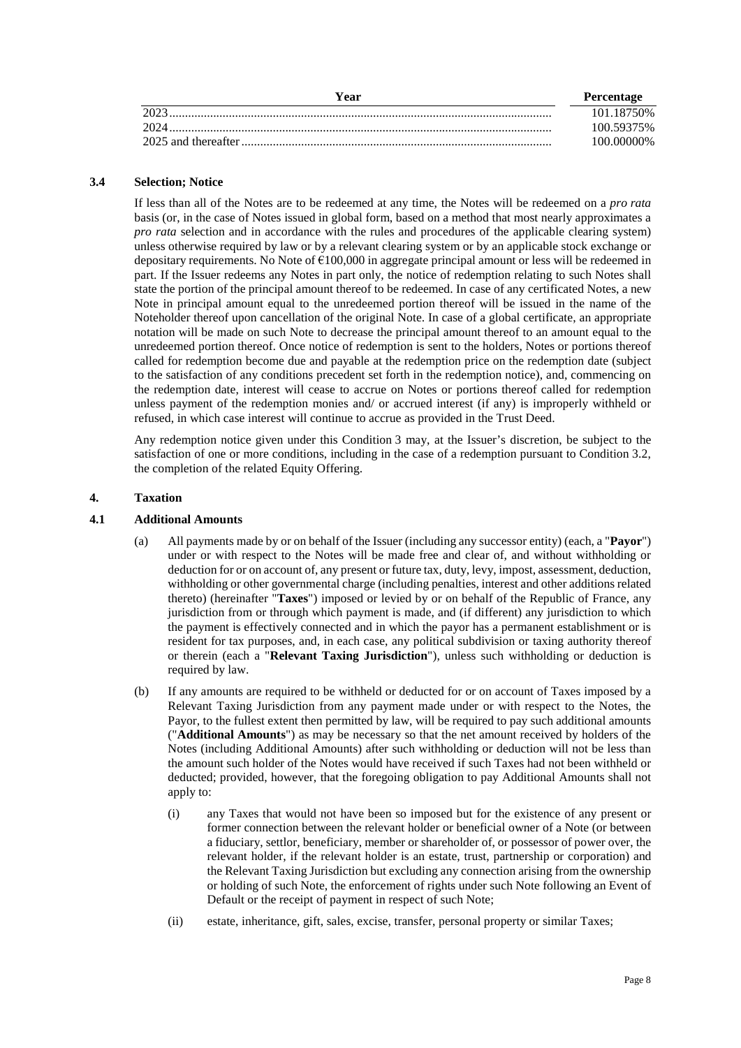| Year | Percentage |
| --- | --- |
| 2023 | 101.18750% |
| 2024 | 100.59375% |
| 2025 and thereafter | 100.00000% |

### 3.4 Selection; Notice

If less than all of the Notes are to be redeemed at any time, the Notes will be redeemed on a *pro rata* basis (or, in the case of Notes issued in global form, based on a method that most nearly approximates a *pro rata* selection and in accordance with the rules and procedures of the applicable clearing system) unless otherwise required by law or by a relevant clearing system or by an applicable stock exchange or depositary requirements. No Note of €100,000 in aggregate principal amount or less will be redeemed in part. If the Issuer redeems any Notes in part only, the notice of redemption relating to such Notes shall state the portion of the principal amount thereof to be redeemed. In case of any certificated Notes, a new Note in principal amount equal to the unredeemed portion thereof will be issued in the name of the Noteholder thereof upon cancellation of the original Note. In case of a global certificate, an appropriate notation will be made on such Note to decrease the principal amount thereof to an amount equal to the unredeemed portion thereof. Once notice of redemption is sent to the holders, Notes or portions thereof called for redemption become due and payable at the redemption price on the redemption date (subject to the satisfaction of any conditions precedent set forth in the redemption notice), and, commencing on the redemption date, interest will cease to accrue on Notes or portions thereof called for redemption unless payment of the redemption monies and/ or accrued interest (if any) is improperly withheld or refused, in which case interest will continue to accrue as provided in the Trust Deed.

Any redemption notice given under this Condition 3 may, at the Issuer's discretion, be subject to the satisfaction of one or more conditions, including in the case of a redemption pursuant to Condition 3.2, the completion of the related Equity Offering.

## 4. Taxation

### 4.1 Additional Amounts

(a) All payments made by or on behalf of the Issuer (including any successor entity) (each, a "**Payor**") under or with respect to the Notes will be made free and clear of, and without withholding or deduction for or on account of, any present or future tax, duty, levy, impost, assessment, deduction, withholding or other governmental charge (including penalties, interest and other additions related thereto) (hereinafter "**Taxes**") imposed or levied by or on behalf of the Republic of France, any jurisdiction from or through which payment is made, and (if different) any jurisdiction to which the payment is effectively connected and in which the payor has a permanent establishment or is resident for tax purposes, and, in each case, any political subdivision or taxing authority thereof or therein (each a "**Relevant Taxing Jurisdiction**"), unless such withholding or deduction is required by law.

(b) If any amounts are required to be withheld or deducted for or on account of Taxes imposed by a Relevant Taxing Jurisdiction from any payment made under or with respect to the Notes, the Payor, to the fullest extent then permitted by law, will be required to pay such additional amounts ("**Additional Amounts**") as may be necessary so that the net amount received by holders of the Notes (including Additional Amounts) after such withholding or deduction will not be less than the amount such holder of the Notes would have received if such Taxes had not been withheld or deducted; provided, however, that the foregoing obligation to pay Additional Amounts shall not apply to:

   (i) any Taxes that would not have been so imposed but for the existence of any present or former connection between the relevant holder or beneficial owner of a Note (or between a fiduciary, settlor, beneficiary, member or shareholder of, or possessor of power over, the relevant holder, if the relevant holder is an estate, trust, partnership or corporation) and the Relevant Taxing Jurisdiction but excluding any connection arising from the ownership or holding of such Note, the enforcement of rights under such Note following an Event of Default or the receipt of payment in respect of such Note;

   (ii) estate, inheritance, gift, sales, excise, transfer, personal property or similar Taxes;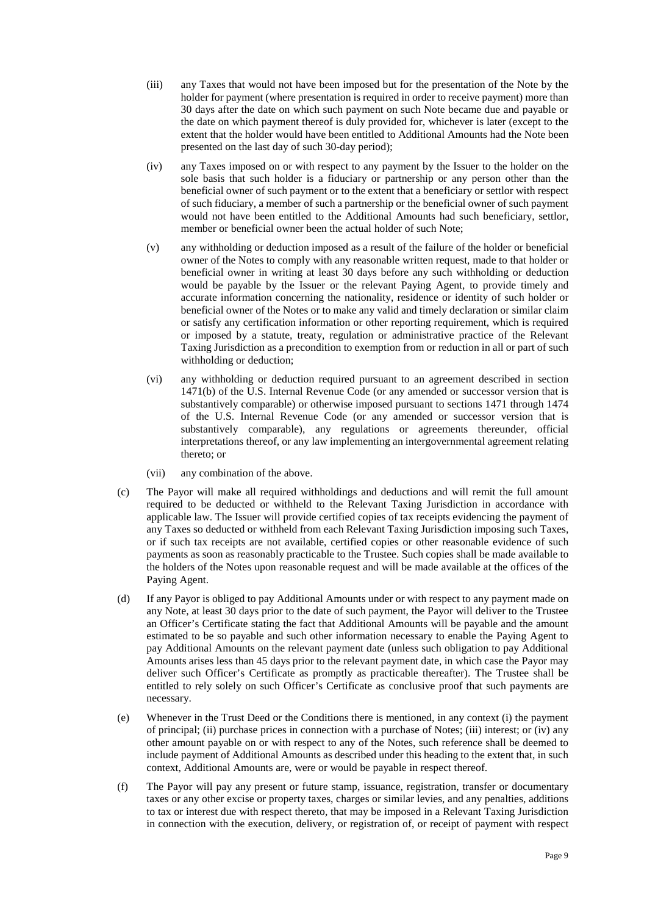(iii) any Taxes that would not have been imposed but for the presentation of the Note by the holder for payment (where presentation is required in order to receive payment) more than 30 days after the date on which such payment on such Note became due and payable or the date on which payment thereof is duly provided for, whichever is later (except to the extent that the holder would have been entitled to Additional Amounts had the Note been presented on the last day of such 30-day period);

(iv) any Taxes imposed on or with respect to any payment by the Issuer to the holder on the sole basis that such holder is a fiduciary or partnership or any person other than the beneficial owner of such payment or to the extent that a beneficiary or settlor with respect of such fiduciary, a member of such a partnership or the beneficial owner of such payment would not have been entitled to the Additional Amounts had such beneficiary, settlor, member or beneficial owner been the actual holder of such Note;

(v) any withholding or deduction imposed as a result of the failure of the holder or beneficial owner of the Notes to comply with any reasonable written request, made to that holder or beneficial owner in writing at least 30 days before any such withholding or deduction would be payable by the Issuer or the relevant Paying Agent, to provide timely and accurate information concerning the nationality, residence or identity of such holder or beneficial owner of the Notes or to make any valid and timely declaration or similar claim or satisfy any certification information or other reporting requirement, which is required or imposed by a statute, treaty, regulation or administrative practice of the Relevant Taxing Jurisdiction as a precondition to exemption from or reduction in all or part of such withholding or deduction;

(vi) any withholding or deduction required pursuant to an agreement described in section 1471(b) of the U.S. Internal Revenue Code (or any amended or successor version that is substantively comparable) or otherwise imposed pursuant to sections 1471 through 1474 of the U.S. Internal Revenue Code (or any amended or successor version that is substantively comparable), any regulations or agreements thereunder, official interpretations thereof, or any law implementing an intergovernmental agreement relating thereto; or

(vii) any combination of the above.

(c) The Payor will make all required withholdings and deductions and will remit the full amount required to be deducted or withheld to the Relevant Taxing Jurisdiction in accordance with applicable law. The Issuer will provide certified copies of tax receipts evidencing the payment of any Taxes so deducted or withheld from each Relevant Taxing Jurisdiction imposing such Taxes, or if such tax receipts are not available, certified copies or other reasonable evidence of such payments as soon as reasonably practicable to the Trustee. Such copies shall be made available to the holders of the Notes upon reasonable request and will be made available at the offices of the Paying Agent.

(d) If any Payor is obliged to pay Additional Amounts under or with respect to any payment made on any Note, at least 30 days prior to the date of such payment, the Payor will deliver to the Trustee an Officer's Certificate stating the fact that Additional Amounts will be payable and the amount estimated to be so payable and such other information necessary to enable the Paying Agent to pay Additional Amounts on the relevant payment date (unless such obligation to pay Additional Amounts arises less than 45 days prior to the relevant payment date, in which case the Payor may deliver such Officer's Certificate as promptly as practicable thereafter). The Trustee shall be entitled to rely solely on such Officer's Certificate as conclusive proof that such payments are necessary.

(e) Whenever in the Trust Deed or the Conditions there is mentioned, in any context (i) the payment of principal; (ii) purchase prices in connection with a purchase of Notes; (iii) interest; or (iv) any other amount payable on or with respect to any of the Notes, such reference shall be deemed to include payment of Additional Amounts as described under this heading to the extent that, in such context, Additional Amounts are, were or would be payable in respect thereof.

(f) The Payor will pay any present or future stamp, issuance, registration, transfer or documentary taxes or any other excise or property taxes, charges or similar levies, and any penalties, additions to tax or interest due with respect thereto, that may be imposed in a Relevant Taxing Jurisdiction in connection with the execution, delivery, or registration of, or receipt of payment with respect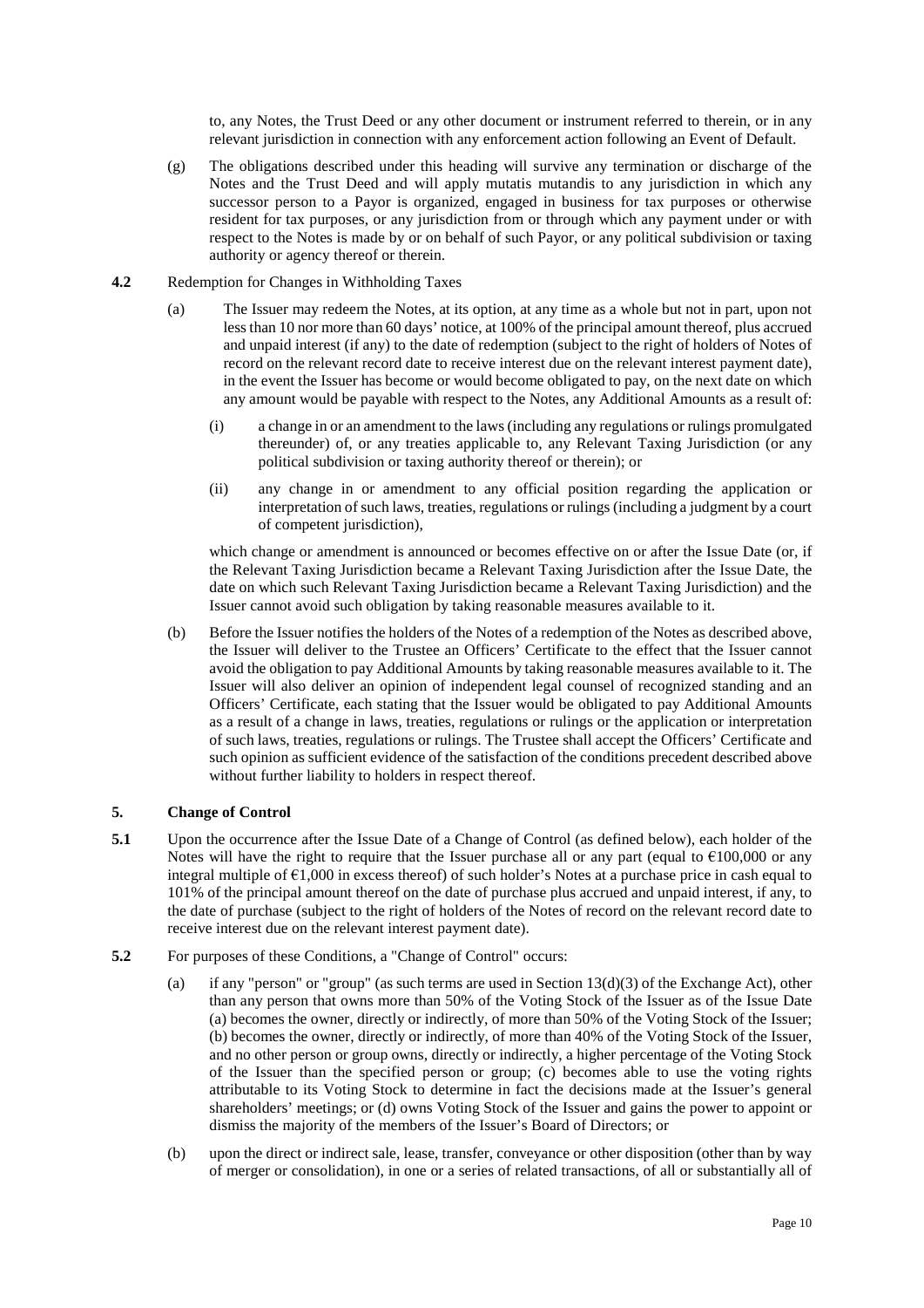to, any Notes, the Trust Deed or any other document or instrument referred to therein, or in any relevant jurisdiction in connection with any enforcement action following an Event of Default.

(g) The obligations described under this heading will survive any termination or discharge of the Notes and the Trust Deed and will apply mutatis mutandis to any jurisdiction in which any successor person to a Payor is organized, engaged in business for tax purposes or otherwise resident for tax purposes, or any jurisdiction from or through which any payment under or with respect to the Notes is made by or on behalf of such Payor, or any political subdivision or taxing authority or agency thereof or therein.

**4.2** Redemption for Changes in Withholding Taxes

(a) The Issuer may redeem the Notes, at its option, at any time as a whole but not in part, upon not less than 10 nor more than 60 days' notice, at 100% of the principal amount thereof, plus accrued and unpaid interest (if any) to the date of redemption (subject to the right of holders of Notes of record on the relevant record date to receive interest due on the relevant interest payment date), in the event the Issuer has become or would become obligated to pay, on the next date on which any amount would be payable with respect to the Notes, any Additional Amounts as a result of:

(i) a change in or an amendment to the laws (including any regulations or rulings promulgated thereunder) of, or any treaties applicable to, any Relevant Taxing Jurisdiction (or any political subdivision or taxing authority thereof or therein); or

(ii) any change in or amendment to any official position regarding the application or interpretation of such laws, treaties, regulations or rulings (including a judgment by a court of competent jurisdiction),

which change or amendment is announced or becomes effective on or after the Issue Date (or, if the Relevant Taxing Jurisdiction became a Relevant Taxing Jurisdiction after the Issue Date, the date on which such Relevant Taxing Jurisdiction became a Relevant Taxing Jurisdiction) and the Issuer cannot avoid such obligation by taking reasonable measures available to it.

(b) Before the Issuer notifies the holders of the Notes of a redemption of the Notes as described above, the Issuer will deliver to the Trustee an Officers' Certificate to the effect that the Issuer cannot avoid the obligation to pay Additional Amounts by taking reasonable measures available to it. The Issuer will also deliver an opinion of independent legal counsel of recognized standing and an Officers' Certificate, each stating that the Issuer would be obligated to pay Additional Amounts as a result of a change in laws, treaties, regulations or rulings or the application or interpretation of such laws, treaties, regulations or rulings. The Trustee shall accept the Officers' Certificate and such opinion as sufficient evidence of the satisfaction of the conditions precedent described above without further liability to holders in respect thereof.

## 5. Change of Control

**5.1** Upon the occurrence after the Issue Date of a Change of Control (as defined below), each holder of the Notes will have the right to require that the Issuer purchase all or any part (equal to €100,000 or any integral multiple of €1,000 in excess thereof) of such holder's Notes at a purchase price in cash equal to 101% of the principal amount thereof on the date of purchase plus accrued and unpaid interest, if any, to the date of purchase (subject to the right of holders of the Notes of record on the relevant record date to receive interest due on the relevant interest payment date).

**5.2** For purposes of these Conditions, a "Change of Control" occurs:

(a) if any "person" or "group" (as such terms are used in Section 13(d)(3) of the Exchange Act), other than any person that owns more than 50% of the Voting Stock of the Issuer as of the Issue Date (a) becomes the owner, directly or indirectly, of more than 50% of the Voting Stock of the Issuer; (b) becomes the owner, directly or indirectly, of more than 40% of the Voting Stock of the Issuer, and no other person or group owns, directly or indirectly, a higher percentage of the Voting Stock of the Issuer than the specified person or group; (c) becomes able to use the voting rights attributable to its Voting Stock to determine in fact the decisions made at the Issuer's general shareholders' meetings; or (d) owns Voting Stock of the Issuer and gains the power to appoint or dismiss the majority of the members of the Issuer's Board of Directors; or

(b) upon the direct or indirect sale, lease, transfer, conveyance or other disposition (other than by way of merger or consolidation), in one or a series of related transactions, of all or substantially all of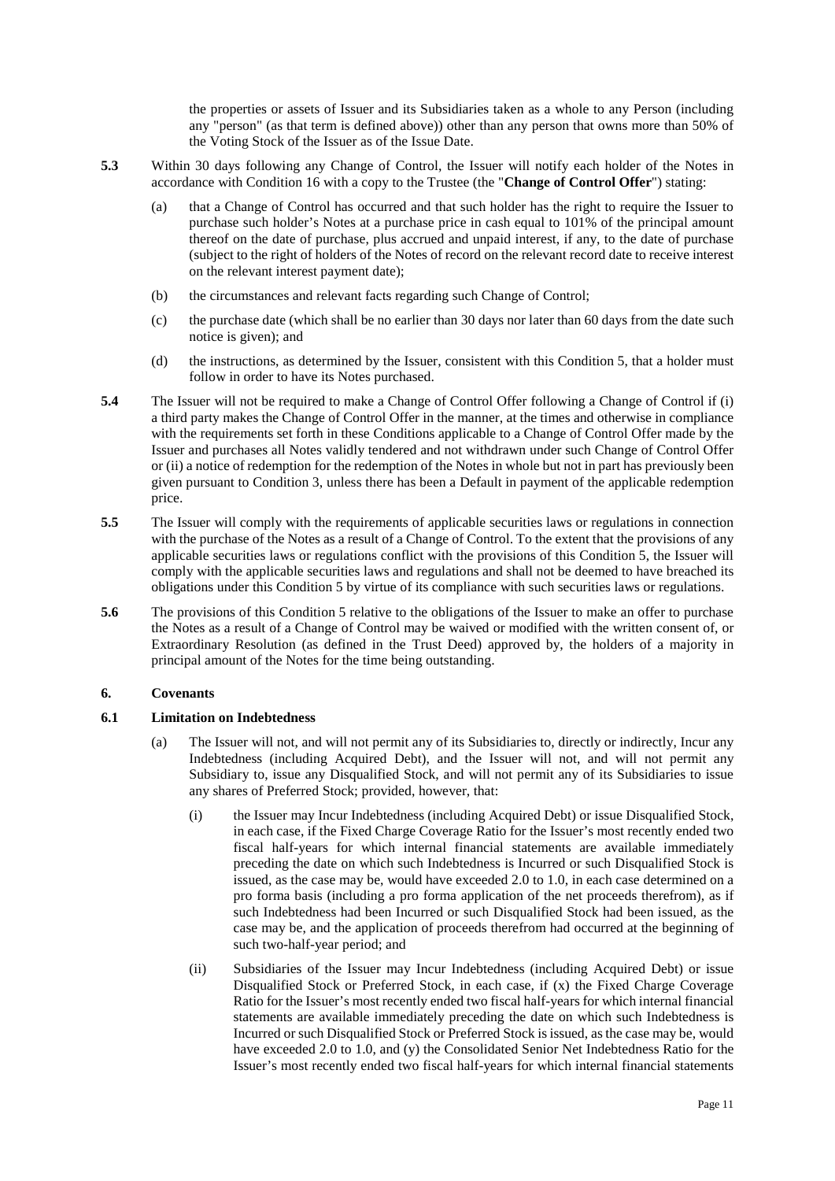the properties or assets of Issuer and its Subsidiaries taken as a whole to any Person (including any "person" (as that term is defined above)) other than any person that owns more than 50% of the Voting Stock of the Issuer as of the Issue Date.

**5.3** Within 30 days following any Change of Control, the Issuer will notify each holder of the Notes in accordance with Condition 16 with a copy to the Trustee (the "**Change of Control Offer**") stating:

(a) that a Change of Control has occurred and that such holder has the right to require the Issuer to purchase such holder's Notes at a purchase price in cash equal to 101% of the principal amount thereof on the date of purchase, plus accrued and unpaid interest, if any, to the date of purchase (subject to the right of holders of the Notes of record on the relevant record date to receive interest on the relevant interest payment date);

(b) the circumstances and relevant facts regarding such Change of Control;

(c) the purchase date (which shall be no earlier than 30 days nor later than 60 days from the date such notice is given); and

(d) the instructions, as determined by the Issuer, consistent with this Condition 5, that a holder must follow in order to have its Notes purchased.

**5.4** The Issuer will not be required to make a Change of Control Offer following a Change of Control if (i) a third party makes the Change of Control Offer in the manner, at the times and otherwise in compliance with the requirements set forth in these Conditions applicable to a Change of Control Offer made by the Issuer and purchases all Notes validly tendered and not withdrawn under such Change of Control Offer or (ii) a notice of redemption for the redemption of the Notes in whole but not in part has previously been given pursuant to Condition 3, unless there has been a Default in payment of the applicable redemption price.

**5.5** The Issuer will comply with the requirements of applicable securities laws or regulations in connection with the purchase of the Notes as a result of a Change of Control. To the extent that the provisions of any applicable securities laws or regulations conflict with the provisions of this Condition 5, the Issuer will comply with the applicable securities laws and regulations and shall not be deemed to have breached its obligations under this Condition 5 by virtue of its compliance with such securities laws or regulations.

**5.6** The provisions of this Condition 5 relative to the obligations of the Issuer to make an offer to purchase the Notes as a result of a Change of Control may be waived or modified with the written consent of, or Extraordinary Resolution (as defined in the Trust Deed) approved by, the holders of a majority in principal amount of the Notes for the time being outstanding.

## 6. Covenants

### 6.1 Limitation on Indebtedness

(a) The Issuer will not, and will not permit any of its Subsidiaries to, directly or indirectly, Incur any Indebtedness (including Acquired Debt), and the Issuer will not, and will not permit any Subsidiary to, issue any Disqualified Stock, and will not permit any of its Subsidiaries to issue any shares of Preferred Stock; provided, however, that:

(i) the Issuer may Incur Indebtedness (including Acquired Debt) or issue Disqualified Stock, in each case, if the Fixed Charge Coverage Ratio for the Issuer's most recently ended two fiscal half-years for which internal financial statements are available immediately preceding the date on which such Indebtedness is Incurred or such Disqualified Stock is issued, as the case may be, would have exceeded 2.0 to 1.0, in each case determined on a pro forma basis (including a pro forma application of the net proceeds therefrom), as if such Indebtedness had been Incurred or such Disqualified Stock had been issued, as the case may be, and the application of proceeds therefrom had occurred at the beginning of such two-half-year period; and

(ii) Subsidiaries of the Issuer may Incur Indebtedness (including Acquired Debt) or issue Disqualified Stock or Preferred Stock, in each case, if (x) the Fixed Charge Coverage Ratio for the Issuer's most recently ended two fiscal half-years for which internal financial statements are available immediately preceding the date on which such Indebtedness is Incurred or such Disqualified Stock or Preferred Stock is issued, as the case may be, would have exceeded 2.0 to 1.0, and (y) the Consolidated Senior Net Indebtedness Ratio for the Issuer's most recently ended two fiscal half-years for which internal financial statements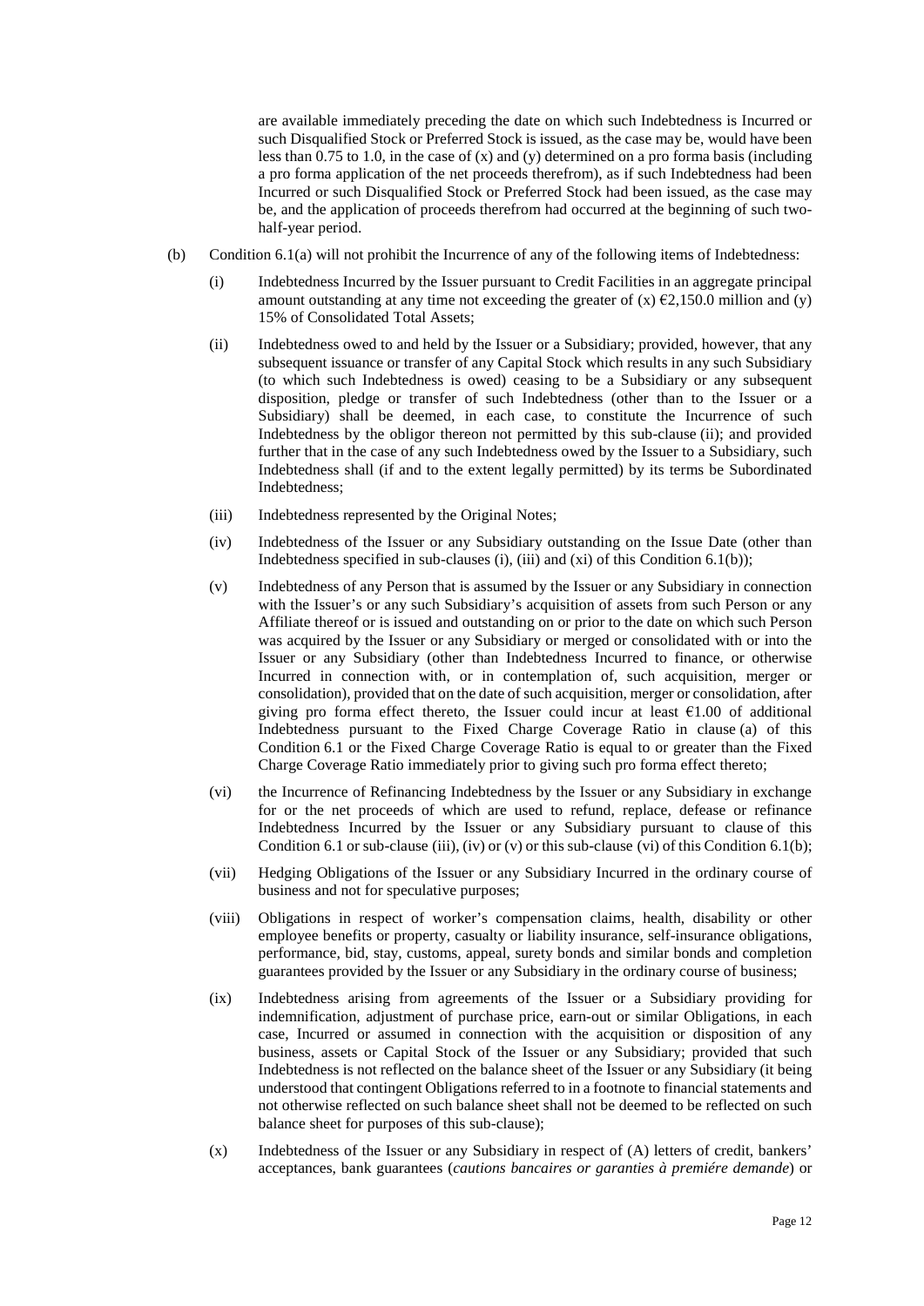are available immediately preceding the date on which such Indebtedness is Incurred or such Disqualified Stock or Preferred Stock is issued, as the case may be, would have been less than 0.75 to 1.0, in the case of (x) and (y) determined on a pro forma basis (including a pro forma application of the net proceeds therefrom), as if such Indebtedness had been Incurred or such Disqualified Stock or Preferred Stock had been issued, as the case may be, and the application of proceeds therefrom had occurred at the beginning of such two-half-year period.

(b) Condition 6.1(a) will not prohibit the Incurrence of any of the following items of Indebtedness:

(i) Indebtedness Incurred by the Issuer pursuant to Credit Facilities in an aggregate principal amount outstanding at any time not exceeding the greater of (x) €2,150.0 million and (y) 15% of Consolidated Total Assets;

(ii) Indebtedness owed to and held by the Issuer or a Subsidiary; provided, however, that any subsequent issuance or transfer of any Capital Stock which results in any such Subsidiary (to which such Indebtedness is owed) ceasing to be a Subsidiary or any subsequent disposition, pledge or transfer of such Indebtedness (other than to the Issuer or a Subsidiary) shall be deemed, in each case, to constitute the Incurrence of such Indebtedness by the obligor thereon not permitted by this sub-clause (ii); and provided further that in the case of any such Indebtedness owed by the Issuer to a Subsidiary, such Indebtedness shall (if and to the extent legally permitted) by its terms be Subordinated Indebtedness;

(iii) Indebtedness represented by the Original Notes;

(iv) Indebtedness of the Issuer or any Subsidiary outstanding on the Issue Date (other than Indebtedness specified in sub-clauses (i), (iii) and (xi) of this Condition 6.1(b));

(v) Indebtedness of any Person that is assumed by the Issuer or any Subsidiary in connection with the Issuer's or any such Subsidiary's acquisition of assets from such Person or any Affiliate thereof or is issued and outstanding on or prior to the date on which such Person was acquired by the Issuer or any Subsidiary or merged or consolidated with or into the Issuer or any Subsidiary (other than Indebtedness Incurred to finance, or otherwise Incurred in connection with, or in contemplation of, such acquisition, merger or consolidation), provided that on the date of such acquisition, merger or consolidation, after giving pro forma effect thereto, the Issuer could incur at least €1.00 of additional Indebtedness pursuant to the Fixed Charge Coverage Ratio in clause (a) of this Condition 6.1 or the Fixed Charge Coverage Ratio is equal to or greater than the Fixed Charge Coverage Ratio immediately prior to giving such pro forma effect thereto;

(vi) the Incurrence of Refinancing Indebtedness by the Issuer or any Subsidiary in exchange for or the net proceeds of which are used to refund, replace, defease or refinance Indebtedness Incurred by the Issuer or any Subsidiary pursuant to clause of this Condition 6.1 or sub-clause (iii), (iv) or (v) or this sub-clause (vi) of this Condition 6.1(b);

(vii) Hedging Obligations of the Issuer or any Subsidiary Incurred in the ordinary course of business and not for speculative purposes;

(viii) Obligations in respect of worker's compensation claims, health, disability or other employee benefits or property, casualty or liability insurance, self-insurance obligations, performance, bid, stay, customs, appeal, surety bonds and similar bonds and completion guarantees provided by the Issuer or any Subsidiary in the ordinary course of business;

(ix) Indebtedness arising from agreements of the Issuer or a Subsidiary providing for indemnification, adjustment of purchase price, earn-out or similar Obligations, in each case, Incurred or assumed in connection with the acquisition or disposition of any business, assets or Capital Stock of the Issuer or any Subsidiary; provided that such Indebtedness is not reflected on the balance sheet of the Issuer or any Subsidiary (it being understood that contingent Obligations referred to in a footnote to financial statements and not otherwise reflected on such balance sheet shall not be deemed to be reflected on such balance sheet for purposes of this sub-clause);

(x) Indebtedness of the Issuer or any Subsidiary in respect of (A) letters of credit, bankers' acceptances, bank guarantees (*cautions bancaires or garanties à premiére demande*) or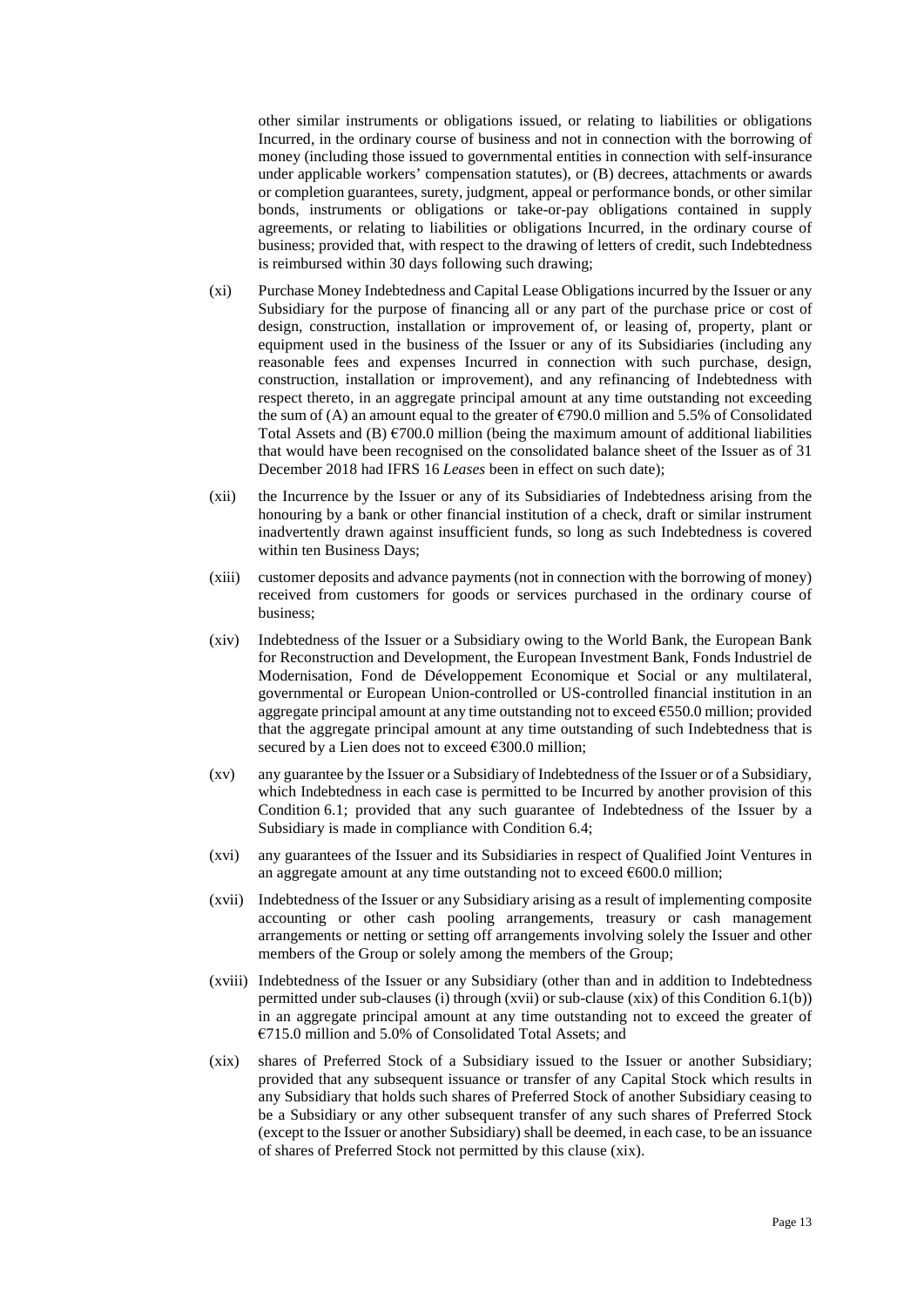other similar instruments or obligations issued, or relating to liabilities or obligations Incurred, in the ordinary course of business and not in connection with the borrowing of money (including those issued to governmental entities in connection with self-insurance under applicable workers' compensation statutes), or (B) decrees, attachments or awards or completion guarantees, surety, judgment, appeal or performance bonds, or other similar bonds, instruments or obligations or take-or-pay obligations contained in supply agreements, or relating to liabilities or obligations Incurred, in the ordinary course of business; provided that, with respect to the drawing of letters of credit, such Indebtedness is reimbursed within 30 days following such drawing;

(xi) Purchase Money Indebtedness and Capital Lease Obligations incurred by the Issuer or any Subsidiary for the purpose of financing all or any part of the purchase price or cost of design, construction, installation or improvement of, or leasing of, property, plant or equipment used in the business of the Issuer or any of its Subsidiaries (including any reasonable fees and expenses Incurred in connection with such purchase, design, construction, installation or improvement), and any refinancing of Indebtedness with respect thereto, in an aggregate principal amount at any time outstanding not exceeding the sum of (A) an amount equal to the greater of €790.0 million and 5.5% of Consolidated Total Assets and (B) €700.0 million (being the maximum amount of additional liabilities that would have been recognised on the consolidated balance sheet of the Issuer as of 31 December 2018 had IFRS 16 *Leases* been in effect on such date);

(xii) the Incurrence by the Issuer or any of its Subsidiaries of Indebtedness arising from the honouring by a bank or other financial institution of a check, draft or similar instrument inadvertently drawn against insufficient funds, so long as such Indebtedness is covered within ten Business Days;

(xiii) customer deposits and advance payments (not in connection with the borrowing of money) received from customers for goods or services purchased in the ordinary course of business;

(xiv) Indebtedness of the Issuer or a Subsidiary owing to the World Bank, the European Bank for Reconstruction and Development, the European Investment Bank, Fonds Industriel de Modernisation, Fond de Développement Economique et Social or any multilateral, governmental or European Union-controlled or US-controlled financial institution in an aggregate principal amount at any time outstanding not to exceed €550.0 million; provided that the aggregate principal amount at any time outstanding of such Indebtedness that is secured by a Lien does not to exceed €300.0 million;

(xv) any guarantee by the Issuer or a Subsidiary of Indebtedness of the Issuer or of a Subsidiary, which Indebtedness in each case is permitted to be Incurred by another provision of this Condition 6.1; provided that any such guarantee of Indebtedness of the Issuer by a Subsidiary is made in compliance with Condition 6.4;

(xvi) any guarantees of the Issuer and its Subsidiaries in respect of Qualified Joint Ventures in an aggregate amount at any time outstanding not to exceed €600.0 million;

(xvii) Indebtedness of the Issuer or any Subsidiary arising as a result of implementing composite accounting or other cash pooling arrangements, treasury or cash management arrangements or netting or setting off arrangements involving solely the Issuer and other members of the Group or solely among the members of the Group;

(xviii) Indebtedness of the Issuer or any Subsidiary (other than and in addition to Indebtedness permitted under sub-clauses (i) through (xvii) or sub-clause (xix) of this Condition 6.1(b)) in an aggregate principal amount at any time outstanding not to exceed the greater of €715.0 million and 5.0% of Consolidated Total Assets; and

(xix) shares of Preferred Stock of a Subsidiary issued to the Issuer or another Subsidiary; provided that any subsequent issuance or transfer of any Capital Stock which results in any Subsidiary that holds such shares of Preferred Stock of another Subsidiary ceasing to be a Subsidiary or any other subsequent transfer of any such shares of Preferred Stock (except to the Issuer or another Subsidiary) shall be deemed, in each case, to be an issuance of shares of Preferred Stock not permitted by this clause (xix).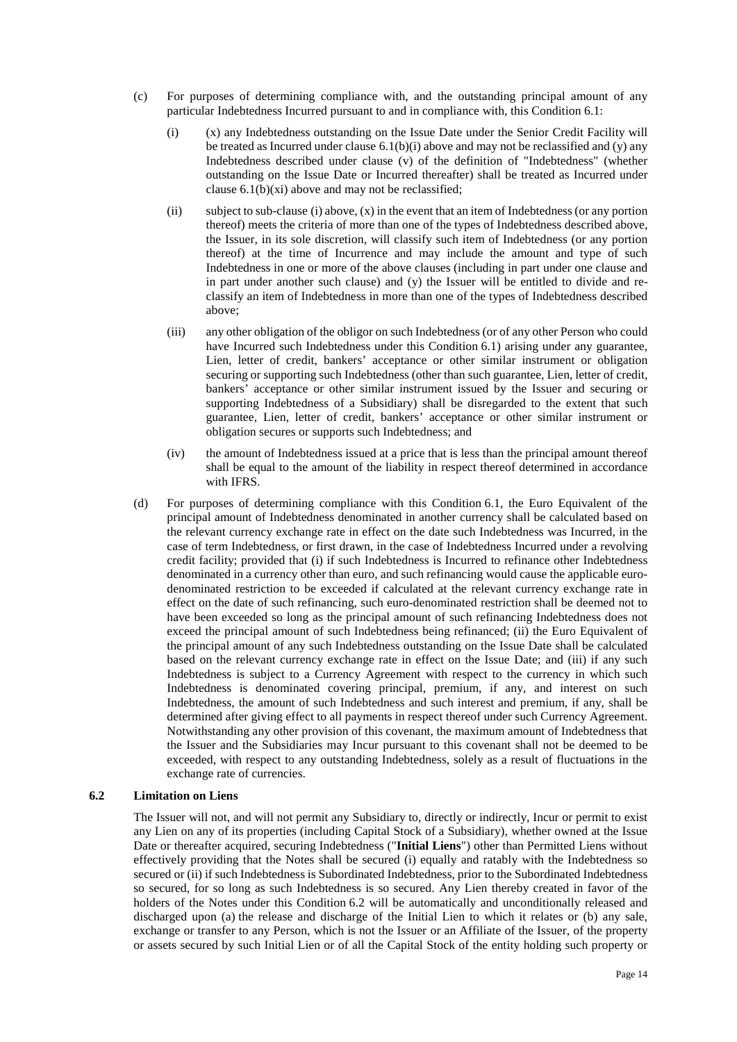(c) For purposes of determining compliance with, and the outstanding principal amount of any particular Indebtedness Incurred pursuant to and in compliance with, this Condition 6.1:

  (i) (x) any Indebtedness outstanding on the Issue Date under the Senior Credit Facility will be treated as Incurred under clause 6.1(b)(i) above and may not be reclassified and (y) any Indebtedness described under clause (v) of the definition of "Indebtedness" (whether outstanding on the Issue Date or Incurred thereafter) shall be treated as Incurred under clause 6.1(b)(xi) above and may not be reclassified;

  (ii) subject to sub-clause (i) above, (x) in the event that an item of Indebtedness (or any portion thereof) meets the criteria of more than one of the types of Indebtedness described above, the Issuer, in its sole discretion, will classify such item of Indebtedness (or any portion thereof) at the time of Incurrence and may include the amount and type of such Indebtedness in one or more of the above clauses (including in part under one clause and in part under another such clause) and (y) the Issuer will be entitled to divide and re-classify an item of Indebtedness in more than one of the types of Indebtedness described above;

  (iii) any other obligation of the obligor on such Indebtedness (or of any other Person who could have Incurred such Indebtedness under this Condition 6.1) arising under any guarantee, Lien, letter of credit, bankers' acceptance or other similar instrument or obligation securing or supporting such Indebtedness (other than such guarantee, Lien, letter of credit, bankers' acceptance or other similar instrument issued by the Issuer and securing or supporting Indebtedness of a Subsidiary) shall be disregarded to the extent that such guarantee, Lien, letter of credit, bankers' acceptance or other similar instrument or obligation secures or supports such Indebtedness; and

  (iv) the amount of Indebtedness issued at a price that is less than the principal amount thereof shall be equal to the amount of the liability in respect thereof determined in accordance with IFRS.

(d) For purposes of determining compliance with this Condition 6.1, the Euro Equivalent of the principal amount of Indebtedness denominated in another currency shall be calculated based on the relevant currency exchange rate in effect on the date such Indebtedness was Incurred, in the case of term Indebtedness, or first drawn, in the case of Indebtedness Incurred under a revolving credit facility; provided that (i) if such Indebtedness is Incurred to refinance other Indebtedness denominated in a currency other than euro, and such refinancing would cause the applicable euro-denominated restriction to be exceeded if calculated at the relevant currency exchange rate in effect on the date of such refinancing, such euro-denominated restriction shall be deemed not to have been exceeded so long as the principal amount of such refinancing Indebtedness does not exceed the principal amount of such Indebtedness being refinanced; (ii) the Euro Equivalent of the principal amount of any such Indebtedness outstanding on the Issue Date shall be calculated based on the relevant currency exchange rate in effect on the Issue Date; and (iii) if any such Indebtedness is subject to a Currency Agreement with respect to the currency in which such Indebtedness is denominated covering principal, premium, if any, and interest on such Indebtedness, the amount of such Indebtedness and such interest and premium, if any, shall be determined after giving effect to all payments in respect thereof under such Currency Agreement. Notwithstanding any other provision of this covenant, the maximum amount of Indebtedness that the Issuer and the Subsidiaries may Incur pursuant to this covenant shall not be deemed to be exceeded, with respect to any outstanding Indebtedness, solely as a result of fluctuations in the exchange rate of currencies.

### 6.2 Limitation on Liens

The Issuer will not, and will not permit any Subsidiary to, directly or indirectly, Incur or permit to exist any Lien on any of its properties (including Capital Stock of a Subsidiary), whether owned at the Issue Date or thereafter acquired, securing Indebtedness ("**Initial Liens**") other than Permitted Liens without effectively providing that the Notes shall be secured (i) equally and ratably with the Indebtedness so secured or (ii) if such Indebtedness is Subordinated Indebtedness, prior to the Subordinated Indebtedness so secured, for so long as such Indebtedness is so secured. Any Lien thereby created in favor of the holders of the Notes under this Condition 6.2 will be automatically and unconditionally released and discharged upon (a) the release and discharge of the Initial Lien to which it relates or (b) any sale, exchange or transfer to any Person, which is not the Issuer or an Affiliate of the Issuer, of the property or assets secured by such Initial Lien or of all the Capital Stock of the entity holding such property or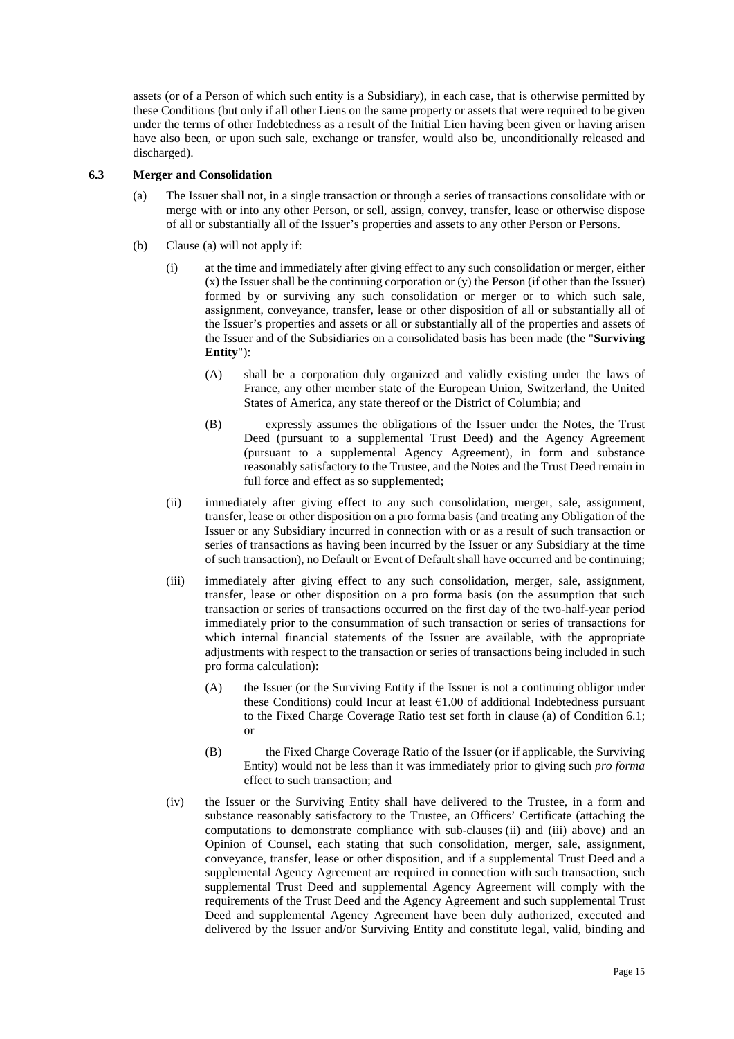assets (or of a Person of which such entity is a Subsidiary), in each case, that is otherwise permitted by these Conditions (but only if all other Liens on the same property or assets that were required to be given under the terms of other Indebtedness as a result of the Initial Lien having been given or having arisen have also been, or upon such sale, exchange or transfer, would also be, unconditionally released and discharged).

### 6.3 Merger and Consolidation

(a) The Issuer shall not, in a single transaction or through a series of transactions consolidate with or merge with or into any other Person, or sell, assign, convey, transfer, lease or otherwise dispose of all or substantially all of the Issuer's properties and assets to any other Person or Persons.

(b) Clause (a) will not apply if:

(i) at the time and immediately after giving effect to any such consolidation or merger, either (x) the Issuer shall be the continuing corporation or (y) the Person (if other than the Issuer) formed by or surviving any such consolidation or merger or to which such sale, assignment, conveyance, transfer, lease or other disposition of all or substantially all of the Issuer's properties and assets or all or substantially all of the properties and assets of the Issuer and of the Subsidiaries on a consolidated basis has been made (the "**Surviving Entity**"):

(A) shall be a corporation duly organized and validly existing under the laws of France, any other member state of the European Union, Switzerland, the United States of America, any state thereof or the District of Columbia; and

(B) expressly assumes the obligations of the Issuer under the Notes, the Trust Deed (pursuant to a supplemental Trust Deed) and the Agency Agreement (pursuant to a supplemental Agency Agreement), in form and substance reasonably satisfactory to the Trustee, and the Notes and the Trust Deed remain in full force and effect as so supplemented;

(ii) immediately after giving effect to any such consolidation, merger, sale, assignment, transfer, lease or other disposition on a pro forma basis (and treating any Obligation of the Issuer or any Subsidiary incurred in connection with or as a result of such transaction or series of transactions as having been incurred by the Issuer or any Subsidiary at the time of such transaction), no Default or Event of Default shall have occurred and be continuing;

(iii) immediately after giving effect to any such consolidation, merger, sale, assignment, transfer, lease or other disposition on a pro forma basis (on the assumption that such transaction or series of transactions occurred on the first day of the two-half-year period immediately prior to the consummation of such transaction or series of transactions for which internal financial statements of the Issuer are available, with the appropriate adjustments with respect to the transaction or series of transactions being included in such pro forma calculation):

(A) the Issuer (or the Surviving Entity if the Issuer is not a continuing obligor under these Conditions) could Incur at least €1.00 of additional Indebtedness pursuant to the Fixed Charge Coverage Ratio test set forth in clause (a) of Condition 6.1; or

(B) the Fixed Charge Coverage Ratio of the Issuer (or if applicable, the Surviving Entity) would not be less than it was immediately prior to giving such *pro forma* effect to such transaction; and

(iv) the Issuer or the Surviving Entity shall have delivered to the Trustee, in a form and substance reasonably satisfactory to the Trustee, an Officers' Certificate (attaching the computations to demonstrate compliance with sub-clauses (ii) and (iii) above) and an Opinion of Counsel, each stating that such consolidation, merger, sale, assignment, conveyance, transfer, lease or other disposition, and if a supplemental Trust Deed and a supplemental Agency Agreement are required in connection with such transaction, such supplemental Trust Deed and supplemental Agency Agreement will comply with the requirements of the Trust Deed and the Agency Agreement and such supplemental Trust Deed and supplemental Agency Agreement have been duly authorized, executed and delivered by the Issuer and/or Surviving Entity and constitute legal, valid, binding and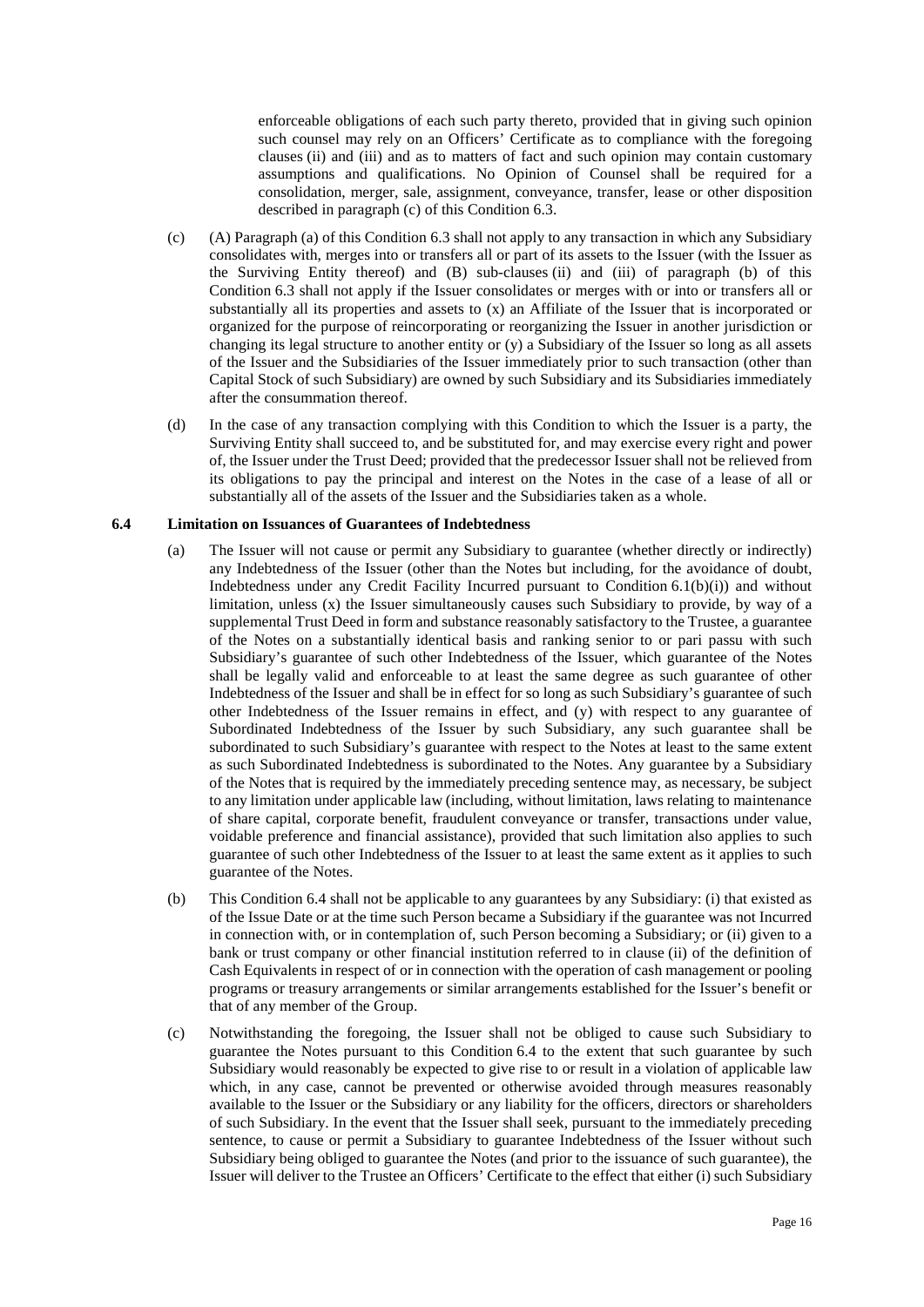enforceable obligations of each such party thereto, provided that in giving such opinion such counsel may rely on an Officers' Certificate as to compliance with the foregoing clauses (ii) and (iii) and as to matters of fact and such opinion may contain customary assumptions and qualifications. No Opinion of Counsel shall be required for a consolidation, merger, sale, assignment, conveyance, transfer, lease or other disposition described in paragraph (c) of this Condition 6.3.

(c) (A) Paragraph (a) of this Condition 6.3 shall not apply to any transaction in which any Subsidiary consolidates with, merges into or transfers all or part of its assets to the Issuer (with the Issuer as the Surviving Entity thereof) and (B) sub-clauses (ii) and (iii) of paragraph (b) of this Condition 6.3 shall not apply if the Issuer consolidates or merges with or into or transfers all or substantially all its properties and assets to (x) an Affiliate of the Issuer that is incorporated or organized for the purpose of reincorporating or reorganizing the Issuer in another jurisdiction or changing its legal structure to another entity or (y) a Subsidiary of the Issuer so long as all assets of the Issuer and the Subsidiaries of the Issuer immediately prior to such transaction (other than Capital Stock of such Subsidiary) are owned by such Subsidiary and its Subsidiaries immediately after the consummation thereof.

(d) In the case of any transaction complying with this Condition to which the Issuer is a party, the Surviving Entity shall succeed to, and be substituted for, and may exercise every right and power of, the Issuer under the Trust Deed; provided that the predecessor Issuer shall not be relieved from its obligations to pay the principal and interest on the Notes in the case of a lease of all or substantially all of the assets of the Issuer and the Subsidiaries taken as a whole.

**6.4 Limitation on Issuances of Guarantees of Indebtedness**

(a) The Issuer will not cause or permit any Subsidiary to guarantee (whether directly or indirectly) any Indebtedness of the Issuer (other than the Notes but including, for the avoidance of doubt, Indebtedness under any Credit Facility Incurred pursuant to Condition 6.1(b)(i)) and without limitation, unless (x) the Issuer simultaneously causes such Subsidiary to provide, by way of a supplemental Trust Deed in form and substance reasonably satisfactory to the Trustee, a guarantee of the Notes on a substantially identical basis and ranking senior to or pari passu with such Subsidiary's guarantee of such other Indebtedness of the Issuer, which guarantee of the Notes shall be legally valid and enforceable to at least the same degree as such guarantee of other Indebtedness of the Issuer and shall be in effect for so long as such Subsidiary's guarantee of such other Indebtedness of the Issuer remains in effect, and (y) with respect to any guarantee of Subordinated Indebtedness of the Issuer by such Subsidiary, any such guarantee shall be subordinated to such Subsidiary's guarantee with respect to the Notes at least to the same extent as such Subordinated Indebtedness is subordinated to the Notes. Any guarantee by a Subsidiary of the Notes that is required by the immediately preceding sentence may, as necessary, be subject to any limitation under applicable law (including, without limitation, laws relating to maintenance of share capital, corporate benefit, fraudulent conveyance or transfer, transactions under value, voidable preference and financial assistance), provided that such limitation also applies to such guarantee of such other Indebtedness of the Issuer to at least the same extent as it applies to such guarantee of the Notes.

(b) This Condition 6.4 shall not be applicable to any guarantees by any Subsidiary: (i) that existed as of the Issue Date or at the time such Person became a Subsidiary if the guarantee was not Incurred in connection with, or in contemplation of, such Person becoming a Subsidiary; or (ii) given to a bank or trust company or other financial institution referred to in clause (ii) of the definition of Cash Equivalents in respect of or in connection with the operation of cash management or pooling programs or treasury arrangements or similar arrangements established for the Issuer's benefit or that of any member of the Group.

(c) Notwithstanding the foregoing, the Issuer shall not be obliged to cause such Subsidiary to guarantee the Notes pursuant to this Condition 6.4 to the extent that such guarantee by such Subsidiary would reasonably be expected to give rise to or result in a violation of applicable law which, in any case, cannot be prevented or otherwise avoided through measures reasonably available to the Issuer or the Subsidiary or any liability for the officers, directors or shareholders of such Subsidiary. In the event that the Issuer shall seek, pursuant to the immediately preceding sentence, to cause or permit a Subsidiary to guarantee Indebtedness of the Issuer without such Subsidiary being obliged to guarantee the Notes (and prior to the issuance of such guarantee), the Issuer will deliver to the Trustee an Officers' Certificate to the effect that either (i) such Subsidiary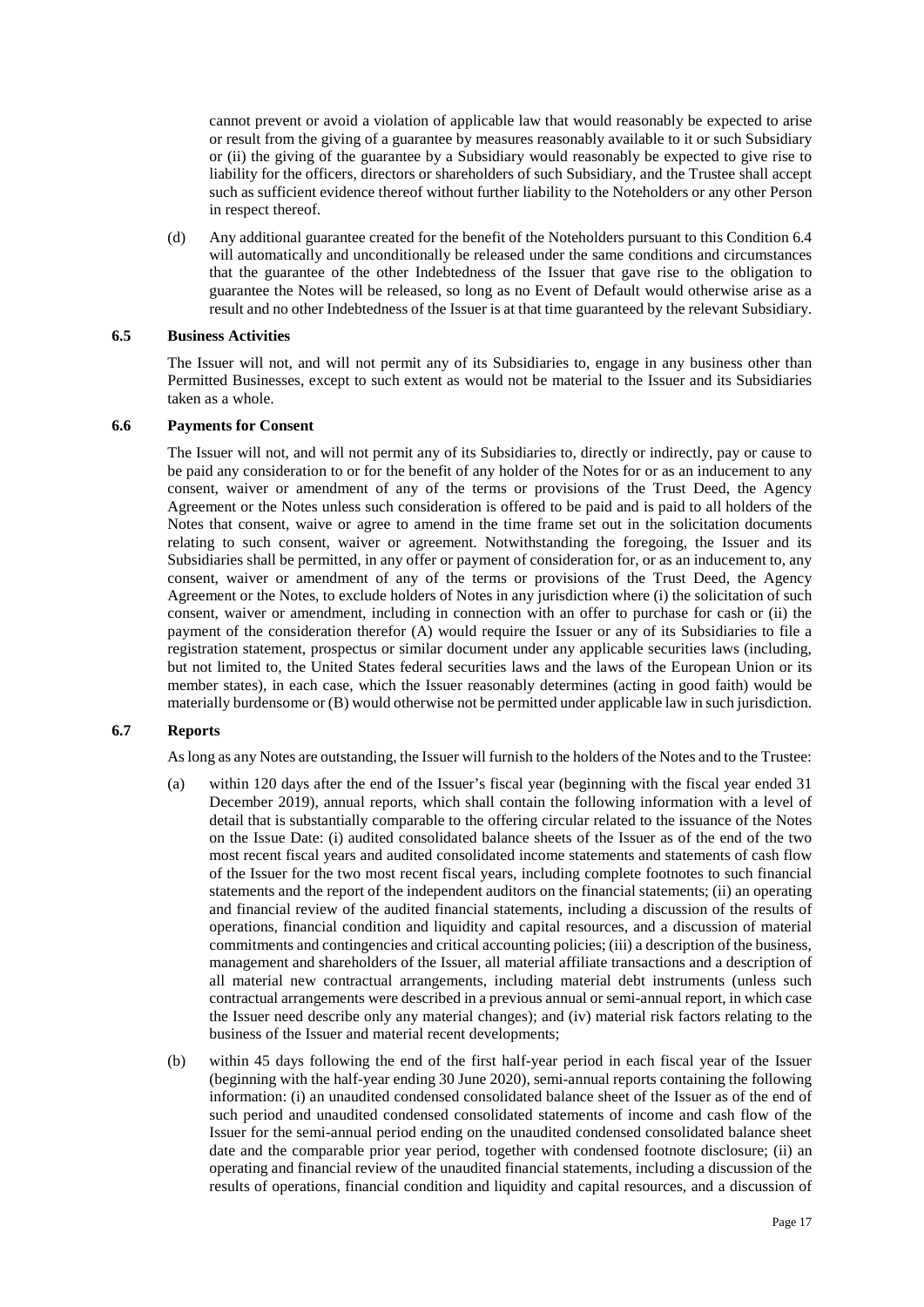cannot prevent or avoid a violation of applicable law that would reasonably be expected to arise or result from the giving of a guarantee by measures reasonably available to it or such Subsidiary or (ii) the giving of the guarantee by a Subsidiary would reasonably be expected to give rise to liability for the officers, directors or shareholders of such Subsidiary, and the Trustee shall accept such as sufficient evidence thereof without further liability to the Noteholders or any other Person in respect thereof.

(d) Any additional guarantee created for the benefit of the Noteholders pursuant to this Condition 6.4 will automatically and unconditionally be released under the same conditions and circumstances that the guarantee of the other Indebtedness of the Issuer that gave rise to the obligation to guarantee the Notes will be released, so long as no Event of Default would otherwise arise as a result and no other Indebtedness of the Issuer is at that time guaranteed by the relevant Subsidiary.

### 6.5 Business Activities

The Issuer will not, and will not permit any of its Subsidiaries to, engage in any business other than Permitted Businesses, except to such extent as would not be material to the Issuer and its Subsidiaries taken as a whole.

### 6.6 Payments for Consent

The Issuer will not, and will not permit any of its Subsidiaries to, directly or indirectly, pay or cause to be paid any consideration to or for the benefit of any holder of the Notes for or as an inducement to any consent, waiver or amendment of any of the terms or provisions of the Trust Deed, the Agency Agreement or the Notes unless such consideration is offered to be paid and is paid to all holders of the Notes that consent, waive or agree to amend in the time frame set out in the solicitation documents relating to such consent, waiver or agreement. Notwithstanding the foregoing, the Issuer and its Subsidiaries shall be permitted, in any offer or payment of consideration for, or as an inducement to, any consent, waiver or amendment of any of the terms or provisions of the Trust Deed, the Agency Agreement or the Notes, to exclude holders of Notes in any jurisdiction where (i) the solicitation of such consent, waiver or amendment, including in connection with an offer to purchase for cash or (ii) the payment of the consideration therefor (A) would require the Issuer or any of its Subsidiaries to file a registration statement, prospectus or similar document under any applicable securities laws (including, but not limited to, the United States federal securities laws and the laws of the European Union or its member states), in each case, which the Issuer reasonably determines (acting in good faith) would be materially burdensome or (B) would otherwise not be permitted under applicable law in such jurisdiction.

### 6.7 Reports

As long as any Notes are outstanding, the Issuer will furnish to the holders of the Notes and to the Trustee:

(a) within 120 days after the end of the Issuer's fiscal year (beginning with the fiscal year ended 31 December 2019), annual reports, which shall contain the following information with a level of detail that is substantially comparable to the offering circular related to the issuance of the Notes on the Issue Date: (i) audited consolidated balance sheets of the Issuer as of the end of the two most recent fiscal years and audited consolidated income statements and statements of cash flow of the Issuer for the two most recent fiscal years, including complete footnotes to such financial statements and the report of the independent auditors on the financial statements; (ii) an operating and financial review of the audited financial statements, including a discussion of the results of operations, financial condition and liquidity and capital resources, and a discussion of material commitments and contingencies and critical accounting policies; (iii) a description of the business, management and shareholders of the Issuer, all material affiliate transactions and a description of all material new contractual arrangements, including material debt instruments (unless such contractual arrangements were described in a previous annual or semi-annual report, in which case the Issuer need describe only any material changes); and (iv) material risk factors relating to the business of the Issuer and material recent developments;

(b) within 45 days following the end of the first half-year period in each fiscal year of the Issuer (beginning with the half-year ending 30 June 2020), semi-annual reports containing the following information: (i) an unaudited condensed consolidated balance sheet of the Issuer as of the end of such period and unaudited condensed consolidated statements of income and cash flow of the Issuer for the semi-annual period ending on the unaudited condensed consolidated balance sheet date and the comparable prior year period, together with condensed footnote disclosure; (ii) an operating and financial review of the unaudited financial statements, including a discussion of the results of operations, financial condition and liquidity and capital resources, and a discussion of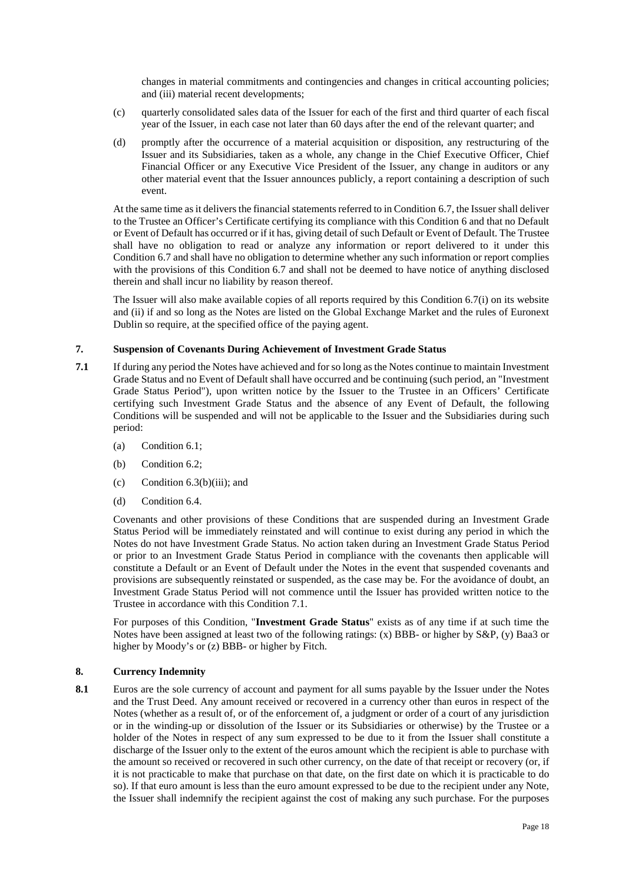changes in material commitments and contingencies and changes in critical accounting policies; and (iii) material recent developments;

(c) quarterly consolidated sales data of the Issuer for each of the first and third quarter of each fiscal year of the Issuer, in each case not later than 60 days after the end of the relevant quarter; and

(d) promptly after the occurrence of a material acquisition or disposition, any restructuring of the Issuer and its Subsidiaries, taken as a whole, any change in the Chief Executive Officer, Chief Financial Officer or any Executive Vice President of the Issuer, any change in auditors or any other material event that the Issuer announces publicly, a report containing a description of such event.

At the same time as it delivers the financial statements referred to in Condition 6.7, the Issuer shall deliver to the Trustee an Officer's Certificate certifying its compliance with this Condition 6 and that no Default or Event of Default has occurred or if it has, giving detail of such Default or Event of Default. The Trustee shall have no obligation to read or analyze any information or report delivered to it under this Condition 6.7 and shall have no obligation to determine whether any such information or report complies with the provisions of this Condition 6.7 and shall not be deemed to have notice of anything disclosed therein and shall incur no liability by reason thereof.

The Issuer will also make available copies of all reports required by this Condition 6.7(i) on its website and (ii) if and so long as the Notes are listed on the Global Exchange Market and the rules of Euronext Dublin so require, at the specified office of the paying agent.

## 7. Suspension of Covenants During Achievement of Investment Grade Status

**7.1** If during any period the Notes have achieved and for so long as the Notes continue to maintain Investment Grade Status and no Event of Default shall have occurred and be continuing (such period, an "Investment Grade Status Period"), upon written notice by the Issuer to the Trustee in an Officers' Certificate certifying such Investment Grade Status and the absence of any Event of Default, the following Conditions will be suspended and will not be applicable to the Issuer and the Subsidiaries during such period:

(a) Condition 6.1;

(b) Condition 6.2;

(c) Condition 6.3(b)(iii); and

(d) Condition 6.4.

Covenants and other provisions of these Conditions that are suspended during an Investment Grade Status Period will be immediately reinstated and will continue to exist during any period in which the Notes do not have Investment Grade Status. No action taken during an Investment Grade Status Period or prior to an Investment Grade Status Period in compliance with the covenants then applicable will constitute a Default or an Event of Default under the Notes in the event that suspended covenants and provisions are subsequently reinstated or suspended, as the case may be. For the avoidance of doubt, an Investment Grade Status Period will not commence until the Issuer has provided written notice to the Trustee in accordance with this Condition 7.1.

For purposes of this Condition, "**Investment Grade Status**" exists as of any time if at such time the Notes have been assigned at least two of the following ratings: (x) BBB- or higher by S&P, (y) Baa3 or higher by Moody's or (z) BBB- or higher by Fitch.

## 8. Currency Indemnity

**8.1** Euros are the sole currency of account and payment for all sums payable by the Issuer under the Notes and the Trust Deed. Any amount received or recovered in a currency other than euros in respect of the Notes (whether as a result of, or of the enforcement of, a judgment or order of a court of any jurisdiction or in the winding-up or dissolution of the Issuer or its Subsidiaries or otherwise) by the Trustee or a holder of the Notes in respect of any sum expressed to be due to it from the Issuer shall constitute a discharge of the Issuer only to the extent of the euros amount which the recipient is able to purchase with the amount so received or recovered in such other currency, on the date of that receipt or recovery (or, if it is not practicable to make that purchase on that date, on the first date on which it is practicable to do so). If that euro amount is less than the euro amount expressed to be due to the recipient under any Note, the Issuer shall indemnify the recipient against the cost of making any such purchase. For the purposes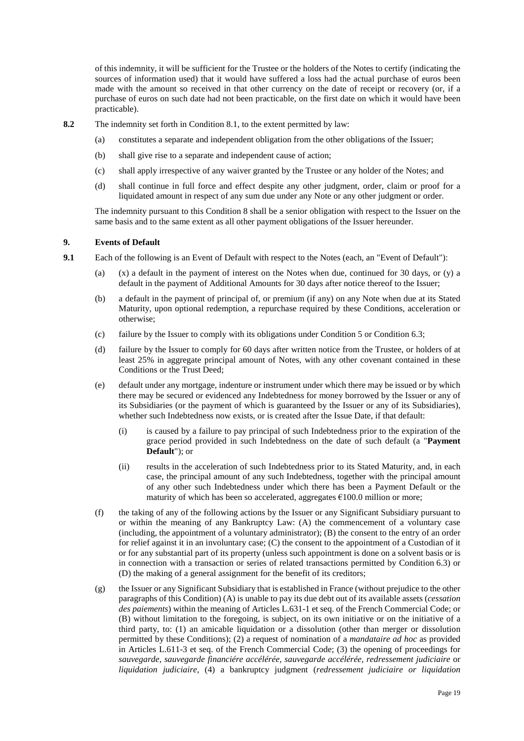of this indemnity, it will be sufficient for the Trustee or the holders of the Notes to certify (indicating the sources of information used) that it would have suffered a loss had the actual purchase of euros been made with the amount so received in that other currency on the date of receipt or recovery (or, if a purchase of euros on such date had not been practicable, on the first date on which it would have been practicable).

**8.2** The indemnity set forth in Condition 8.1, to the extent permitted by law:

(a) constitutes a separate and independent obligation from the other obligations of the Issuer;

(b) shall give rise to a separate and independent cause of action;

(c) shall apply irrespective of any waiver granted by the Trustee or any holder of the Notes; and

(d) shall continue in full force and effect despite any other judgment, order, claim or proof for a liquidated amount in respect of any sum due under any Note or any other judgment or order.

The indemnity pursuant to this Condition 8 shall be a senior obligation with respect to the Issuer on the same basis and to the same extent as all other payment obligations of the Issuer hereunder.

## 9. Events of Default

**9.1** Each of the following is an Event of Default with respect to the Notes (each, an "Event of Default"):

(a) (x) a default in the payment of interest on the Notes when due, continued for 30 days, or (y) a default in the payment of Additional Amounts for 30 days after notice thereof to the Issuer;

(b) a default in the payment of principal of, or premium (if any) on any Note when due at its Stated Maturity, upon optional redemption, a repurchase required by these Conditions, acceleration or otherwise;

(c) failure by the Issuer to comply with its obligations under Condition 5 or Condition 6.3;

(d) failure by the Issuer to comply for 60 days after written notice from the Trustee, or holders of at least 25% in aggregate principal amount of Notes, with any other covenant contained in these Conditions or the Trust Deed;

(e) default under any mortgage, indenture or instrument under which there may be issued or by which there may be secured or evidenced any Indebtedness for money borrowed by the Issuer or any of its Subsidiaries (or the payment of which is guaranteed by the Issuer or any of its Subsidiaries), whether such Indebtedness now exists, or is created after the Issue Date, if that default:

(i) is caused by a failure to pay principal of such Indebtedness prior to the expiration of the grace period provided in such Indebtedness on the date of such default (a "**Payment Default**"); or

(ii) results in the acceleration of such Indebtedness prior to its Stated Maturity, and, in each case, the principal amount of any such Indebtedness, together with the principal amount of any other such Indebtedness under which there has been a Payment Default or the maturity of which has been so accelerated, aggregates €100.0 million or more;

(f) the taking of any of the following actions by the Issuer or any Significant Subsidiary pursuant to or within the meaning of any Bankruptcy Law: (A) the commencement of a voluntary case (including, the appointment of a voluntary administrator); (B) the consent to the entry of an order for relief against it in an involuntary case; (C) the consent to the appointment of a Custodian of it or for any substantial part of its property (unless such appointment is done on a solvent basis or is in connection with a transaction or series of related transactions permitted by Condition 6.3) or (D) the making of a general assignment for the benefit of its creditors;

(g) the Issuer or any Significant Subsidiary that is established in France (without prejudice to the other paragraphs of this Condition) (A) is unable to pay its due debt out of its available assets (*cessation des paiements*) within the meaning of Articles L.631-1 et seq. of the French Commercial Code; or (B) without limitation to the foregoing, is subject, on its own initiative or on the initiative of a third party, to: (1) an amicable liquidation or a dissolution (other than merger or dissolution permitted by these Conditions); (2) a request of nomination of a *mandataire ad hoc* as provided in Articles L.611-3 et seq. of the French Commercial Code; (3) the opening of proceedings for *sauvegarde*, *sauvegarde financiére accélérée*, *sauvegarde accélérée*, *redressement judiciaire* or *liquidation judiciaire*, (4) a bankruptcy judgment (*redressement judiciaire or liquidation*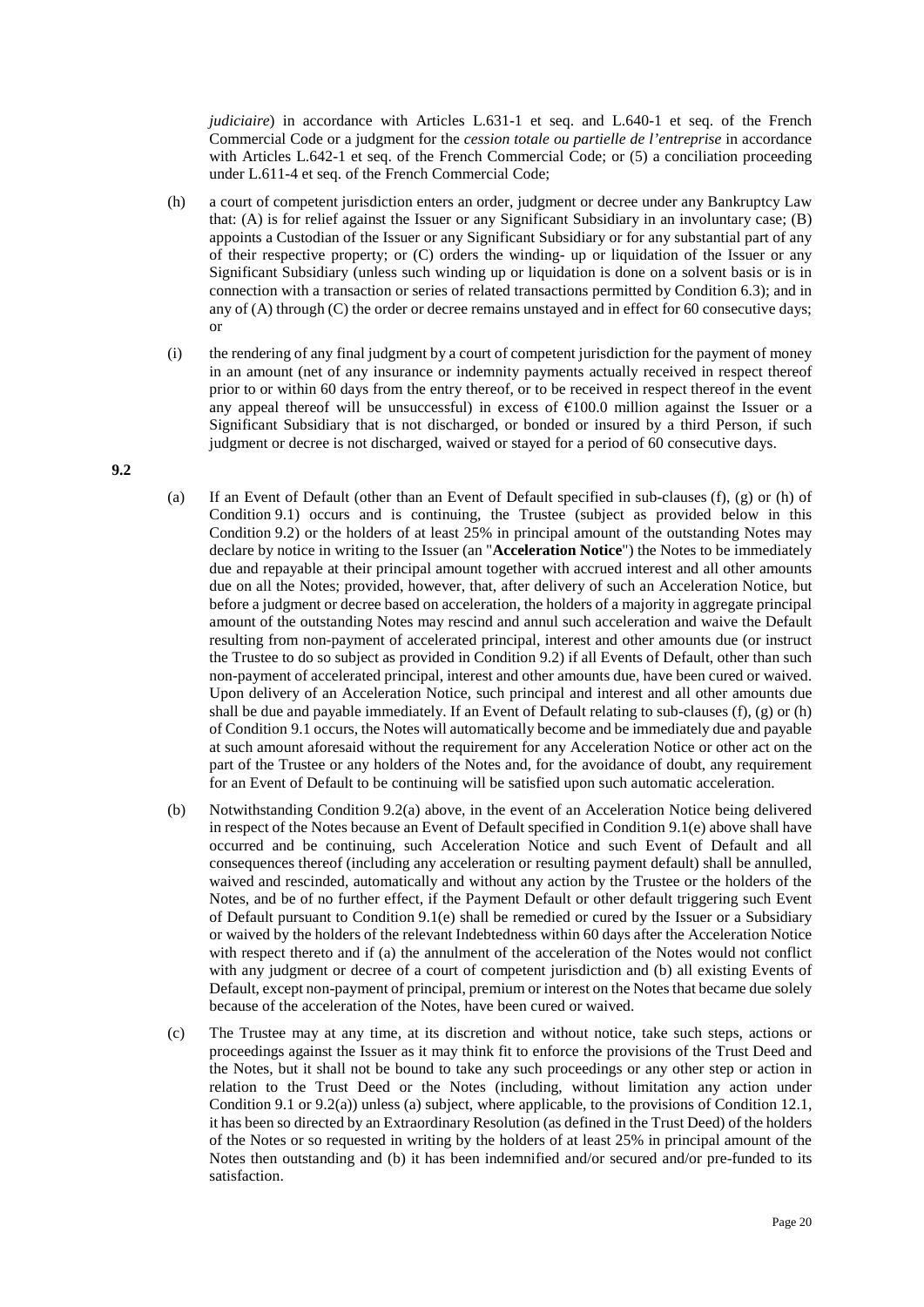*judiciaire*) in accordance with Articles L.631-1 et seq. and L.640-1 et seq. of the French Commercial Code or a judgment for the *cession totale ou partielle de l'entreprise* in accordance with Articles L.642-1 et seq. of the French Commercial Code; or (5) a conciliation proceeding under L.611-4 et seq. of the French Commercial Code;

(h) a court of competent jurisdiction enters an order, judgment or decree under any Bankruptcy Law that: (A) is for relief against the Issuer or any Significant Subsidiary in an involuntary case; (B) appoints a Custodian of the Issuer or any Significant Subsidiary or for any substantial part of any of their respective property; or (C) orders the winding- up or liquidation of the Issuer or any Significant Subsidiary (unless such winding up or liquidation is done on a solvent basis or is in connection with a transaction or series of related transactions permitted by Condition 6.3); and in any of (A) through (C) the order or decree remains unstayed and in effect for 60 consecutive days; or

(i) the rendering of any final judgment by a court of competent jurisdiction for the payment of money in an amount (net of any insurance or indemnity payments actually received in respect thereof prior to or within 60 days from the entry thereof, or to be received in respect thereof in the event any appeal thereof will be unsuccessful) in excess of €100.0 million against the Issuer or a Significant Subsidiary that is not discharged, or bonded or insured by a third Person, if such judgment or decree is not discharged, waived or stayed for a period of 60 consecutive days.

**9.2**

(a) If an Event of Default (other than an Event of Default specified in sub-clauses (f), (g) or (h) of Condition 9.1) occurs and is continuing, the Trustee (subject as provided below in this Condition 9.2) or the holders of at least 25% in principal amount of the outstanding Notes may declare by notice in writing to the Issuer (an "**Acceleration Notice**") the Notes to be immediately due and repayable at their principal amount together with accrued interest and all other amounts due on all the Notes; provided, however, that, after delivery of such an Acceleration Notice, but before a judgment or decree based on acceleration, the holders of a majority in aggregate principal amount of the outstanding Notes may rescind and annul such acceleration and waive the Default resulting from non-payment of accelerated principal, interest and other amounts due (or instruct the Trustee to do so subject as provided in Condition 9.2) if all Events of Default, other than such non-payment of accelerated principal, interest and other amounts due, have been cured or waived. Upon delivery of an Acceleration Notice, such principal and interest and all other amounts due shall be due and payable immediately. If an Event of Default relating to sub-clauses (f), (g) or (h) of Condition 9.1 occurs, the Notes will automatically become and be immediately due and payable at such amount aforesaid without the requirement for any Acceleration Notice or other act on the part of the Trustee or any holders of the Notes and, for the avoidance of doubt, any requirement for an Event of Default to be continuing will be satisfied upon such automatic acceleration.

(b) Notwithstanding Condition 9.2(a) above, in the event of an Acceleration Notice being delivered in respect of the Notes because an Event of Default specified in Condition 9.1(e) above shall have occurred and be continuing, such Acceleration Notice and such Event of Default and all consequences thereof (including any acceleration or resulting payment default) shall be annulled, waived and rescinded, automatically and without any action by the Trustee or the holders of the Notes, and be of no further effect, if the Payment Default or other default triggering such Event of Default pursuant to Condition 9.1(e) shall be remedied or cured by the Issuer or a Subsidiary or waived by the holders of the relevant Indebtedness within 60 days after the Acceleration Notice with respect thereto and if (a) the annulment of the acceleration of the Notes would not conflict with any judgment or decree of a court of competent jurisdiction and (b) all existing Events of Default, except non-payment of principal, premium or interest on the Notes that became due solely because of the acceleration of the Notes, have been cured or waived.

(c) The Trustee may at any time, at its discretion and without notice, take such steps, actions or proceedings against the Issuer as it may think fit to enforce the provisions of the Trust Deed and the Notes, but it shall not be bound to take any such proceedings or any other step or action in relation to the Trust Deed or the Notes (including, without limitation any action under Condition 9.1 or 9.2(a)) unless (a) subject, where applicable, to the provisions of Condition 12.1, it has been so directed by an Extraordinary Resolution (as defined in the Trust Deed) of the holders of the Notes or so requested in writing by the holders of at least 25% in principal amount of the Notes then outstanding and (b) it has been indemnified and/or secured and/or pre-funded to its satisfaction.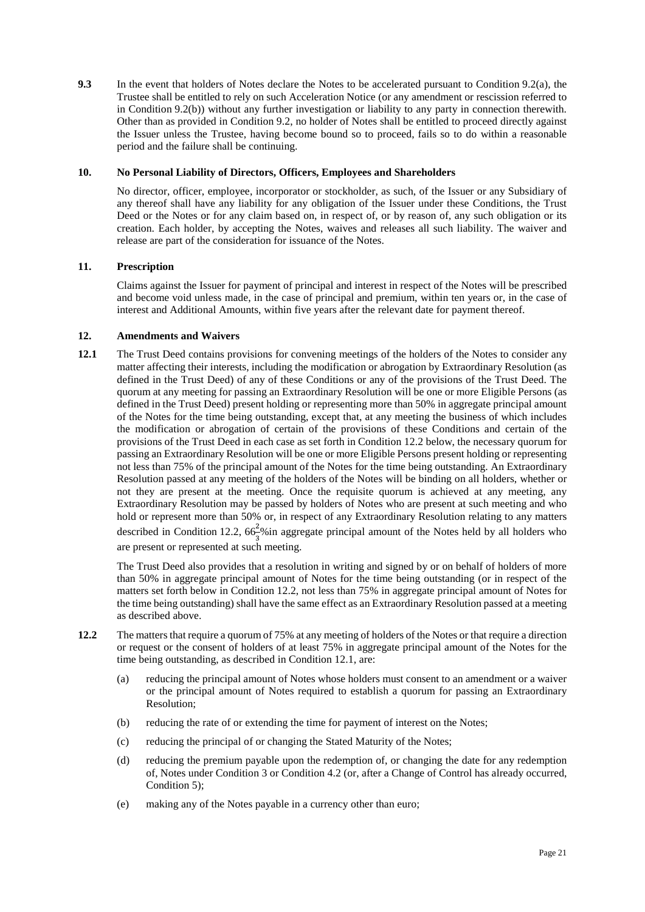**9.3** In the event that holders of Notes declare the Notes to be accelerated pursuant to Condition 9.2(a), the Trustee shall be entitled to rely on such Acceleration Notice (or any amendment or rescission referred to in Condition 9.2(b)) without any further investigation or liability to any party in connection therewith. Other than as provided in Condition 9.2, no holder of Notes shall be entitled to proceed directly against the Issuer unless the Trustee, having become bound so to proceed, fails so to do within a reasonable period and the failure shall be continuing.

## 10. No Personal Liability of Directors, Officers, Employees and Shareholders

No director, officer, employee, incorporator or stockholder, as such, of the Issuer or any Subsidiary of any thereof shall have any liability for any obligation of the Issuer under these Conditions, the Trust Deed or the Notes or for any claim based on, in respect of, or by reason of, any such obligation or its creation. Each holder, by accepting the Notes, waives and releases all such liability. The waiver and release are part of the consideration for issuance of the Notes.

## 11. Prescription

Claims against the Issuer for payment of principal and interest in respect of the Notes will be prescribed and become void unless made, in the case of principal and premium, within ten years or, in the case of interest and Additional Amounts, within five years after the relevant date for payment thereof.

## 12. Amendments and Waivers

**12.1** The Trust Deed contains provisions for convening meetings of the holders of the Notes to consider any matter affecting their interests, including the modification or abrogation by Extraordinary Resolution (as defined in the Trust Deed) of any of these Conditions or any of the provisions of the Trust Deed. The quorum at any meeting for passing an Extraordinary Resolution will be one or more Eligible Persons (as defined in the Trust Deed) present holding or representing more than 50% in aggregate principal amount of the Notes for the time being outstanding, except that, at any meeting the business of which includes the modification or abrogation of certain of the provisions of these Conditions and certain of the provisions of the Trust Deed in each case as set forth in Condition 12.2 below, the necessary quorum for passing an Extraordinary Resolution will be one or more Eligible Persons present holding or representing not less than 75% of the principal amount of the Notes for the time being outstanding. An Extraordinary Resolution passed at any meeting of the holders of the Notes will be binding on all holders, whether or not they are present at the meeting. Once the requisite quorum is achieved at any meeting, any Extraordinary Resolution may be passed by holders of Notes who are present at such meeting and who hold or represent more than 50% or, in respect of any Extraordinary Resolution relating to any matters described in Condition 12.2, $66\frac{2}{3}$%in aggregate principal amount of the Notes held by all holders who are present or represented at such meeting.

The Trust Deed also provides that a resolution in writing and signed by or on behalf of holders of more than 50% in aggregate principal amount of Notes for the time being outstanding (or in respect of the matters set forth below in Condition 12.2, not less than 75% in aggregate principal amount of Notes for the time being outstanding) shall have the same effect as an Extraordinary Resolution passed at a meeting as described above.

**12.2** The matters that require a quorum of 75% at any meeting of holders of the Notes or that require a direction or request or the consent of holders of at least 75% in aggregate principal amount of the Notes for the time being outstanding, as described in Condition 12.1, are:

(a) reducing the principal amount of Notes whose holders must consent to an amendment or a waiver or the principal amount of Notes required to establish a quorum for passing an Extraordinary Resolution;

(b) reducing the rate of or extending the time for payment of interest on the Notes;

(c) reducing the principal of or changing the Stated Maturity of the Notes;

(d) reducing the premium payable upon the redemption of, or changing the date for any redemption of, Notes under Condition 3 or Condition 4.2 (or, after a Change of Control has already occurred, Condition 5);

(e) making any of the Notes payable in a currency other than euro;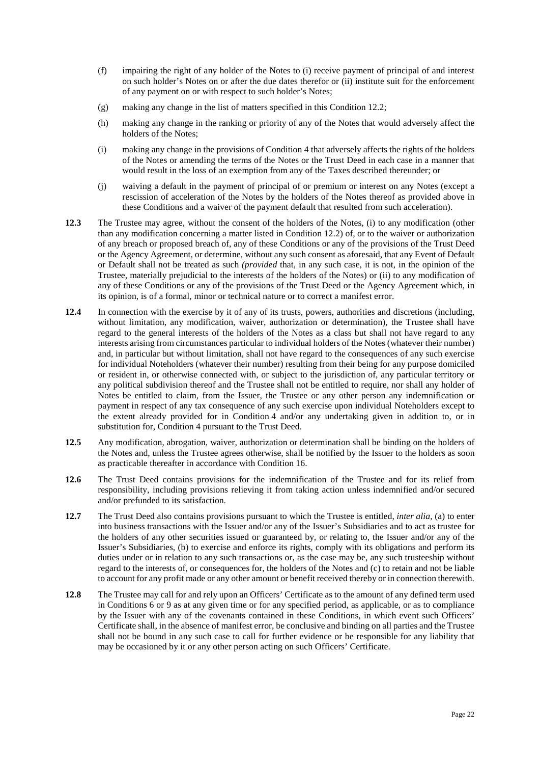(f) impairing the right of any holder of the Notes to (i) receive payment of principal of and interest on such holder's Notes on or after the due dates therefor or (ii) institute suit for the enforcement of any payment on or with respect to such holder's Notes;

(g) making any change in the list of matters specified in this Condition 12.2;

(h) making any change in the ranking or priority of any of the Notes that would adversely affect the holders of the Notes;

(i) making any change in the provisions of Condition 4 that adversely affects the rights of the holders of the Notes or amending the terms of the Notes or the Trust Deed in each case in a manner that would result in the loss of an exemption from any of the Taxes described thereunder; or

(j) waiving a default in the payment of principal of or premium or interest on any Notes (except a rescission of acceleration of the Notes by the holders of the Notes thereof as provided above in these Conditions and a waiver of the payment default that resulted from such acceleration).

**12.3** The Trustee may agree, without the consent of the holders of the Notes, (i) to any modification (other than any modification concerning a matter listed in Condition 12.2) of, or to the waiver or authorization of any breach or proposed breach of, any of these Conditions or any of the provisions of the Trust Deed or the Agency Agreement, or determine, without any such consent as aforesaid, that any Event of Default or Default shall not be treated as such *(provided* that, in any such case, it is not, in the opinion of the Trustee, materially prejudicial to the interests of the holders of the Notes) or (ii) to any modification of any of these Conditions or any of the provisions of the Trust Deed or the Agency Agreement which, in its opinion, is of a formal, minor or technical nature or to correct a manifest error.

**12.4** In connection with the exercise by it of any of its trusts, powers, authorities and discretions (including, without limitation, any modification, waiver, authorization or determination), the Trustee shall have regard to the general interests of the holders of the Notes as a class but shall not have regard to any interests arising from circumstances particular to individual holders of the Notes (whatever their number) and, in particular but without limitation, shall not have regard to the consequences of any such exercise for individual Noteholders (whatever their number) resulting from their being for any purpose domiciled or resident in, or otherwise connected with, or subject to the jurisdiction of, any particular territory or any political subdivision thereof and the Trustee shall not be entitled to require, nor shall any holder of Notes be entitled to claim, from the Issuer, the Trustee or any other person any indemnification or payment in respect of any tax consequence of any such exercise upon individual Noteholders except to the extent already provided for in Condition 4 and/or any undertaking given in addition to, or in substitution for, Condition 4 pursuant to the Trust Deed.

**12.5** Any modification, abrogation, waiver, authorization or determination shall be binding on the holders of the Notes and, unless the Trustee agrees otherwise, shall be notified by the Issuer to the holders as soon as practicable thereafter in accordance with Condition 16.

**12.6** The Trust Deed contains provisions for the indemnification of the Trustee and for its relief from responsibility, including provisions relieving it from taking action unless indemnified and/or secured and/or prefunded to its satisfaction.

**12.7** The Trust Deed also contains provisions pursuant to which the Trustee is entitled, *inter alia*, (a) to enter into business transactions with the Issuer and/or any of the Issuer's Subsidiaries and to act as trustee for the holders of any other securities issued or guaranteed by, or relating to, the Issuer and/or any of the Issuer's Subsidiaries, (b) to exercise and enforce its rights, comply with its obligations and perform its duties under or in relation to any such transactions or, as the case may be, any such trusteeship without regard to the interests of, or consequences for, the holders of the Notes and (c) to retain and not be liable to account for any profit made or any other amount or benefit received thereby or in connection therewith.

**12.8** The Trustee may call for and rely upon an Officers' Certificate as to the amount of any defined term used in Conditions 6 or 9 as at any given time or for any specified period, as applicable, or as to compliance by the Issuer with any of the covenants contained in these Conditions, in which event such Officers' Certificate shall, in the absence of manifest error, be conclusive and binding on all parties and the Trustee shall not be bound in any such case to call for further evidence or be responsible for any liability that may be occasioned by it or any other person acting on such Officers' Certificate.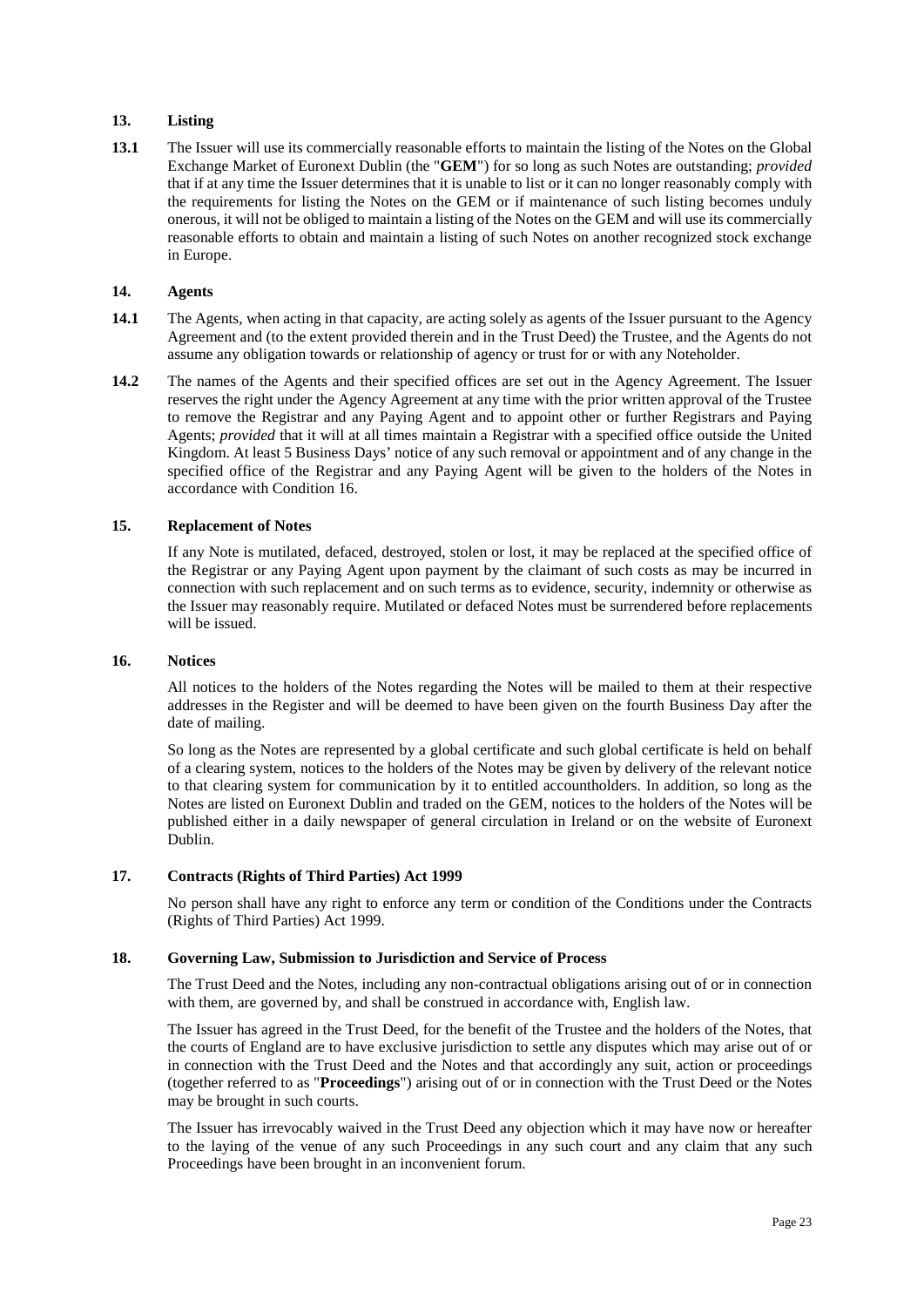## 13. Listing

**13.1** The Issuer will use its commercially reasonable efforts to maintain the listing of the Notes on the Global Exchange Market of Euronext Dublin (the "**GEM**") for so long as such Notes are outstanding; *provided* that if at any time the Issuer determines that it is unable to list or it can no longer reasonably comply with the requirements for listing the Notes on the GEM or if maintenance of such listing becomes unduly onerous, it will not be obliged to maintain a listing of the Notes on the GEM and will use its commercially reasonable efforts to obtain and maintain a listing of such Notes on another recognized stock exchange in Europe.

## 14. Agents

**14.1** The Agents, when acting in that capacity, are acting solely as agents of the Issuer pursuant to the Agency Agreement and (to the extent provided therein and in the Trust Deed) the Trustee, and the Agents do not assume any obligation towards or relationship of agency or trust for or with any Noteholder.

**14.2** The names of the Agents and their specified offices are set out in the Agency Agreement. The Issuer reserves the right under the Agency Agreement at any time with the prior written approval of the Trustee to remove the Registrar and any Paying Agent and to appoint other or further Registrars and Paying Agents; *provided* that it will at all times maintain a Registrar with a specified office outside the United Kingdom. At least 5 Business Days' notice of any such removal or appointment and of any change in the specified office of the Registrar and any Paying Agent will be given to the holders of the Notes in accordance with Condition 16.

## 15. Replacement of Notes

If any Note is mutilated, defaced, destroyed, stolen or lost, it may be replaced at the specified office of the Registrar or any Paying Agent upon payment by the claimant of such costs as may be incurred in connection with such replacement and on such terms as to evidence, security, indemnity or otherwise as the Issuer may reasonably require. Mutilated or defaced Notes must be surrendered before replacements will be issued.

## 16. Notices

All notices to the holders of the Notes regarding the Notes will be mailed to them at their respective addresses in the Register and will be deemed to have been given on the fourth Business Day after the date of mailing.

So long as the Notes are represented by a global certificate and such global certificate is held on behalf of a clearing system, notices to the holders of the Notes may be given by delivery of the relevant notice to that clearing system for communication by it to entitled accountholders. In addition, so long as the Notes are listed on Euronext Dublin and traded on the GEM, notices to the holders of the Notes will be published either in a daily newspaper of general circulation in Ireland or on the website of Euronext Dublin.

## 17. Contracts (Rights of Third Parties) Act 1999

No person shall have any right to enforce any term or condition of the Conditions under the Contracts (Rights of Third Parties) Act 1999.

## 18. Governing Law, Submission to Jurisdiction and Service of Process

The Trust Deed and the Notes, including any non-contractual obligations arising out of or in connection with them, are governed by, and shall be construed in accordance with, English law.

The Issuer has agreed in the Trust Deed, for the benefit of the Trustee and the holders of the Notes, that the courts of England are to have exclusive jurisdiction to settle any disputes which may arise out of or in connection with the Trust Deed and the Notes and that accordingly any suit, action or proceedings (together referred to as "**Proceedings**") arising out of or in connection with the Trust Deed or the Notes may be brought in such courts.

The Issuer has irrevocably waived in the Trust Deed any objection which it may have now or hereafter to the laying of the venue of any such Proceedings in any such court and any claim that any such Proceedings have been brought in an inconvenient forum.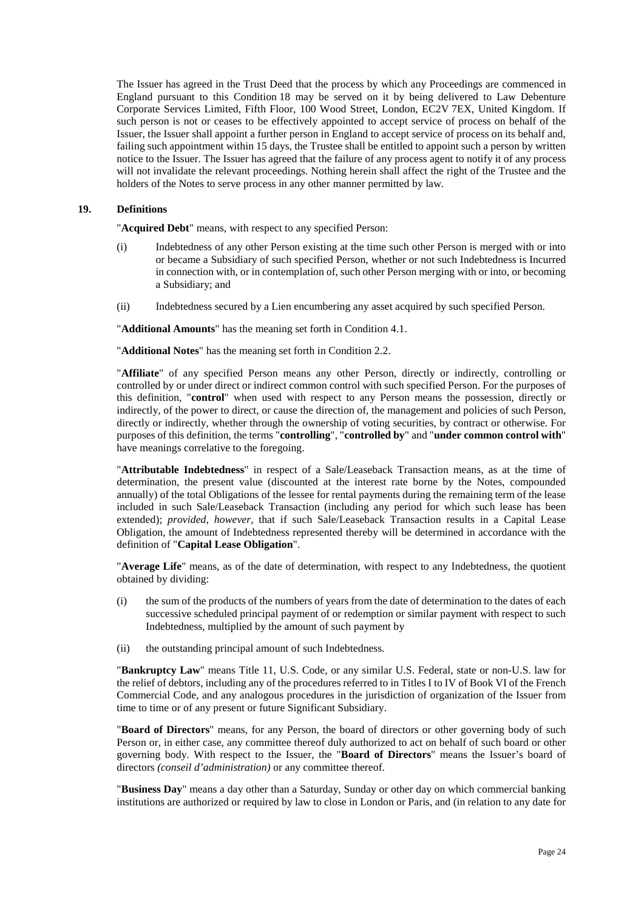The Issuer has agreed in the Trust Deed that the process by which any Proceedings are commenced in England pursuant to this Condition 18 may be served on it by being delivered to Law Debenture Corporate Services Limited, Fifth Floor, 100 Wood Street, London, EC2V 7EX, United Kingdom. If such person is not or ceases to be effectively appointed to accept service of process on behalf of the Issuer, the Issuer shall appoint a further person in England to accept service of process on its behalf and, failing such appointment within 15 days, the Trustee shall be entitled to appoint such a person by written notice to the Issuer. The Issuer has agreed that the failure of any process agent to notify it of any process will not invalidate the relevant proceedings. Nothing herein shall affect the right of the Trustee and the holders of the Notes to serve process in any other manner permitted by law.

## 19. Definitions

"**Acquired Debt**" means, with respect to any specified Person:

(i) Indebtedness of any other Person existing at the time such other Person is merged with or into or became a Subsidiary of such specified Person, whether or not such Indebtedness is Incurred in connection with, or in contemplation of, such other Person merging with or into, or becoming a Subsidiary; and

(ii) Indebtedness secured by a Lien encumbering any asset acquired by such specified Person.

"**Additional Amounts**" has the meaning set forth in Condition 4.1.

"**Additional Notes**" has the meaning set forth in Condition 2.2.

"**Affiliate**" of any specified Person means any other Person, directly or indirectly, controlling or controlled by or under direct or indirect common control with such specified Person. For the purposes of this definition, "**control**" when used with respect to any Person means the possession, directly or indirectly, of the power to direct, or cause the direction of, the management and policies of such Person, directly or indirectly, whether through the ownership of voting securities, by contract or otherwise. For purposes of this definition, the terms "**controlling**", "**controlled by**" and "**under common control with**" have meanings correlative to the foregoing.

"**Attributable Indebtedness**" in respect of a Sale/Leaseback Transaction means, as at the time of determination, the present value (discounted at the interest rate borne by the Notes, compounded annually) of the total Obligations of the lessee for rental payments during the remaining term of the lease included in such Sale/Leaseback Transaction (including any period for which such lease has been extended); *provided, however,* that if such Sale/Leaseback Transaction results in a Capital Lease Obligation, the amount of Indebtedness represented thereby will be determined in accordance with the definition of "**Capital Lease Obligation**".

"**Average Life**" means, as of the date of determination, with respect to any Indebtedness, the quotient obtained by dividing:

(i) the sum of the products of the numbers of years from the date of determination to the dates of each successive scheduled principal payment of or redemption or similar payment with respect to such Indebtedness, multiplied by the amount of such payment by

(ii) the outstanding principal amount of such Indebtedness.

"**Bankruptcy Law**" means Title 11, U.S. Code, or any similar U.S. Federal, state or non-U.S. law for the relief of debtors, including any of the procedures referred to in Titles I to IV of Book VI of the French Commercial Code, and any analogous procedures in the jurisdiction of organization of the Issuer from time to time or of any present or future Significant Subsidiary.

"**Board of Directors**" means, for any Person, the board of directors or other governing body of such Person or, in either case, any committee thereof duly authorized to act on behalf of such board or other governing body. With respect to the Issuer, the "**Board of Directors**" means the Issuer's board of directors *(conseil d'administration)* or any committee thereof.

"**Business Day**" means a day other than a Saturday, Sunday or other day on which commercial banking institutions are authorized or required by law to close in London or Paris, and (in relation to any date for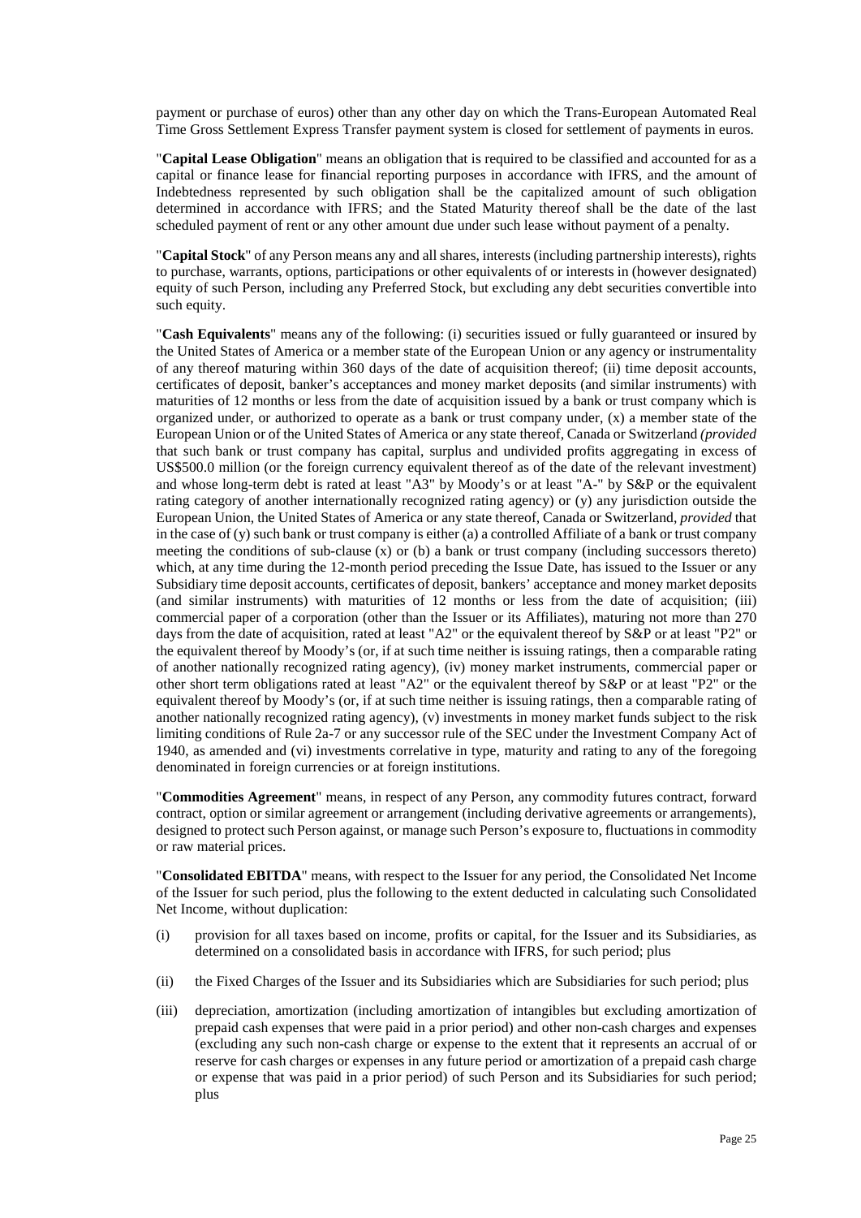payment or purchase of euros) other than any other day on which the Trans-European Automated Real Time Gross Settlement Express Transfer payment system is closed for settlement of payments in euros.

"**Capital Lease Obligation**" means an obligation that is required to be classified and accounted for as a capital or finance lease for financial reporting purposes in accordance with IFRS, and the amount of Indebtedness represented by such obligation shall be the capitalized amount of such obligation determined in accordance with IFRS; and the Stated Maturity thereof shall be the date of the last scheduled payment of rent or any other amount due under such lease without payment of a penalty.

"**Capital Stock**" of any Person means any and all shares, interests (including partnership interests), rights to purchase, warrants, options, participations or other equivalents of or interests in (however designated) equity of such Person, including any Preferred Stock, but excluding any debt securities convertible into such equity.

"**Cash Equivalents**" means any of the following: (i) securities issued or fully guaranteed or insured by the United States of America or a member state of the European Union or any agency or instrumentality of any thereof maturing within 360 days of the date of acquisition thereof; (ii) time deposit accounts, certificates of deposit, banker's acceptances and money market deposits (and similar instruments) with maturities of 12 months or less from the date of acquisition issued by a bank or trust company which is organized under, or authorized to operate as a bank or trust company under, (x) a member state of the European Union or of the United States of America or any state thereof, Canada or Switzerland *(provided* that such bank or trust company has capital, surplus and undivided profits aggregating in excess of US$500.0 million (or the foreign currency equivalent thereof as of the date of the relevant investment) and whose long-term debt is rated at least "A3" by Moody's or at least "A-" by S&P or the equivalent rating category of another internationally recognized rating agency) or (y) any jurisdiction outside the European Union, the United States of America or any state thereof, Canada or Switzerland, *provided* that in the case of (y) such bank or trust company is either (a) a controlled Affiliate of a bank or trust company meeting the conditions of sub-clause (x) or (b) a bank or trust company (including successors thereto) which, at any time during the 12-month period preceding the Issue Date, has issued to the Issuer or any Subsidiary time deposit accounts, certificates of deposit, bankers' acceptance and money market deposits (and similar instruments) with maturities of 12 months or less from the date of acquisition; (iii) commercial paper of a corporation (other than the Issuer or its Affiliates), maturing not more than 270 days from the date of acquisition, rated at least "A2" or the equivalent thereof by S&P or at least "P2" or the equivalent thereof by Moody's (or, if at such time neither is issuing ratings, then a comparable rating of another nationally recognized rating agency), (iv) money market instruments, commercial paper or other short term obligations rated at least "A2" or the equivalent thereof by S&P or at least "P2" or the equivalent thereof by Moody's (or, if at such time neither is issuing ratings, then a comparable rating of another nationally recognized rating agency), (v) investments in money market funds subject to the risk limiting conditions of Rule 2a-7 or any successor rule of the SEC under the Investment Company Act of 1940, as amended and (vi) investments correlative in type, maturity and rating to any of the foregoing denominated in foreign currencies or at foreign institutions.

"**Commodities Agreement**" means, in respect of any Person, any commodity futures contract, forward contract, option or similar agreement or arrangement (including derivative agreements or arrangements), designed to protect such Person against, or manage such Person's exposure to, fluctuations in commodity or raw material prices.

"**Consolidated EBITDA**" means, with respect to the Issuer for any period, the Consolidated Net Income of the Issuer for such period, plus the following to the extent deducted in calculating such Consolidated Net Income, without duplication:

(i) provision for all taxes based on income, profits or capital, for the Issuer and its Subsidiaries, as determined on a consolidated basis in accordance with IFRS, for such period; plus

(ii) the Fixed Charges of the Issuer and its Subsidiaries which are Subsidiaries for such period; plus

(iii) depreciation, amortization (including amortization of intangibles but excluding amortization of prepaid cash expenses that were paid in a prior period) and other non-cash charges and expenses (excluding any such non-cash charge or expense to the extent that it represents an accrual of or reserve for cash charges or expenses in any future period or amortization of a prepaid cash charge or expense that was paid in a prior period) of such Person and its Subsidiaries for such period; plus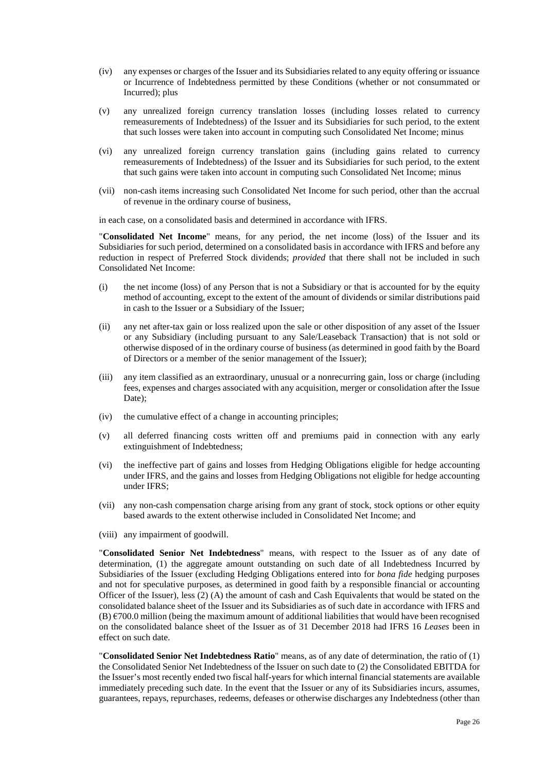(iv) any expenses or charges of the Issuer and its Subsidiaries related to any equity offering or issuance or Incurrence of Indebtedness permitted by these Conditions (whether or not consummated or Incurred); plus

(v) any unrealized foreign currency translation losses (including losses related to currency remeasurements of Indebtedness) of the Issuer and its Subsidiaries for such period, to the extent that such losses were taken into account in computing such Consolidated Net Income; minus

(vi) any unrealized foreign currency translation gains (including gains related to currency remeasurements of Indebtedness) of the Issuer and its Subsidiaries for such period, to the extent that such gains were taken into account in computing such Consolidated Net Income; minus

(vii) non-cash items increasing such Consolidated Net Income for such period, other than the accrual of revenue in the ordinary course of business,

in each case, on a consolidated basis and determined in accordance with IFRS.

"**Consolidated Net Income**" means, for any period, the net income (loss) of the Issuer and its Subsidiaries for such period, determined on a consolidated basis in accordance with IFRS and before any reduction in respect of Preferred Stock dividends; *provided* that there shall not be included in such Consolidated Net Income:

(i) the net income (loss) of any Person that is not a Subsidiary or that is accounted for by the equity method of accounting, except to the extent of the amount of dividends or similar distributions paid in cash to the Issuer or a Subsidiary of the Issuer;

(ii) any net after-tax gain or loss realized upon the sale or other disposition of any asset of the Issuer or any Subsidiary (including pursuant to any Sale/Leaseback Transaction) that is not sold or otherwise disposed of in the ordinary course of business (as determined in good faith by the Board of Directors or a member of the senior management of the Issuer);

(iii) any item classified as an extraordinary, unusual or a nonrecurring gain, loss or charge (including fees, expenses and charges associated with any acquisition, merger or consolidation after the Issue Date);

(iv) the cumulative effect of a change in accounting principles;

(v) all deferred financing costs written off and premiums paid in connection with any early extinguishment of Indebtedness;

(vi) the ineffective part of gains and losses from Hedging Obligations eligible for hedge accounting under IFRS, and the gains and losses from Hedging Obligations not eligible for hedge accounting under IFRS;

(vii) any non-cash compensation charge arising from any grant of stock, stock options or other equity based awards to the extent otherwise included in Consolidated Net Income; and

(viii) any impairment of goodwill.

"**Consolidated Senior Net Indebtedness**" means, with respect to the Issuer as of any date of determination, (1) the aggregate amount outstanding on such date of all Indebtedness Incurred by Subsidiaries of the Issuer (excluding Hedging Obligations entered into for *bona fide* hedging purposes and not for speculative purposes, as determined in good faith by a responsible financial or accounting Officer of the Issuer), less (2) (A) the amount of cash and Cash Equivalents that would be stated on the consolidated balance sheet of the Issuer and its Subsidiaries as of such date in accordance with IFRS and (B) €700.0 million (being the maximum amount of additional liabilities that would have been recognised on the consolidated balance sheet of the Issuer as of 31 December 2018 had IFRS 16 *Leases* been in effect on such date.

"**Consolidated Senior Net Indebtedness Ratio**" means, as of any date of determination, the ratio of (1) the Consolidated Senior Net Indebtedness of the Issuer on such date to (2) the Consolidated EBITDA for the Issuer's most recently ended two fiscal half-years for which internal financial statements are available immediately preceding such date. In the event that the Issuer or any of its Subsidiaries incurs, assumes, guarantees, repays, repurchases, redeems, defeases or otherwise discharges any Indebtedness (other than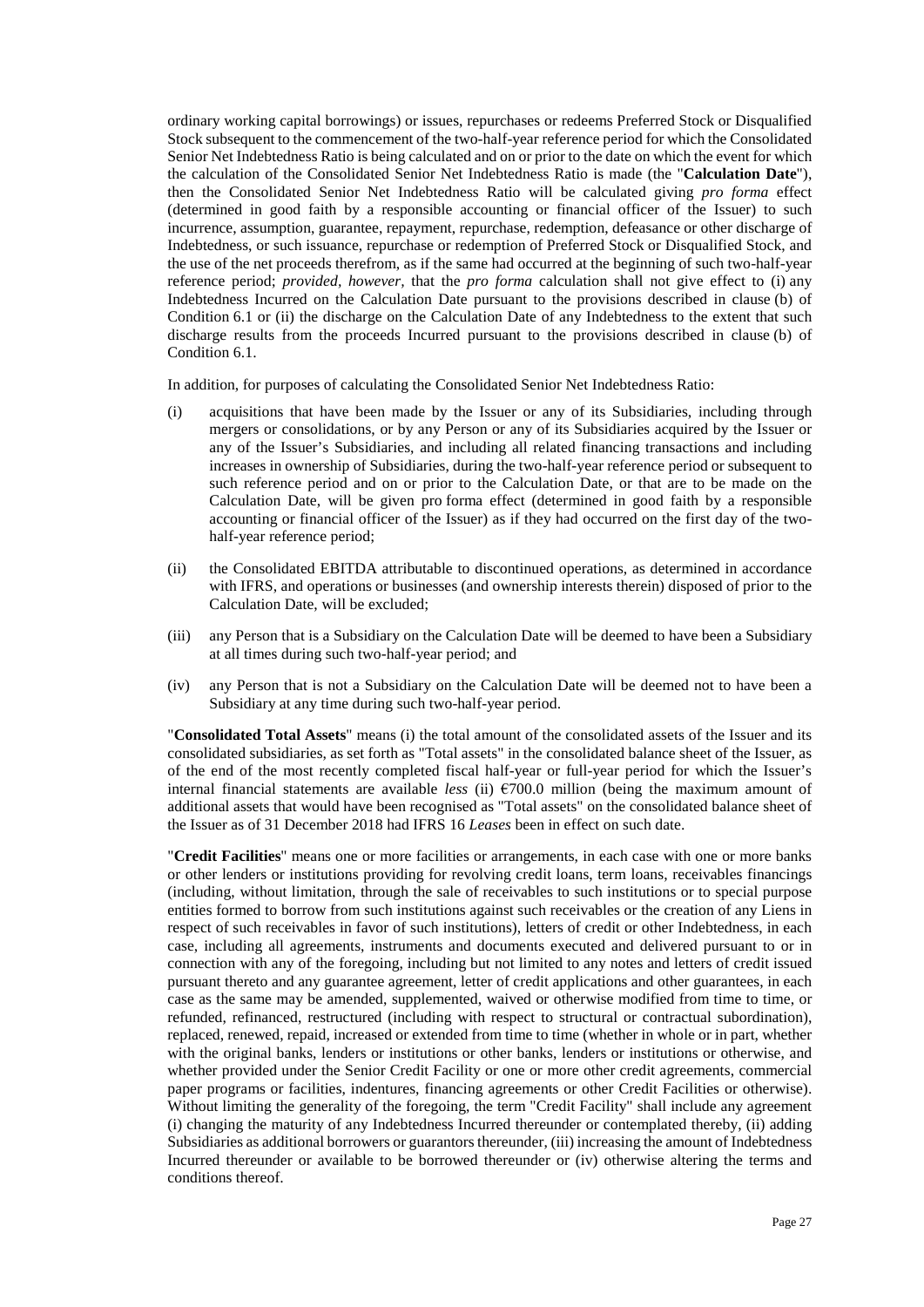ordinary working capital borrowings) or issues, repurchases or redeems Preferred Stock or Disqualified Stock subsequent to the commencement of the two-half-year reference period for which the Consolidated Senior Net Indebtedness Ratio is being calculated and on or prior to the date on which the event for which the calculation of the Consolidated Senior Net Indebtedness Ratio is made (the "**Calculation Date**"), then the Consolidated Senior Net Indebtedness Ratio will be calculated giving *pro forma* effect (determined in good faith by a responsible accounting or financial officer of the Issuer) to such incurrence, assumption, guarantee, repayment, repurchase, redemption, defeasance or other discharge of Indebtedness, or such issuance, repurchase or redemption of Preferred Stock or Disqualified Stock, and the use of the net proceeds therefrom, as if the same had occurred at the beginning of such two-half-year reference period; *provided*, *however*, that the *pro forma* calculation shall not give effect to (i) any Indebtedness Incurred on the Calculation Date pursuant to the provisions described in clause (b) of Condition 6.1 or (ii) the discharge on the Calculation Date of any Indebtedness to the extent that such discharge results from the proceeds Incurred pursuant to the provisions described in clause (b) of Condition 6.1.

In addition, for purposes of calculating the Consolidated Senior Net Indebtedness Ratio:

(i) acquisitions that have been made by the Issuer or any of its Subsidiaries, including through mergers or consolidations, or by any Person or any of its Subsidiaries acquired by the Issuer or any of the Issuer's Subsidiaries, and including all related financing transactions and including increases in ownership of Subsidiaries, during the two-half-year reference period or subsequent to such reference period and on or prior to the Calculation Date, or that are to be made on the Calculation Date, will be given pro forma effect (determined in good faith by a responsible accounting or financial officer of the Issuer) as if they had occurred on the first day of the two-half-year reference period;

(ii) the Consolidated EBITDA attributable to discontinued operations, as determined in accordance with IFRS, and operations or businesses (and ownership interests therein) disposed of prior to the Calculation Date, will be excluded;

(iii) any Person that is a Subsidiary on the Calculation Date will be deemed to have been a Subsidiary at all times during such two-half-year period; and

(iv) any Person that is not a Subsidiary on the Calculation Date will be deemed not to have been a Subsidiary at any time during such two-half-year period.

"**Consolidated Total Assets**" means (i) the total amount of the consolidated assets of the Issuer and its consolidated subsidiaries, as set forth as "Total assets" in the consolidated balance sheet of the Issuer, as of the end of the most recently completed fiscal half-year or full-year period for which the Issuer's internal financial statements are available *less* (ii) €700.0 million (being the maximum amount of additional assets that would have been recognised as "Total assets" on the consolidated balance sheet of the Issuer as of 31 December 2018 had IFRS 16 *Leases* been in effect on such date.

"**Credit Facilities**" means one or more facilities or arrangements, in each case with one or more banks or other lenders or institutions providing for revolving credit loans, term loans, receivables financings (including, without limitation, through the sale of receivables to such institutions or to special purpose entities formed to borrow from such institutions against such receivables or the creation of any Liens in respect of such receivables in favor of such institutions), letters of credit or other Indebtedness, in each case, including all agreements, instruments and documents executed and delivered pursuant to or in connection with any of the foregoing, including but not limited to any notes and letters of credit issued pursuant thereto and any guarantee agreement, letter of credit applications and other guarantees, in each case as the same may be amended, supplemented, waived or otherwise modified from time to time, or refunded, refinanced, restructured (including with respect to structural or contractual subordination), replaced, renewed, repaid, increased or extended from time to time (whether in whole or in part, whether with the original banks, lenders or institutions or other banks, lenders or institutions or otherwise, and whether provided under the Senior Credit Facility or one or more other credit agreements, commercial paper programs or facilities, indentures, financing agreements or other Credit Facilities or otherwise). Without limiting the generality of the foregoing, the term "Credit Facility" shall include any agreement (i) changing the maturity of any Indebtedness Incurred thereunder or contemplated thereby, (ii) adding Subsidiaries as additional borrowers or guarantors thereunder, (iii) increasing the amount of Indebtedness Incurred thereunder or available to be borrowed thereunder or (iv) otherwise altering the terms and conditions thereof.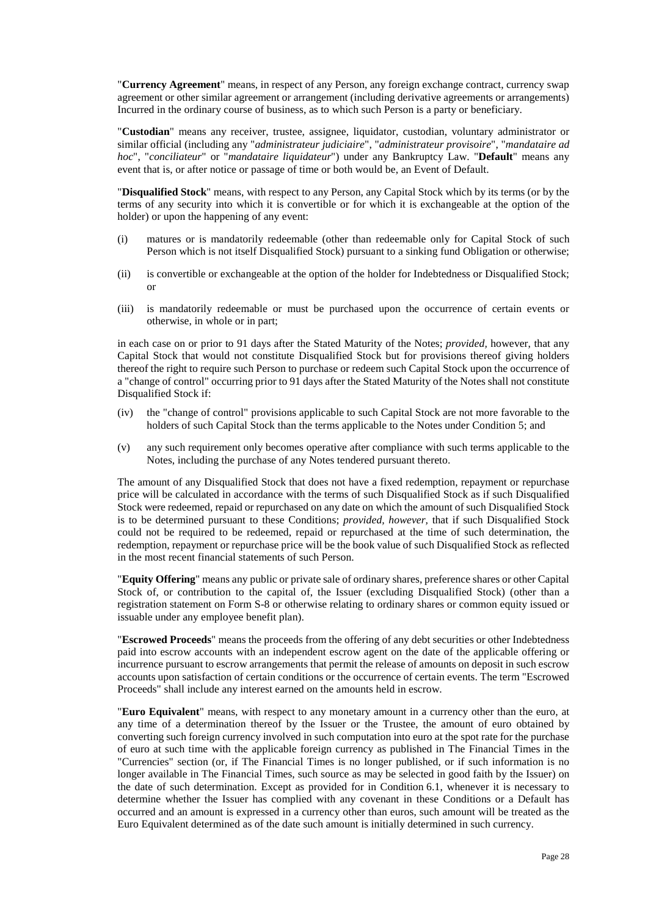"**Currency Agreement**" means, in respect of any Person, any foreign exchange contract, currency swap agreement or other similar agreement or arrangement (including derivative agreements or arrangements) Incurred in the ordinary course of business, as to which such Person is a party or beneficiary.

"**Custodian**" means any receiver, trustee, assignee, liquidator, custodian, voluntary administrator or similar official (including any "*administrateur judiciaire*", "*administrateur provisoire*", "*mandataire ad hoc*", "*conciliateur*" or "*mandataire liquidateur*") under any Bankruptcy Law. "**Default**" means any event that is, or after notice or passage of time or both would be, an Event of Default.

"**Disqualified Stock**" means, with respect to any Person, any Capital Stock which by its terms (or by the terms of any security into which it is convertible or for which it is exchangeable at the option of the holder) or upon the happening of any event:

(i) matures or is mandatorily redeemable (other than redeemable only for Capital Stock of such Person which is not itself Disqualified Stock) pursuant to a sinking fund Obligation or otherwise;

(ii) is convertible or exchangeable at the option of the holder for Indebtedness or Disqualified Stock; or

(iii) is mandatorily redeemable or must be purchased upon the occurrence of certain events or otherwise, in whole or in part;

in each case on or prior to 91 days after the Stated Maturity of the Notes; *provided,* however, that any Capital Stock that would not constitute Disqualified Stock but for provisions thereof giving holders thereof the right to require such Person to purchase or redeem such Capital Stock upon the occurrence of a "change of control" occurring prior to 91 days after the Stated Maturity of the Notes shall not constitute Disqualified Stock if:

(iv) the "change of control" provisions applicable to such Capital Stock are not more favorable to the holders of such Capital Stock than the terms applicable to the Notes under Condition 5; and

(v) any such requirement only becomes operative after compliance with such terms applicable to the Notes, including the purchase of any Notes tendered pursuant thereto.

The amount of any Disqualified Stock that does not have a fixed redemption, repayment or repurchase price will be calculated in accordance with the terms of such Disqualified Stock as if such Disqualified Stock were redeemed, repaid or repurchased on any date on which the amount of such Disqualified Stock is to be determined pursuant to these Conditions; *provided, however,* that if such Disqualified Stock could not be required to be redeemed, repaid or repurchased at the time of such determination, the redemption, repayment or repurchase price will be the book value of such Disqualified Stock as reflected in the most recent financial statements of such Person.

"**Equity Offering**" means any public or private sale of ordinary shares, preference shares or other Capital Stock of, or contribution to the capital of, the Issuer (excluding Disqualified Stock) (other than a registration statement on Form S-8 or otherwise relating to ordinary shares or common equity issued or issuable under any employee benefit plan).

"**Escrowed Proceeds**" means the proceeds from the offering of any debt securities or other Indebtedness paid into escrow accounts with an independent escrow agent on the date of the applicable offering or incurrence pursuant to escrow arrangements that permit the release of amounts on deposit in such escrow accounts upon satisfaction of certain conditions or the occurrence of certain events. The term "Escrowed Proceeds" shall include any interest earned on the amounts held in escrow.

"**Euro Equivalent**" means, with respect to any monetary amount in a currency other than the euro, at any time of a determination thereof by the Issuer or the Trustee, the amount of euro obtained by converting such foreign currency involved in such computation into euro at the spot rate for the purchase of euro at such time with the applicable foreign currency as published in The Financial Times in the "Currencies" section (or, if The Financial Times is no longer published, or if such information is no longer available in The Financial Times, such source as may be selected in good faith by the Issuer) on the date of such determination. Except as provided for in Condition 6.1, whenever it is necessary to determine whether the Issuer has complied with any covenant in these Conditions or a Default has occurred and an amount is expressed in a currency other than euros, such amount will be treated as the Euro Equivalent determined as of the date such amount is initially determined in such currency.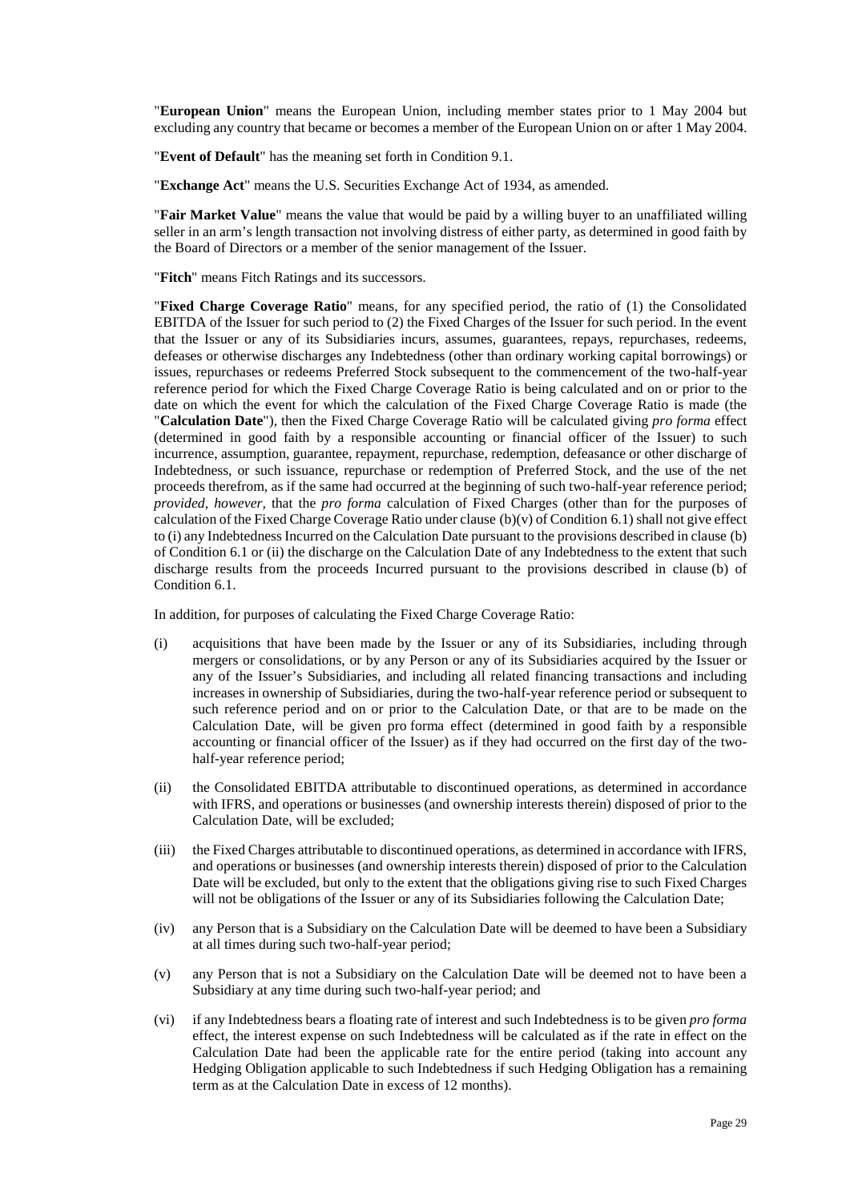"**European Union**" means the European Union, including member states prior to 1 May 2004 but excluding any country that became or becomes a member of the European Union on or after 1 May 2004.

"**Event of Default**" has the meaning set forth in Condition 9.1.

"**Exchange Act**" means the U.S. Securities Exchange Act of 1934, as amended.

"**Fair Market Value**" means the value that would be paid by a willing buyer to an unaffiliated willing seller in an arm's length transaction not involving distress of either party, as determined in good faith by the Board of Directors or a member of the senior management of the Issuer.

"**Fitch**" means Fitch Ratings and its successors.

"**Fixed Charge Coverage Ratio**" means, for any specified period, the ratio of (1) the Consolidated EBITDA of the Issuer for such period to (2) the Fixed Charges of the Issuer for such period. In the event that the Issuer or any of its Subsidiaries incurs, assumes, guarantees, repays, repurchases, redeems, defeases or otherwise discharges any Indebtedness (other than ordinary working capital borrowings) or issues, repurchases or redeems Preferred Stock subsequent to the commencement of the two-half-year reference period for which the Fixed Charge Coverage Ratio is being calculated and on or prior to the date on which the event for which the calculation of the Fixed Charge Coverage Ratio is made (the "**Calculation Date**"), then the Fixed Charge Coverage Ratio will be calculated giving *pro forma* effect (determined in good faith by a responsible accounting or financial officer of the Issuer) to such incurrence, assumption, guarantee, repayment, repurchase, redemption, defeasance or other discharge of Indebtedness, or such issuance, repurchase or redemption of Preferred Stock, and the use of the net proceeds therefrom, as if the same had occurred at the beginning of such two-half-year reference period; *provided, however,* that the *pro forma* calculation of Fixed Charges (other than for the purposes of calculation of the Fixed Charge Coverage Ratio under clause (b)(v) of Condition 6.1) shall not give effect to (i) any Indebtedness Incurred on the Calculation Date pursuant to the provisions described in clause (b) of Condition 6.1 or (ii) the discharge on the Calculation Date of any Indebtedness to the extent that such discharge results from the proceeds Incurred pursuant to the provisions described in clause (b) of Condition 6.1.

In addition, for purposes of calculating the Fixed Charge Coverage Ratio:

(i) acquisitions that have been made by the Issuer or any of its Subsidiaries, including through mergers or consolidations, or by any Person or any of its Subsidiaries acquired by the Issuer or any of the Issuer's Subsidiaries, and including all related financing transactions and including increases in ownership of Subsidiaries, during the two-half-year reference period or subsequent to such reference period and on or prior to the Calculation Date, or that are to be made on the Calculation Date, will be given pro forma effect (determined in good faith by a responsible accounting or financial officer of the Issuer) as if they had occurred on the first day of the two-half-year reference period;

(ii) the Consolidated EBITDA attributable to discontinued operations, as determined in accordance with IFRS, and operations or businesses (and ownership interests therein) disposed of prior to the Calculation Date, will be excluded;

(iii) the Fixed Charges attributable to discontinued operations, as determined in accordance with IFRS, and operations or businesses (and ownership interests therein) disposed of prior to the Calculation Date will be excluded, but only to the extent that the obligations giving rise to such Fixed Charges will not be obligations of the Issuer or any of its Subsidiaries following the Calculation Date;

(iv) any Person that is a Subsidiary on the Calculation Date will be deemed to have been a Subsidiary at all times during such two-half-year period;

(v) any Person that is not a Subsidiary on the Calculation Date will be deemed not to have been a Subsidiary at any time during such two-half-year period; and

(vi) if any Indebtedness bears a floating rate of interest and such Indebtedness is to be given *pro forma* effect, the interest expense on such Indebtedness will be calculated as if the rate in effect on the Calculation Date had been the applicable rate for the entire period (taking into account any Hedging Obligation applicable to such Indebtedness if such Hedging Obligation has a remaining term as at the Calculation Date in excess of 12 months).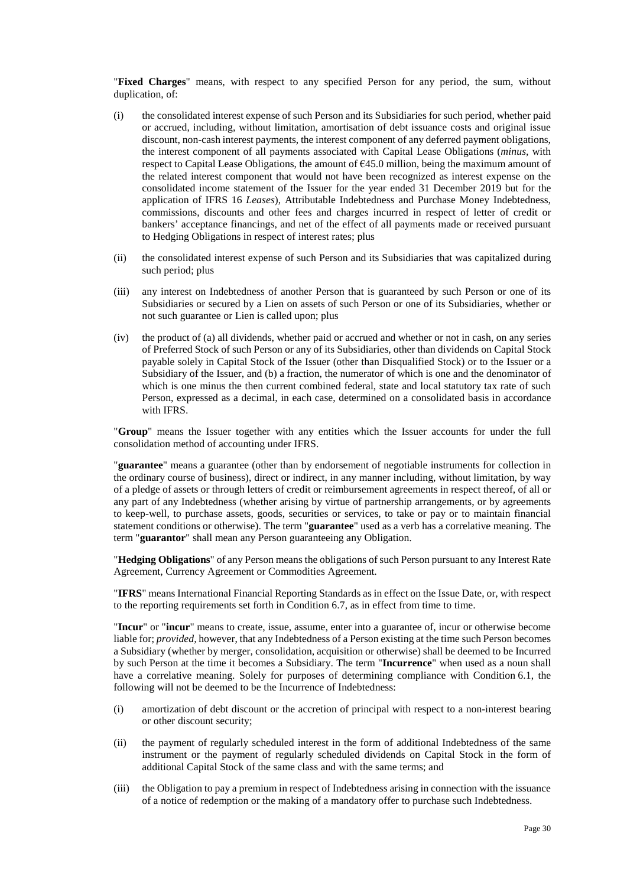"**Fixed Charges**" means, with respect to any specified Person for any period, the sum, without duplication, of:

(i) the consolidated interest expense of such Person and its Subsidiaries for such period, whether paid or accrued, including, without limitation, amortisation of debt issuance costs and original issue discount, non-cash interest payments, the interest component of any deferred payment obligations, the interest component of all payments associated with Capital Lease Obligations (*minus*, with respect to Capital Lease Obligations, the amount of €45.0 million, being the maximum amount of the related interest component that would not have been recognized as interest expense on the consolidated income statement of the Issuer for the year ended 31 December 2019 but for the application of IFRS 16 *Leases*), Attributable Indebtedness and Purchase Money Indebtedness, commissions, discounts and other fees and charges incurred in respect of letter of credit or bankers' acceptance financings, and net of the effect of all payments made or received pursuant to Hedging Obligations in respect of interest rates; plus

(ii) the consolidated interest expense of such Person and its Subsidiaries that was capitalized during such period; plus

(iii) any interest on Indebtedness of another Person that is guaranteed by such Person or one of its Subsidiaries or secured by a Lien on assets of such Person or one of its Subsidiaries, whether or not such guarantee or Lien is called upon; plus

(iv) the product of (a) all dividends, whether paid or accrued and whether or not in cash, on any series of Preferred Stock of such Person or any of its Subsidiaries, other than dividends on Capital Stock payable solely in Capital Stock of the Issuer (other than Disqualified Stock) or to the Issuer or a Subsidiary of the Issuer, and (b) a fraction, the numerator of which is one and the denominator of which is one minus the then current combined federal, state and local statutory tax rate of such Person, expressed as a decimal, in each case, determined on a consolidated basis in accordance with IFRS.

"**Group**" means the Issuer together with any entities which the Issuer accounts for under the full consolidation method of accounting under IFRS.

"**guarantee**" means a guarantee (other than by endorsement of negotiable instruments for collection in the ordinary course of business), direct or indirect, in any manner including, without limitation, by way of a pledge of assets or through letters of credit or reimbursement agreements in respect thereof, of all or any part of any Indebtedness (whether arising by virtue of partnership arrangements, or by agreements to keep-well, to purchase assets, goods, securities or services, to take or pay or to maintain financial statement conditions or otherwise). The term "**guarantee**" used as a verb has a correlative meaning. The term "**guarantor**" shall mean any Person guaranteeing any Obligation.

"**Hedging Obligations**" of any Person means the obligations of such Person pursuant to any Interest Rate Agreement, Currency Agreement or Commodities Agreement.

"**IFRS**" means International Financial Reporting Standards as in effect on the Issue Date, or, with respect to the reporting requirements set forth in Condition 6.7, as in effect from time to time.

"**Incur**" or "**incur**" means to create, issue, assume, enter into a guarantee of, incur or otherwise become liable for; *provided*, however, that any Indebtedness of a Person existing at the time such Person becomes a Subsidiary (whether by merger, consolidation, acquisition or otherwise) shall be deemed to be Incurred by such Person at the time it becomes a Subsidiary. The term "**Incurrence**" when used as a noun shall have a correlative meaning. Solely for purposes of determining compliance with Condition 6.1, the following will not be deemed to be the Incurrence of Indebtedness:

(i) amortization of debt discount or the accretion of principal with respect to a non-interest bearing or other discount security;

(ii) the payment of regularly scheduled interest in the form of additional Indebtedness of the same instrument or the payment of regularly scheduled dividends on Capital Stock in the form of additional Capital Stock of the same class and with the same terms; and

(iii) the Obligation to pay a premium in respect of Indebtedness arising in connection with the issuance of a notice of redemption or the making of a mandatory offer to purchase such Indebtedness.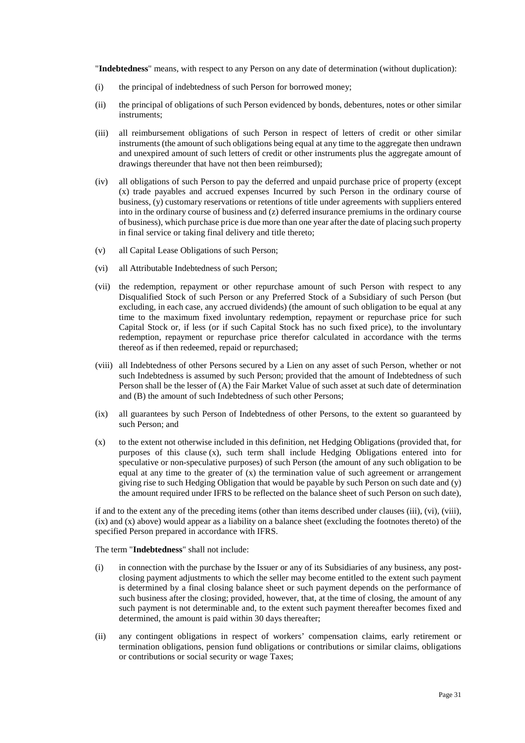"**Indebtedness**" means, with respect to any Person on any date of determination (without duplication):

(i) the principal of indebtedness of such Person for borrowed money;

(ii) the principal of obligations of such Person evidenced by bonds, debentures, notes or other similar instruments;

(iii) all reimbursement obligations of such Person in respect of letters of credit or other similar instruments (the amount of such obligations being equal at any time to the aggregate then undrawn and unexpired amount of such letters of credit or other instruments plus the aggregate amount of drawings thereunder that have not then been reimbursed);

(iv) all obligations of such Person to pay the deferred and unpaid purchase price of property (except (x) trade payables and accrued expenses Incurred by such Person in the ordinary course of business, (y) customary reservations or retentions of title under agreements with suppliers entered into in the ordinary course of business and (z) deferred insurance premiums in the ordinary course of business), which purchase price is due more than one year after the date of placing such property in final service or taking final delivery and title thereto;

(v) all Capital Lease Obligations of such Person;

(vi) all Attributable Indebtedness of such Person;

(vii) the redemption, repayment or other repurchase amount of such Person with respect to any Disqualified Stock of such Person or any Preferred Stock of a Subsidiary of such Person (but excluding, in each case, any accrued dividends) (the amount of such obligation to be equal at any time to the maximum fixed involuntary redemption, repayment or repurchase price for such Capital Stock or, if less (or if such Capital Stock has no such fixed price), to the involuntary redemption, repayment or repurchase price therefor calculated in accordance with the terms thereof as if then redeemed, repaid or repurchased;

(viii) all Indebtedness of other Persons secured by a Lien on any asset of such Person, whether or not such Indebtedness is assumed by such Person; provided that the amount of Indebtedness of such Person shall be the lesser of (A) the Fair Market Value of such asset at such date of determination and (B) the amount of such Indebtedness of such other Persons;

(ix) all guarantees by such Person of Indebtedness of other Persons, to the extent so guaranteed by such Person; and

(x) to the extent not otherwise included in this definition, net Hedging Obligations (provided that, for purposes of this clause (x), such term shall include Hedging Obligations entered into for speculative or non-speculative purposes) of such Person (the amount of any such obligation to be equal at any time to the greater of (x) the termination value of such agreement or arrangement giving rise to such Hedging Obligation that would be payable by such Person on such date and (y) the amount required under IFRS to be reflected on the balance sheet of such Person on such date),

if and to the extent any of the preceding items (other than items described under clauses (iii), (vi), (viii), (ix) and (x) above) would appear as a liability on a balance sheet (excluding the footnotes thereto) of the specified Person prepared in accordance with IFRS.

The term "**Indebtedness**" shall not include:

(i) in connection with the purchase by the Issuer or any of its Subsidiaries of any business, any post-closing payment adjustments to which the seller may become entitled to the extent such payment is determined by a final closing balance sheet or such payment depends on the performance of such business after the closing; provided, however, that, at the time of closing, the amount of any such payment is not determinable and, to the extent such payment thereafter becomes fixed and determined, the amount is paid within 30 days thereafter;

(ii) any contingent obligations in respect of workers' compensation claims, early retirement or termination obligations, pension fund obligations or contributions or similar claims, obligations or contributions or social security or wage Taxes;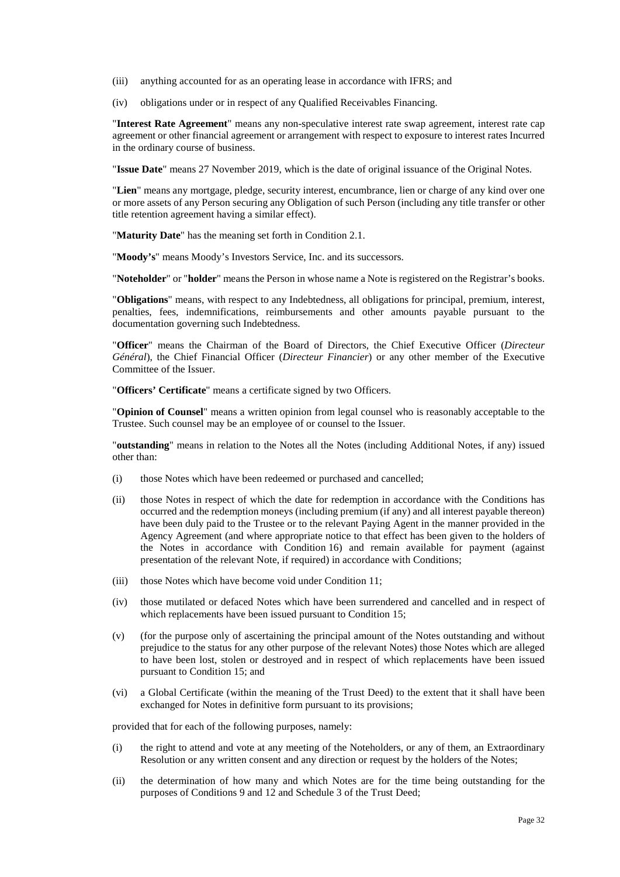(iii) anything accounted for as an operating lease in accordance with IFRS; and

(iv) obligations under or in respect of any Qualified Receivables Financing.

"**Interest Rate Agreement**" means any non-speculative interest rate swap agreement, interest rate cap agreement or other financial agreement or arrangement with respect to exposure to interest rates Incurred in the ordinary course of business.

"**Issue Date**" means 27 November 2019, which is the date of original issuance of the Original Notes.

"**Lien**" means any mortgage, pledge, security interest, encumbrance, lien or charge of any kind over one or more assets of any Person securing any Obligation of such Person (including any title transfer or other title retention agreement having a similar effect).

"**Maturity Date**" has the meaning set forth in Condition 2.1.

"**Moody's**" means Moody's Investors Service, Inc. and its successors.

"**Noteholder**" or "**holder**" means the Person in whose name a Note is registered on the Registrar's books.

"**Obligations**" means, with respect to any Indebtedness, all obligations for principal, premium, interest, penalties, fees, indemnifications, reimbursements and other amounts payable pursuant to the documentation governing such Indebtedness.

"**Officer**" means the Chairman of the Board of Directors, the Chief Executive Officer (*Directeur Général*), the Chief Financial Officer (*Directeur Financier*) or any other member of the Executive Committee of the Issuer.

"**Officers' Certificate**" means a certificate signed by two Officers.

"**Opinion of Counsel**" means a written opinion from legal counsel who is reasonably acceptable to the Trustee. Such counsel may be an employee of or counsel to the Issuer.

"**outstanding**" means in relation to the Notes all the Notes (including Additional Notes, if any) issued other than:

(i) those Notes which have been redeemed or purchased and cancelled;

(ii) those Notes in respect of which the date for redemption in accordance with the Conditions has occurred and the redemption moneys (including premium (if any) and all interest payable thereon) have been duly paid to the Trustee or to the relevant Paying Agent in the manner provided in the Agency Agreement (and where appropriate notice to that effect has been given to the holders of the Notes in accordance with Condition 16) and remain available for payment (against presentation of the relevant Note, if required) in accordance with Conditions;

(iii) those Notes which have become void under Condition 11;

(iv) those mutilated or defaced Notes which have been surrendered and cancelled and in respect of which replacements have been issued pursuant to Condition 15;

(v) (for the purpose only of ascertaining the principal amount of the Notes outstanding and without prejudice to the status for any other purpose of the relevant Notes) those Notes which are alleged to have been lost, stolen or destroyed and in respect of which replacements have been issued pursuant to Condition 15; and

(vi) a Global Certificate (within the meaning of the Trust Deed) to the extent that it shall have been exchanged for Notes in definitive form pursuant to its provisions;

provided that for each of the following purposes, namely:

(i) the right to attend and vote at any meeting of the Noteholders, or any of them, an Extraordinary Resolution or any written consent and any direction or request by the holders of the Notes;

(ii) the determination of how many and which Notes are for the time being outstanding for the purposes of Conditions 9 and 12 and Schedule 3 of the Trust Deed;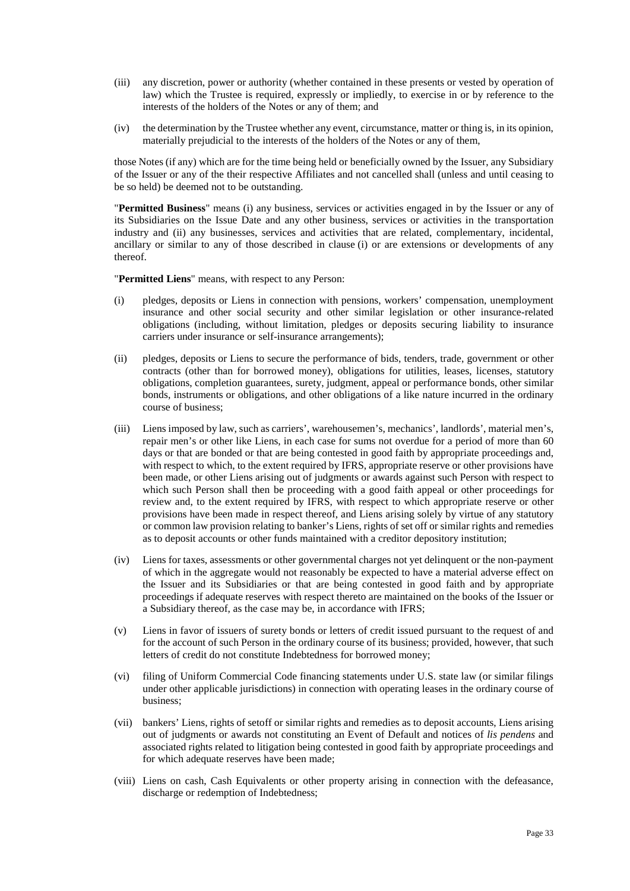(iii) any discretion, power or authority (whether contained in these presents or vested by operation of law) which the Trustee is required, expressly or impliedly, to exercise in or by reference to the interests of the holders of the Notes or any of them; and

(iv) the determination by the Trustee whether any event, circumstance, matter or thing is, in its opinion, materially prejudicial to the interests of the holders of the Notes or any of them,

those Notes (if any) which are for the time being held or beneficially owned by the Issuer, any Subsidiary of the Issuer or any of the their respective Affiliates and not cancelled shall (unless and until ceasing to be so held) be deemed not to be outstanding.

"**Permitted Business**" means (i) any business, services or activities engaged in by the Issuer or any of its Subsidiaries on the Issue Date and any other business, services or activities in the transportation industry and (ii) any businesses, services and activities that are related, complementary, incidental, ancillary or similar to any of those described in clause (i) or are extensions or developments of any thereof.

"**Permitted Liens**" means, with respect to any Person:

(i) pledges, deposits or Liens in connection with pensions, workers' compensation, unemployment insurance and other social security and other similar legislation or other insurance-related obligations (including, without limitation, pledges or deposits securing liability to insurance carriers under insurance or self-insurance arrangements);

(ii) pledges, deposits or Liens to secure the performance of bids, tenders, trade, government or other contracts (other than for borrowed money), obligations for utilities, leases, licenses, statutory obligations, completion guarantees, surety, judgment, appeal or performance bonds, other similar bonds, instruments or obligations, and other obligations of a like nature incurred in the ordinary course of business;

(iii) Liens imposed by law, such as carriers', warehousemen's, mechanics', landlords', material men's, repair men's or other like Liens, in each case for sums not overdue for a period of more than 60 days or that are bonded or that are being contested in good faith by appropriate proceedings and, with respect to which, to the extent required by IFRS, appropriate reserve or other provisions have been made, or other Liens arising out of judgments or awards against such Person with respect to which such Person shall then be proceeding with a good faith appeal or other proceedings for review and, to the extent required by IFRS, with respect to which appropriate reserve or other provisions have been made in respect thereof, and Liens arising solely by virtue of any statutory or common law provision relating to banker's Liens, rights of set off or similar rights and remedies as to deposit accounts or other funds maintained with a creditor depository institution;

(iv) Liens for taxes, assessments or other governmental charges not yet delinquent or the non-payment of which in the aggregate would not reasonably be expected to have a material adverse effect on the Issuer and its Subsidiaries or that are being contested in good faith and by appropriate proceedings if adequate reserves with respect thereto are maintained on the books of the Issuer or a Subsidiary thereof, as the case may be, in accordance with IFRS;

(v) Liens in favor of issuers of surety bonds or letters of credit issued pursuant to the request of and for the account of such Person in the ordinary course of its business; provided, however, that such letters of credit do not constitute Indebtedness for borrowed money;

(vi) filing of Uniform Commercial Code financing statements under U.S. state law (or similar filings under other applicable jurisdictions) in connection with operating leases in the ordinary course of business;

(vii) bankers' Liens, rights of setoff or similar rights and remedies as to deposit accounts, Liens arising out of judgments or awards not constituting an Event of Default and notices of *lis pendens* and associated rights related to litigation being contested in good faith by appropriate proceedings and for which adequate reserves have been made;

(viii) Liens on cash, Cash Equivalents or other property arising in connection with the defeasance, discharge or redemption of Indebtedness;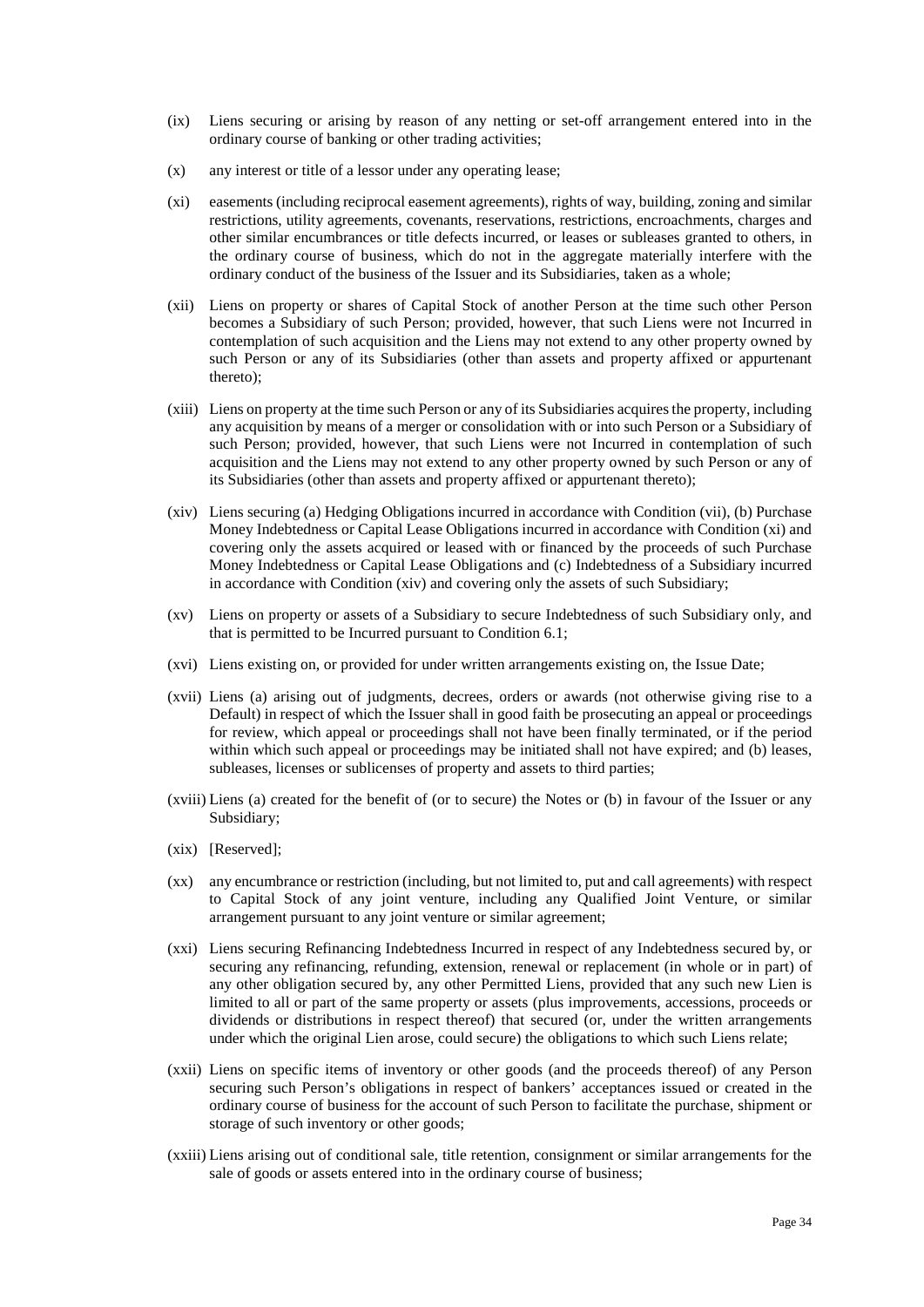(ix) Liens securing or arising by reason of any netting or set-off arrangement entered into in the ordinary course of banking or other trading activities;

(x) any interest or title of a lessor under any operating lease;

(xi) easements (including reciprocal easement agreements), rights of way, building, zoning and similar restrictions, utility agreements, covenants, reservations, restrictions, encroachments, charges and other similar encumbrances or title defects incurred, or leases or subleases granted to others, in the ordinary course of business, which do not in the aggregate materially interfere with the ordinary conduct of the business of the Issuer and its Subsidiaries, taken as a whole;

(xii) Liens on property or shares of Capital Stock of another Person at the time such other Person becomes a Subsidiary of such Person; provided, however, that such Liens were not Incurred in contemplation of such acquisition and the Liens may not extend to any other property owned by such Person or any of its Subsidiaries (other than assets and property affixed or appurtenant thereto);

(xiii) Liens on property at the time such Person or any of its Subsidiaries acquires the property, including any acquisition by means of a merger or consolidation with or into such Person or a Subsidiary of such Person; provided, however, that such Liens were not Incurred in contemplation of such acquisition and the Liens may not extend to any other property owned by such Person or any of its Subsidiaries (other than assets and property affixed or appurtenant thereto);

(xiv) Liens securing (a) Hedging Obligations incurred in accordance with Condition (vii), (b) Purchase Money Indebtedness or Capital Lease Obligations incurred in accordance with Condition (xi) and covering only the assets acquired or leased with or financed by the proceeds of such Purchase Money Indebtedness or Capital Lease Obligations and (c) Indebtedness of a Subsidiary incurred in accordance with Condition (xiv) and covering only the assets of such Subsidiary;

(xv) Liens on property or assets of a Subsidiary to secure Indebtedness of such Subsidiary only, and that is permitted to be Incurred pursuant to Condition 6.1;

(xvi) Liens existing on, or provided for under written arrangements existing on, the Issue Date;

(xvii) Liens (a) arising out of judgments, decrees, orders or awards (not otherwise giving rise to a Default) in respect of which the Issuer shall in good faith be prosecuting an appeal or proceedings for review, which appeal or proceedings shall not have been finally terminated, or if the period within which such appeal or proceedings may be initiated shall not have expired; and (b) leases, subleases, licenses or sublicenses of property and assets to third parties;

(xviii) Liens (a) created for the benefit of (or to secure) the Notes or (b) in favour of the Issuer or any Subsidiary;

(xix) [Reserved];

(xx) any encumbrance or restriction (including, but not limited to, put and call agreements) with respect to Capital Stock of any joint venture, including any Qualified Joint Venture, or similar arrangement pursuant to any joint venture or similar agreement;

(xxi) Liens securing Refinancing Indebtedness Incurred in respect of any Indebtedness secured by, or securing any refinancing, refunding, extension, renewal or replacement (in whole or in part) of any other obligation secured by, any other Permitted Liens, provided that any such new Lien is limited to all or part of the same property or assets (plus improvements, accessions, proceeds or dividends or distributions in respect thereof) that secured (or, under the written arrangements under which the original Lien arose, could secure) the obligations to which such Liens relate;

(xxii) Liens on specific items of inventory or other goods (and the proceeds thereof) of any Person securing such Person's obligations in respect of bankers' acceptances issued or created in the ordinary course of business for the account of such Person to facilitate the purchase, shipment or storage of such inventory or other goods;

(xxiii) Liens arising out of conditional sale, title retention, consignment or similar arrangements for the sale of goods or assets entered into in the ordinary course of business;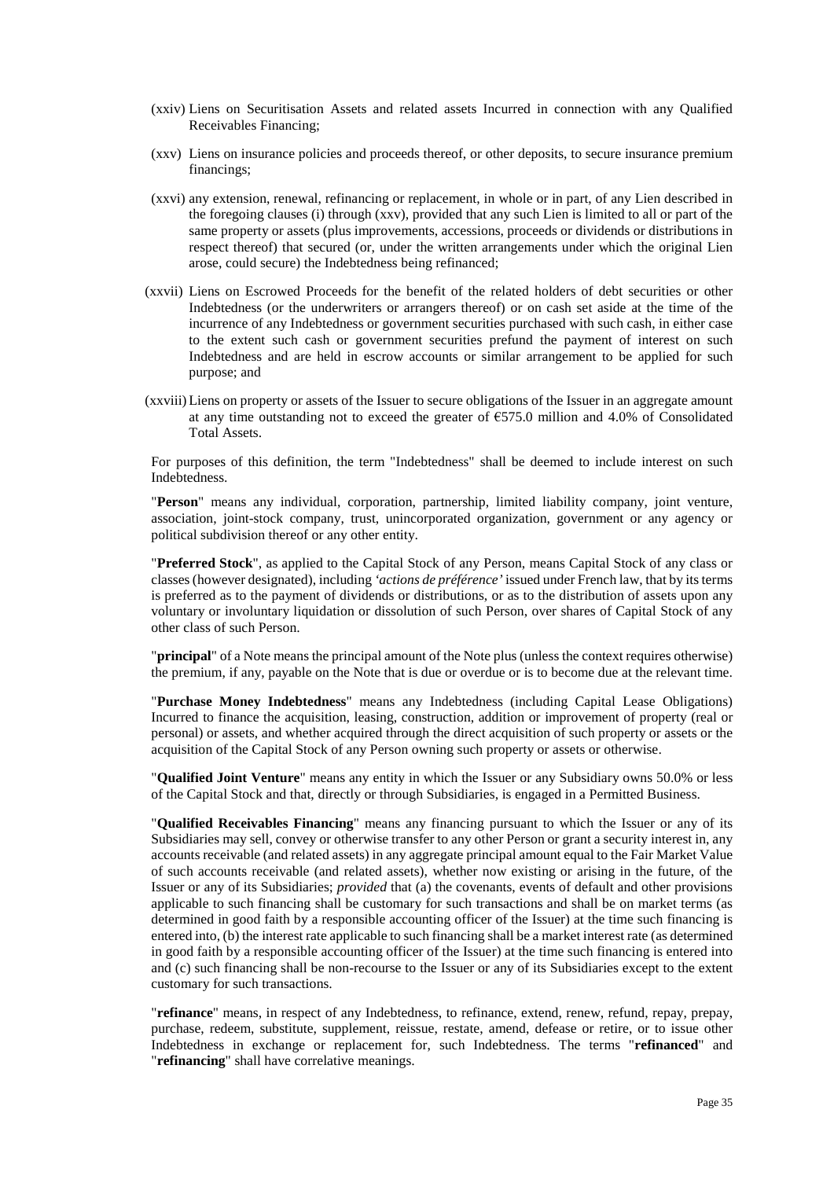(xxiv) Liens on Securitisation Assets and related assets Incurred in connection with any Qualified Receivables Financing;

(xxv) Liens on insurance policies and proceeds thereof, or other deposits, to secure insurance premium financings;

(xxvi) any extension, renewal, refinancing or replacement, in whole or in part, of any Lien described in the foregoing clauses (i) through (xxv), provided that any such Lien is limited to all or part of the same property or assets (plus improvements, accessions, proceeds or dividends or distributions in respect thereof) that secured (or, under the written arrangements under which the original Lien arose, could secure) the Indebtedness being refinanced;

(xxvii) Liens on Escrowed Proceeds for the benefit of the related holders of debt securities or other Indebtedness (or the underwriters or arrangers thereof) or on cash set aside at the time of the incurrence of any Indebtedness or government securities purchased with such cash, in either case to the extent such cash or government securities prefund the payment of interest on such Indebtedness and are held in escrow accounts or similar arrangement to be applied for such purpose; and

(xxviii) Liens on property or assets of the Issuer to secure obligations of the Issuer in an aggregate amount at any time outstanding not to exceed the greater of €575.0 million and 4.0% of Consolidated Total Assets.

For purposes of this definition, the term "Indebtedness" shall be deemed to include interest on such Indebtedness.

"**Person**" means any individual, corporation, partnership, limited liability company, joint venture, association, joint-stock company, trust, unincorporated organization, government or any agency or political subdivision thereof or any other entity.

"**Preferred Stock**", as applied to the Capital Stock of any Person, means Capital Stock of any class or classes (however designated), including *'actions de préférence'* issued under French law, that by its terms is preferred as to the payment of dividends or distributions, or as to the distribution of assets upon any voluntary or involuntary liquidation or dissolution of such Person, over shares of Capital Stock of any other class of such Person.

"**principal**" of a Note means the principal amount of the Note plus (unless the context requires otherwise) the premium, if any, payable on the Note that is due or overdue or is to become due at the relevant time.

"**Purchase Money Indebtedness**" means any Indebtedness (including Capital Lease Obligations) Incurred to finance the acquisition, leasing, construction, addition or improvement of property (real or personal) or assets, and whether acquired through the direct acquisition of such property or assets or the acquisition of the Capital Stock of any Person owning such property or assets or otherwise.

"**Qualified Joint Venture**" means any entity in which the Issuer or any Subsidiary owns 50.0% or less of the Capital Stock and that, directly or through Subsidiaries, is engaged in a Permitted Business.

"**Qualified Receivables Financing**" means any financing pursuant to which the Issuer or any of its Subsidiaries may sell, convey or otherwise transfer to any other Person or grant a security interest in, any accounts receivable (and related assets) in any aggregate principal amount equal to the Fair Market Value of such accounts receivable (and related assets), whether now existing or arising in the future, of the Issuer or any of its Subsidiaries; *provided* that (a) the covenants, events of default and other provisions applicable to such financing shall be customary for such transactions and shall be on market terms (as determined in good faith by a responsible accounting officer of the Issuer) at the time such financing is entered into, (b) the interest rate applicable to such financing shall be a market interest rate (as determined in good faith by a responsible accounting officer of the Issuer) at the time such financing is entered into and (c) such financing shall be non-recourse to the Issuer or any of its Subsidiaries except to the extent customary for such transactions.

"**refinance**" means, in respect of any Indebtedness, to refinance, extend, renew, refund, repay, prepay, purchase, redeem, substitute, supplement, reissue, restate, amend, defease or retire, or to issue other Indebtedness in exchange or replacement for, such Indebtedness. The terms "**refinanced**" and "**refinancing**" shall have correlative meanings.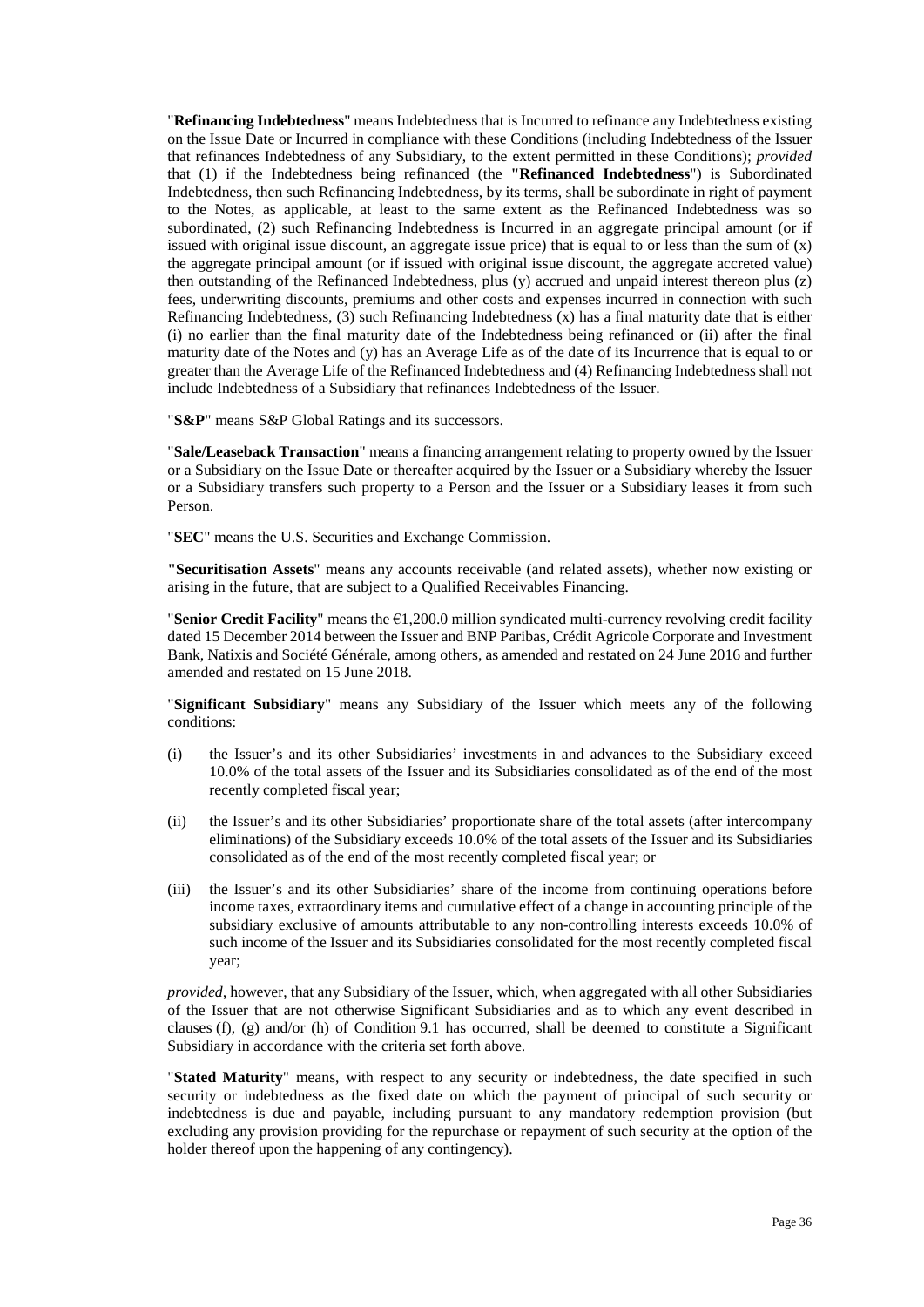"**Refinancing Indebtedness**" means Indebtedness that is Incurred to refinance any Indebtedness existing on the Issue Date or Incurred in compliance with these Conditions (including Indebtedness of the Issuer that refinances Indebtedness of any Subsidiary, to the extent permitted in these Conditions); *provided* that (1) if the Indebtedness being refinanced (the "**Refinanced Indebtedness**") is Subordinated Indebtedness, then such Refinancing Indebtedness, by its terms, shall be subordinate in right of payment to the Notes, as applicable, at least to the same extent as the Refinanced Indebtedness was so subordinated, (2) such Refinancing Indebtedness is Incurred in an aggregate principal amount (or if issued with original issue discount, an aggregate issue price) that is equal to or less than the sum of (x) the aggregate principal amount (or if issued with original issue discount, the aggregate accreted value) then outstanding of the Refinanced Indebtedness, plus (y) accrued and unpaid interest thereon plus (z) fees, underwriting discounts, premiums and other costs and expenses incurred in connection with such Refinancing Indebtedness, (3) such Refinancing Indebtedness (x) has a final maturity date that is either (i) no earlier than the final maturity date of the Indebtedness being refinanced or (ii) after the final maturity date of the Notes and (y) has an Average Life as of the date of its Incurrence that is equal to or greater than the Average Life of the Refinanced Indebtedness and (4) Refinancing Indebtedness shall not include Indebtedness of a Subsidiary that refinances Indebtedness of the Issuer.

"**S&P**" means S&P Global Ratings and its successors.

"**Sale/Leaseback Transaction**" means a financing arrangement relating to property owned by the Issuer or a Subsidiary on the Issue Date or thereafter acquired by the Issuer or a Subsidiary whereby the Issuer or a Subsidiary transfers such property to a Person and the Issuer or a Subsidiary leases it from such Person.

"**SEC**" means the U.S. Securities and Exchange Commission.

"**Securitisation Assets**" means any accounts receivable (and related assets), whether now existing or arising in the future, that are subject to a Qualified Receivables Financing.

"**Senior Credit Facility**" means the €1,200.0 million syndicated multi-currency revolving credit facility dated 15 December 2014 between the Issuer and BNP Paribas, Crédit Agricole Corporate and Investment Bank, Natixis and Société Générale, among others, as amended and restated on 24 June 2016 and further amended and restated on 15 June 2018.

"**Significant Subsidiary**" means any Subsidiary of the Issuer which meets any of the following conditions:

(i) the Issuer's and its other Subsidiaries' investments in and advances to the Subsidiary exceed 10.0% of the total assets of the Issuer and its Subsidiaries consolidated as of the end of the most recently completed fiscal year;

(ii) the Issuer's and its other Subsidiaries' proportionate share of the total assets (after intercompany eliminations) of the Subsidiary exceeds 10.0% of the total assets of the Issuer and its Subsidiaries consolidated as of the end of the most recently completed fiscal year; or

(iii) the Issuer's and its other Subsidiaries' share of the income from continuing operations before income taxes, extraordinary items and cumulative effect of a change in accounting principle of the subsidiary exclusive of amounts attributable to any non-controlling interests exceeds 10.0% of such income of the Issuer and its Subsidiaries consolidated for the most recently completed fiscal year;

*provided*, however, that any Subsidiary of the Issuer, which, when aggregated with all other Subsidiaries of the Issuer that are not otherwise Significant Subsidiaries and as to which any event described in clauses (f), (g) and/or (h) of Condition 9.1 has occurred, shall be deemed to constitute a Significant Subsidiary in accordance with the criteria set forth above.

"**Stated Maturity**" means, with respect to any security or indebtedness, the date specified in such security or indebtedness as the fixed date on which the payment of principal of such security or indebtedness is due and payable, including pursuant to any mandatory redemption provision (but excluding any provision providing for the repurchase or repayment of such security at the option of the holder thereof upon the happening of any contingency).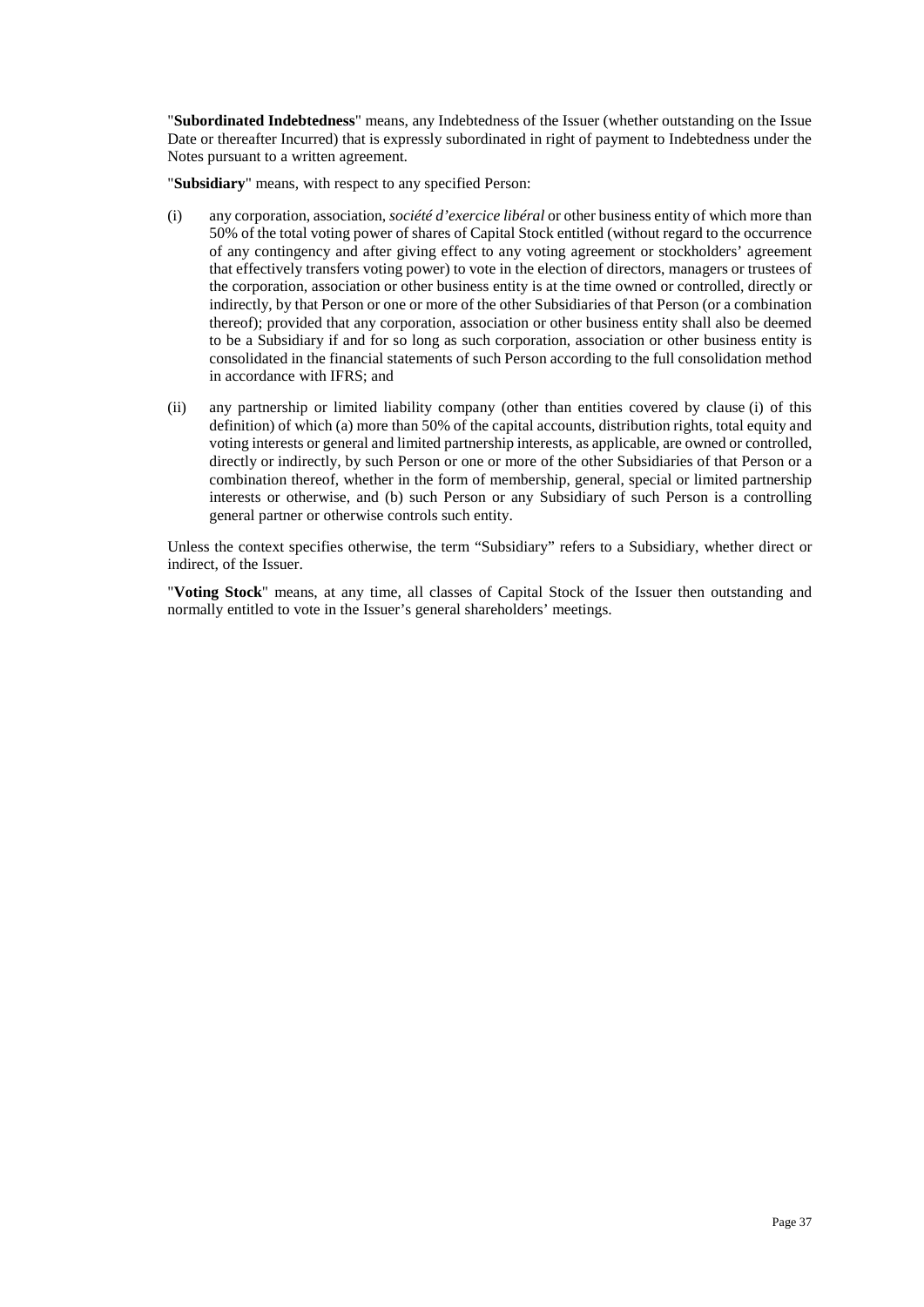"**Subordinated Indebtedness**" means, any Indebtedness of the Issuer (whether outstanding on the Issue Date or thereafter Incurred) that is expressly subordinated in right of payment to Indebtedness under the Notes pursuant to a written agreement.

"**Subsidiary**" means, with respect to any specified Person:

(i) any corporation, association, *société d'exercice libéral* or other business entity of which more than 50% of the total voting power of shares of Capital Stock entitled (without regard to the occurrence of any contingency and after giving effect to any voting agreement or stockholders' agreement that effectively transfers voting power) to vote in the election of directors, managers or trustees of the corporation, association or other business entity is at the time owned or controlled, directly or indirectly, by that Person or one or more of the other Subsidiaries of that Person (or a combination thereof); provided that any corporation, association or other business entity shall also be deemed to be a Subsidiary if and for so long as such corporation, association or other business entity is consolidated in the financial statements of such Person according to the full consolidation method in accordance with IFRS; and

(ii) any partnership or limited liability company (other than entities covered by clause (i) of this definition) of which (a) more than 50% of the capital accounts, distribution rights, total equity and voting interests or general and limited partnership interests, as applicable, are owned or controlled, directly or indirectly, by such Person or one or more of the other Subsidiaries of that Person or a combination thereof, whether in the form of membership, general, special or limited partnership interests or otherwise, and (b) such Person or any Subsidiary of such Person is a controlling general partner or otherwise controls such entity.

Unless the context specifies otherwise, the term "Subsidiary" refers to a Subsidiary, whether direct or indirect, of the Issuer.

"**Voting Stock**" means, at any time, all classes of Capital Stock of the Issuer then outstanding and normally entitled to vote in the Issuer's general shareholders' meetings.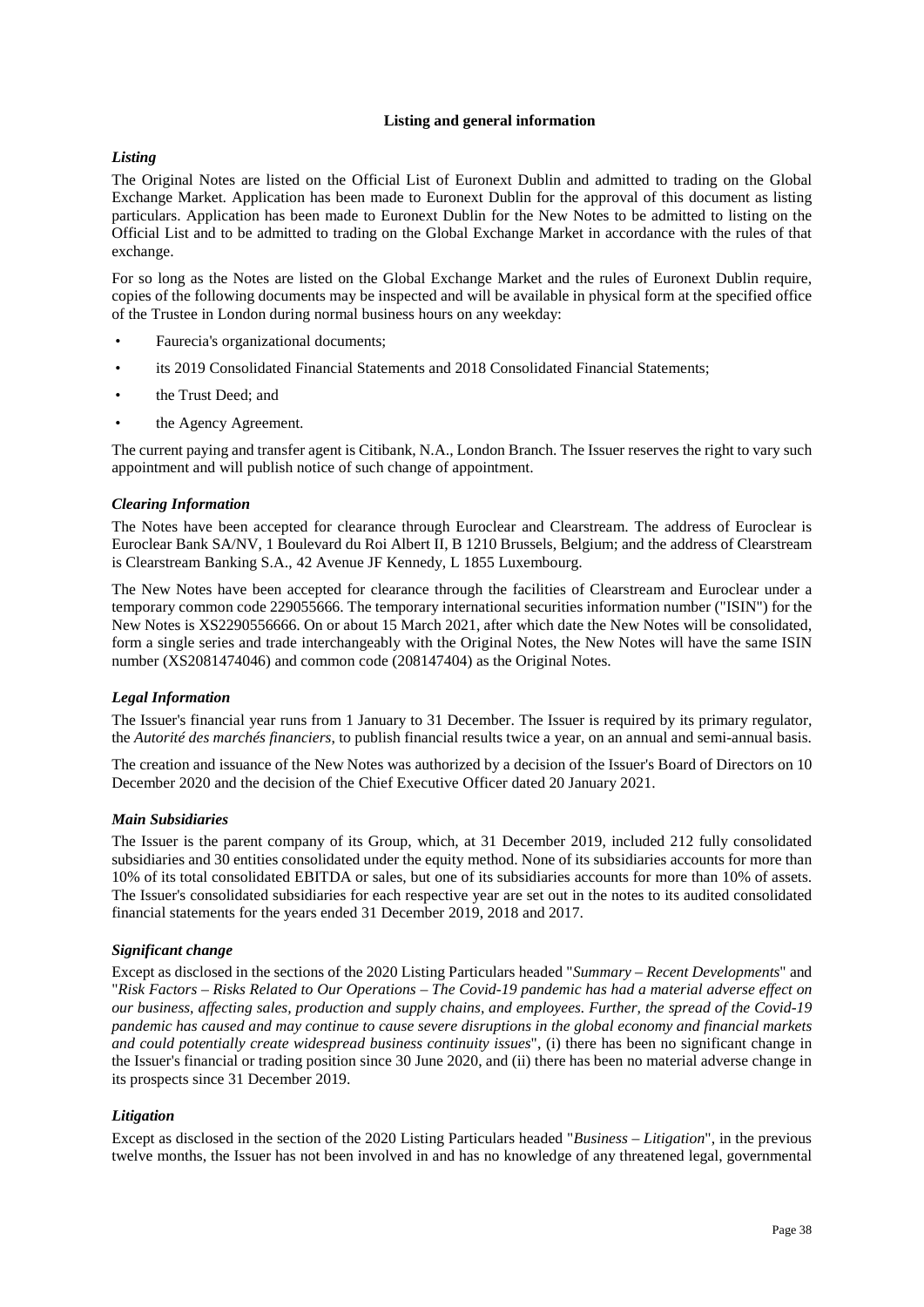## Listing and general information

### *Listing*

The Original Notes are listed on the Official List of Euronext Dublin and admitted to trading on the Global Exchange Market. Application has been made to Euronext Dublin for the approval of this document as listing particulars. Application has been made to Euronext Dublin for the New Notes to be admitted to listing on the Official List and to be admitted to trading on the Global Exchange Market in accordance with the rules of that exchange.

For so long as the Notes are listed on the Global Exchange Market and the rules of Euronext Dublin require, copies of the following documents may be inspected and will be available in physical form at the specified office of the Trustee in London during normal business hours on any weekday:

- Faurecia's organizational documents;
- its 2019 Consolidated Financial Statements and 2018 Consolidated Financial Statements;
- the Trust Deed; and
- the Agency Agreement.

The current paying and transfer agent is Citibank, N.A., London Branch. The Issuer reserves the right to vary such appointment and will publish notice of such change of appointment.

### *Clearing Information*

The Notes have been accepted for clearance through Euroclear and Clearstream. The address of Euroclear is Euroclear Bank SA/NV, 1 Boulevard du Roi Albert II, B 1210 Brussels, Belgium; and the address of Clearstream is Clearstream Banking S.A., 42 Avenue JF Kennedy, L 1855 Luxembourg.

The New Notes have been accepted for clearance through the facilities of Clearstream and Euroclear under a temporary common code 229055666. The temporary international securities information number ("ISIN") for the New Notes is XS2290556666. On or about 15 March 2021, after which date the New Notes will be consolidated, form a single series and trade interchangeably with the Original Notes, the New Notes will have the same ISIN number (XS2081474046) and common code (208147404) as the Original Notes.

### *Legal Information*

The Issuer's financial year runs from 1 January to 31 December. The Issuer is required by its primary regulator, the *Autorité des marchés financiers*, to publish financial results twice a year, on an annual and semi-annual basis.

The creation and issuance of the New Notes was authorized by a decision of the Issuer's Board of Directors on 10 December 2020 and the decision of the Chief Executive Officer dated 20 January 2021.

### *Main Subsidiaries*

The Issuer is the parent company of its Group, which, at 31 December 2019, included 212 fully consolidated subsidiaries and 30 entities consolidated under the equity method. None of its subsidiaries accounts for more than 10% of its total consolidated EBITDA or sales, but one of its subsidiaries accounts for more than 10% of assets. The Issuer's consolidated subsidiaries for each respective year are set out in the notes to its audited consolidated financial statements for the years ended 31 December 2019, 2018 and 2017.

### *Significant change*

Except as disclosed in the sections of the 2020 Listing Particulars headed "*Summary – Recent Developments*" and "*Risk Factors – Risks Related to Our Operations – The Covid-19 pandemic has had a material adverse effect on our business, affecting sales, production and supply chains, and employees. Further, the spread of the Covid-19 pandemic has caused and may continue to cause severe disruptions in the global economy and financial markets and could potentially create widespread business continuity issues*", (i) there has been no significant change in the Issuer's financial or trading position since 30 June 2020, and (ii) there has been no material adverse change in its prospects since 31 December 2019.

### *Litigation*

Except as disclosed in the section of the 2020 Listing Particulars headed "*Business – Litigation*", in the previous twelve months, the Issuer has not been involved in and has no knowledge of any threatened legal, governmental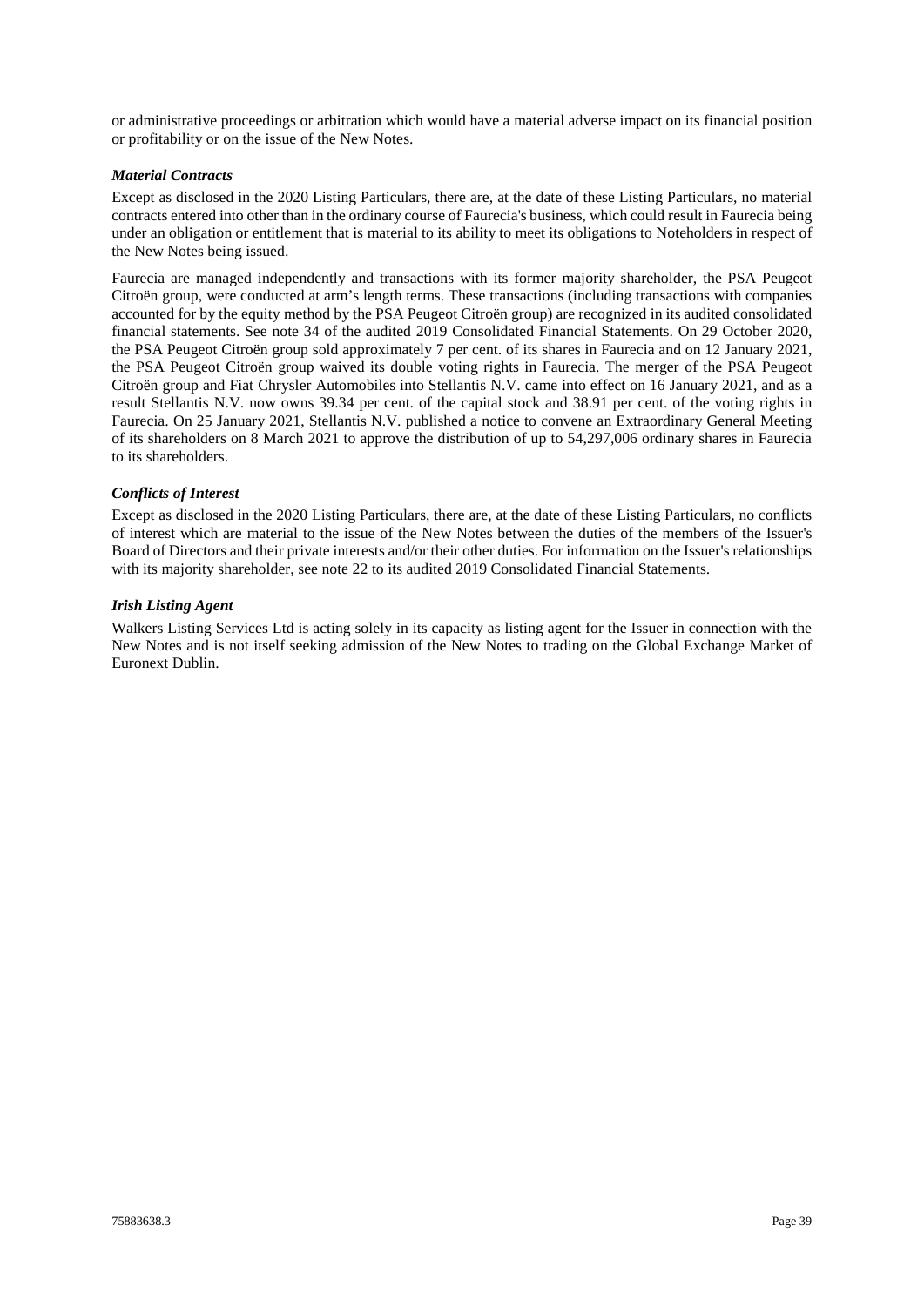or administrative proceedings or arbitration which would have a material adverse impact on its financial position or profitability or on the issue of the New Notes.

***Material Contracts***

Except as disclosed in the 2020 Listing Particulars, there are, at the date of these Listing Particulars, no material contracts entered into other than in the ordinary course of Faurecia's business, which could result in Faurecia being under an obligation or entitlement that is material to its ability to meet its obligations to Noteholders in respect of the New Notes being issued.

Faurecia are managed independently and transactions with its former majority shareholder, the PSA Peugeot Citroën group, were conducted at arm's length terms. These transactions (including transactions with companies accounted for by the equity method by the PSA Peugeot Citroën group) are recognized in its audited consolidated financial statements. See note 34 of the audited 2019 Consolidated Financial Statements. On 29 October 2020, the PSA Peugeot Citroën group sold approximately 7 per cent. of its shares in Faurecia and on 12 January 2021, the PSA Peugeot Citroën group waived its double voting rights in Faurecia. The merger of the PSA Peugeot Citroën group and Fiat Chrysler Automobiles into Stellantis N.V. came into effect on 16 January 2021, and as a result Stellantis N.V. now owns 39.34 per cent. of the capital stock and 38.91 per cent. of the voting rights in Faurecia. On 25 January 2021, Stellantis N.V. published a notice to convene an Extraordinary General Meeting of its shareholders on 8 March 2021 to approve the distribution of up to 54,297,006 ordinary shares in Faurecia to its shareholders.

***Conflicts of Interest***

Except as disclosed in the 2020 Listing Particulars, there are, at the date of these Listing Particulars, no conflicts of interest which are material to the issue of the New Notes between the duties of the members of the Issuer's Board of Directors and their private interests and/or their other duties. For information on the Issuer's relationships with its majority shareholder, see note 22 to its audited 2019 Consolidated Financial Statements.

***Irish Listing Agent***

Walkers Listing Services Ltd is acting solely in its capacity as listing agent for the Issuer in connection with the New Notes and is not itself seeking admission of the New Notes to trading on the Global Exchange Market of Euronext Dublin.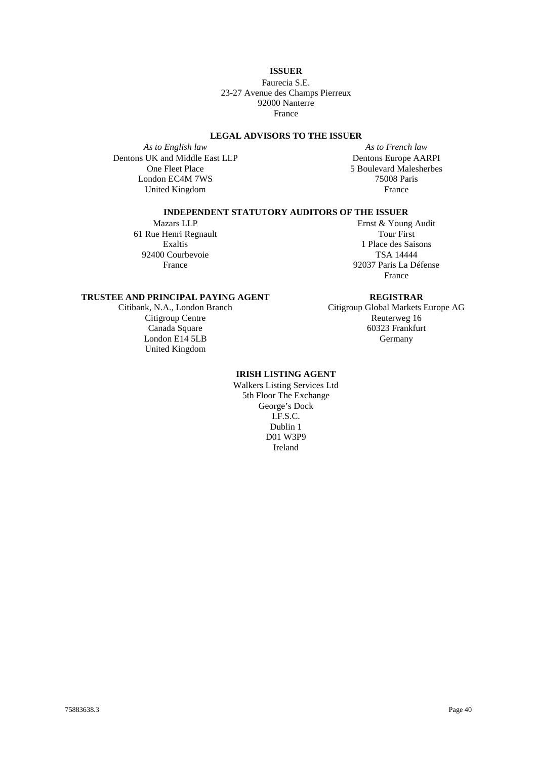**ISSUER**

Faurecia S.E.
23-27 Avenue des Champs Pierreux
92000 Nanterre
France

**LEGAL ADVISORS TO THE ISSUER**

*As to English law*
Dentons UK and Middle East LLP
One Fleet Place
London EC4M 7WS
United Kingdom

*As to French law*
Dentons Europe AARPI
5 Boulevard Malesherbes
75008 Paris
France

**INDEPENDENT STATUTORY AUDITORS OF THE ISSUER**

Mazars LLP
61 Rue Henri Regnault
Exaltis
92400 Courbevoie
France

Ernst & Young Audit
Tour First
1 Place des Saisons
TSA 14444
92037 Paris La Défense
France

**TRUSTEE AND PRINCIPAL PAYING AGENT**

Citibank, N.A., London Branch
Citigroup Centre
Canada Square
London E14 5LB
United Kingdom

**REGISTRAR**

Citigroup Global Markets Europe AG
Reuterweg 16
60323 Frankfurt
Germany

**IRISH LISTING AGENT**

Walkers Listing Services Ltd
5th Floor The Exchange
George's Dock
I.F.S.C.
Dublin 1
D01 W3P9
Ireland

75883638.3